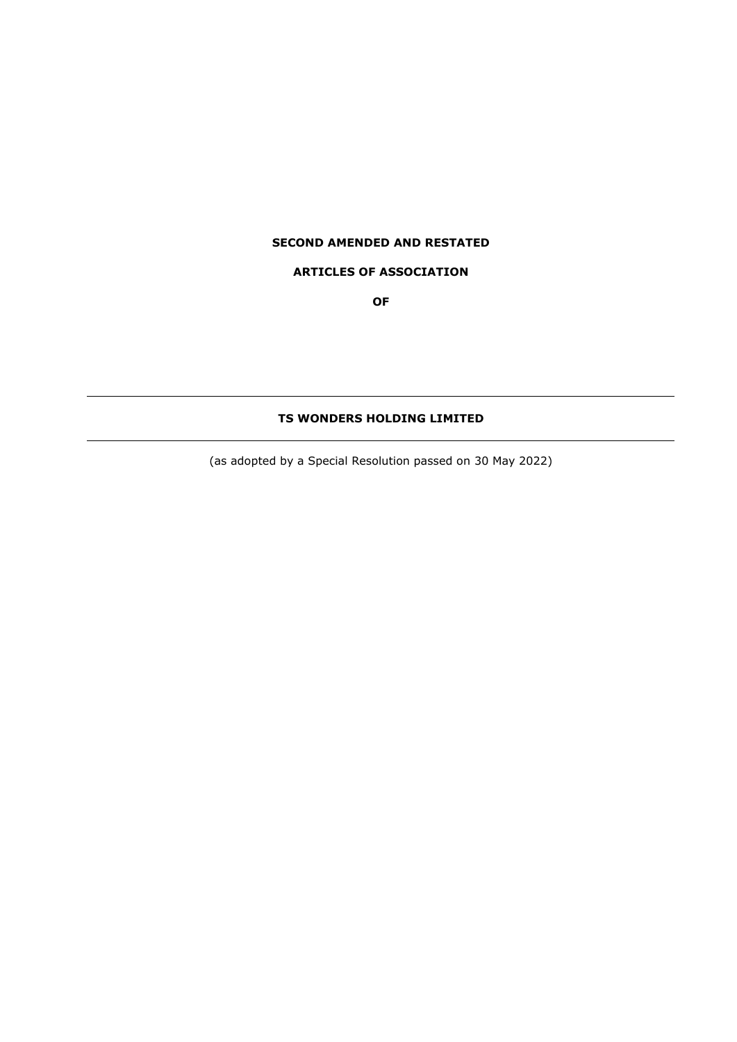**SECOND AMENDED AND RESTATED**

**ARTICLES OF ASSOCIATION**

**OF**

---

**TS WONDERS HOLDING LIMITED**

---

(as adopted by a Special Resolution passed on 30 May 2022)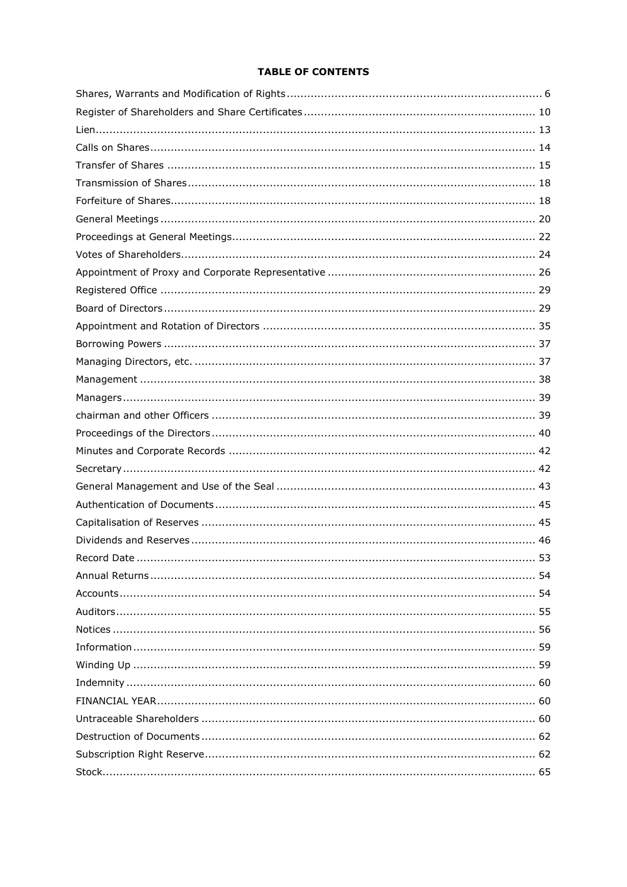**TABLE OF CONTENTS**

| | |
|---|---|
| Shares, Warrants and Modification of Rights | 6 |
| Register of Shareholders and Share Certificates | 10 |
| Lien | 13 |
| Calls on Shares | 14 |
| Transfer of Shares | 15 |
| Transmission of Shares | 18 |
| Forfeiture of Shares | 18 |
| General Meetings | 20 |
| Proceedings at General Meetings | 22 |
| Votes of Shareholders | 24 |
| Appointment of Proxy and Corporate Representative | 26 |
| Registered Office | 29 |
| Board of Directors | 29 |
| Appointment and Rotation of Directors | 35 |
| Borrowing Powers | 37 |
| Managing Directors, etc. | 37 |
| Management | 38 |
| Managers | 39 |
| chairman and other Officers | 39 |
| Proceedings of the Directors | 40 |
| Minutes and Corporate Records | 42 |
| Secretary | 42 |
| General Management and Use of the Seal | 43 |
| Authentication of Documents | 45 |
| Capitalisation of Reserves | 45 |
| Dividends and Reserves | 46 |
| Record Date | 53 |
| Annual Returns | 54 |
| Accounts | 54 |
| Auditors | 55 |
| Notices | 56 |
| Information | 59 |
| Winding Up | 59 |
| Indemnity | 60 |
| FINANCIAL YEAR | 60 |
| Untraceable Shareholders | 60 |
| Destruction of Documents | 62 |
| Subscription Right Reserve | 62 |
| Stock | 65 |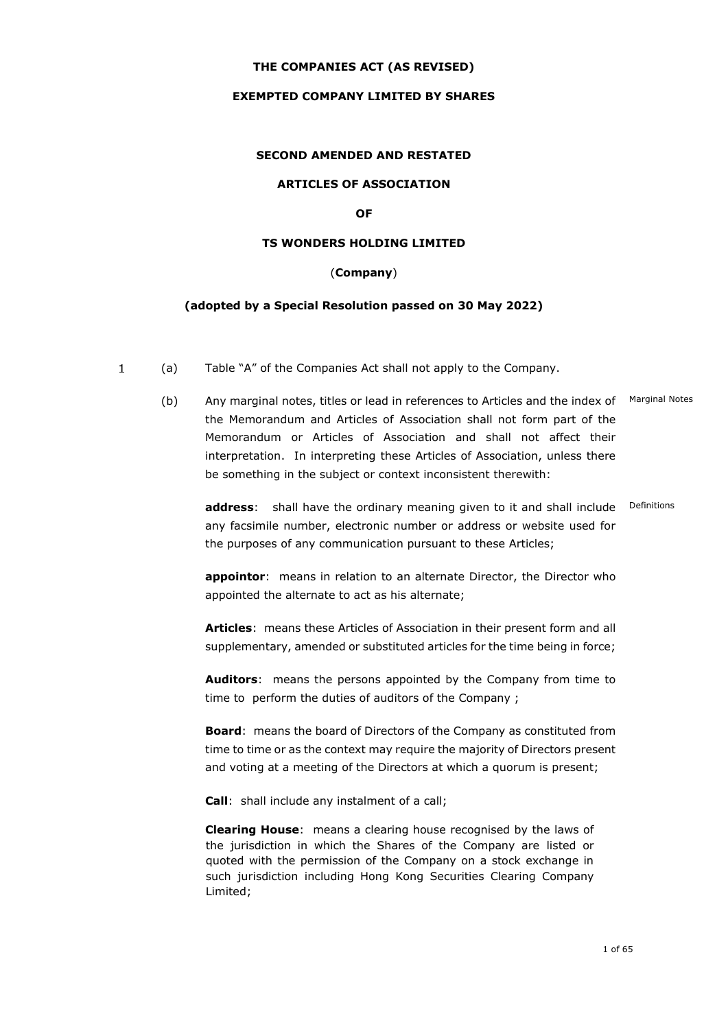**THE COMPANIES ACT (AS REVISED)**

**EXEMPTED COMPANY LIMITED BY SHARES**

**SECOND AMENDED AND RESTATED**

**ARTICLES OF ASSOCIATION**

**OF**

**TS WONDERS HOLDING LIMITED**

(**Company**)

**(adopted by a Special Resolution passed on 30 May 2022)**

1 (a) Table "A" of the Companies Act shall not apply to the Company.

(b) Any marginal notes, titles or lead in references to Articles and the index of the Memorandum and Articles of Association shall not form part of the Memorandum or Articles of Association and shall not affect their interpretation. In interpreting these Articles of Association, unless there be something in the subject or context inconsistent therewith:

Marginal Notes

Definitions

**address**: shall have the ordinary meaning given to it and shall include any facsimile number, electronic number or address or website used for the purposes of any communication pursuant to these Articles;

**appointor**: means in relation to an alternate Director, the Director who appointed the alternate to act as his alternate;

**Articles**: means these Articles of Association in their present form and all supplementary, amended or substituted articles for the time being in force;

**Auditors**: means the persons appointed by the Company from time to time to perform the duties of auditors of the Company ;

**Board**: means the board of Directors of the Company as constituted from time to time or as the context may require the majority of Directors present and voting at a meeting of the Directors at which a quorum is present;

**Call**: shall include any instalment of a call;

**Clearing House**: means a clearing house recognised by the laws of the jurisdiction in which the Shares of the Company are listed or quoted with the permission of the Company on a stock exchange in such jurisdiction including Hong Kong Securities Clearing Company Limited;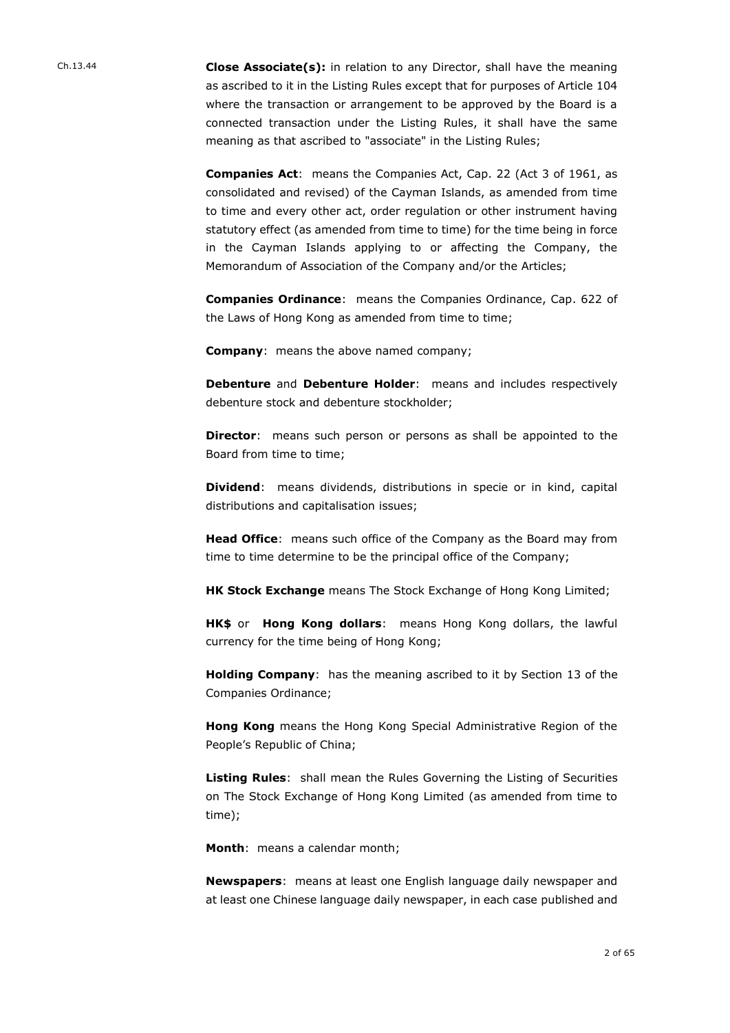Ch.13.44

**Close Associate(s):** in relation to any Director, shall have the meaning as ascribed to it in the Listing Rules except that for purposes of Article 104 where the transaction or arrangement to be approved by the Board is a connected transaction under the Listing Rules, it shall have the same meaning as that ascribed to "associate" in the Listing Rules;

**Companies Act**: means the Companies Act, Cap. 22 (Act 3 of 1961, as consolidated and revised) of the Cayman Islands, as amended from time to time and every other act, order regulation or other instrument having statutory effect (as amended from time to time) for the time being in force in the Cayman Islands applying to or affecting the Company, the Memorandum of Association of the Company and/or the Articles;

**Companies Ordinance**: means the Companies Ordinance, Cap. 622 of the Laws of Hong Kong as amended from time to time;

**Company**: means the above named company;

**Debenture** and **Debenture Holder**: means and includes respectively debenture stock and debenture stockholder;

**Director**: means such person or persons as shall be appointed to the Board from time to time;

**Dividend**: means dividends, distributions in specie or in kind, capital distributions and capitalisation issues;

**Head Office**: means such office of the Company as the Board may from time to time determine to be the principal office of the Company;

**HK Stock Exchange** means The Stock Exchange of Hong Kong Limited;

**HK$** or **Hong Kong dollars**: means Hong Kong dollars, the lawful currency for the time being of Hong Kong;

**Holding Company**: has the meaning ascribed to it by Section 13 of the Companies Ordinance;

**Hong Kong** means the Hong Kong Special Administrative Region of the People's Republic of China;

**Listing Rules**: shall mean the Rules Governing the Listing of Securities on The Stock Exchange of Hong Kong Limited (as amended from time to time);

**Month**: means a calendar month;

**Newspapers**: means at least one English language daily newspaper and at least one Chinese language daily newspaper, in each case published and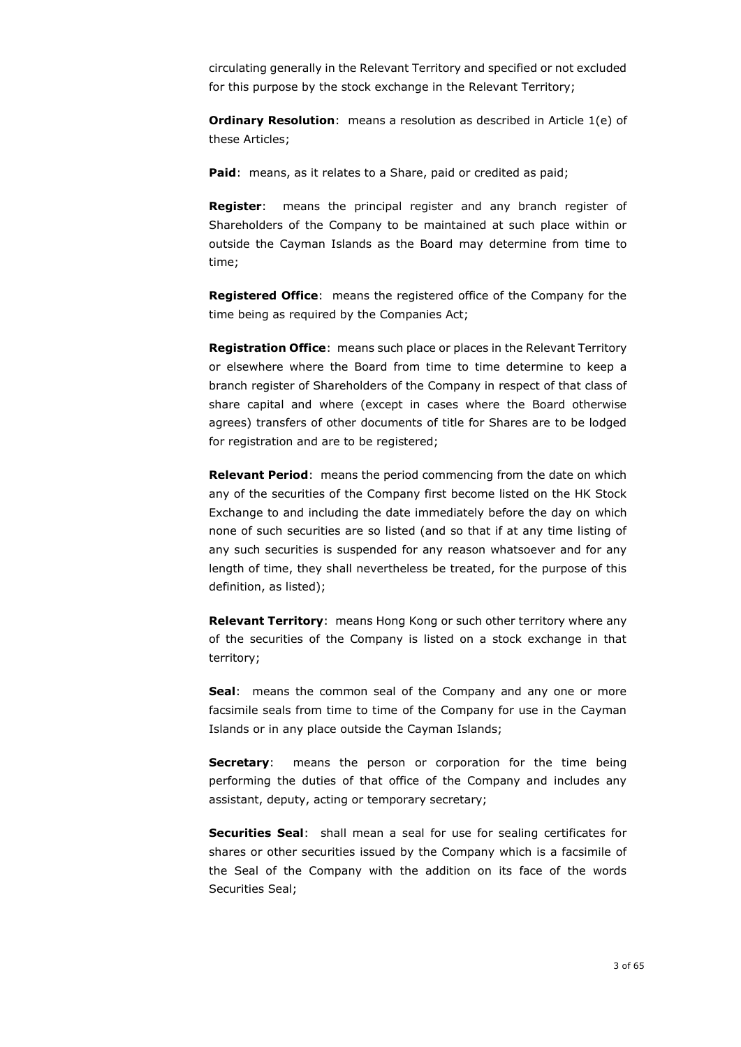circulating generally in the Relevant Territory and specified or not excluded for this purpose by the stock exchange in the Relevant Territory;

**Ordinary Resolution**: means a resolution as described in Article 1(e) of these Articles;

**Paid**: means, as it relates to a Share, paid or credited as paid;

**Register**: means the principal register and any branch register of Shareholders of the Company to be maintained at such place within or outside the Cayman Islands as the Board may determine from time to time;

**Registered Office**: means the registered office of the Company for the time being as required by the Companies Act;

**Registration Office**: means such place or places in the Relevant Territory or elsewhere where the Board from time to time determine to keep a branch register of Shareholders of the Company in respect of that class of share capital and where (except in cases where the Board otherwise agrees) transfers of other documents of title for Shares are to be lodged for registration and are to be registered;

**Relevant Period**: means the period commencing from the date on which any of the securities of the Company first become listed on the HK Stock Exchange to and including the date immediately before the day on which none of such securities are so listed (and so that if at any time listing of any such securities is suspended for any reason whatsoever and for any length of time, they shall nevertheless be treated, for the purpose of this definition, as listed);

**Relevant Territory**: means Hong Kong or such other territory where any of the securities of the Company is listed on a stock exchange in that territory;

**Seal**: means the common seal of the Company and any one or more facsimile seals from time to time of the Company for use in the Cayman Islands or in any place outside the Cayman Islands;

**Secretary**: means the person or corporation for the time being performing the duties of that office of the Company and includes any assistant, deputy, acting or temporary secretary;

**Securities Seal**: shall mean a seal for use for sealing certificates for shares or other securities issued by the Company which is a facsimile of the Seal of the Company with the addition on its face of the words Securities Seal;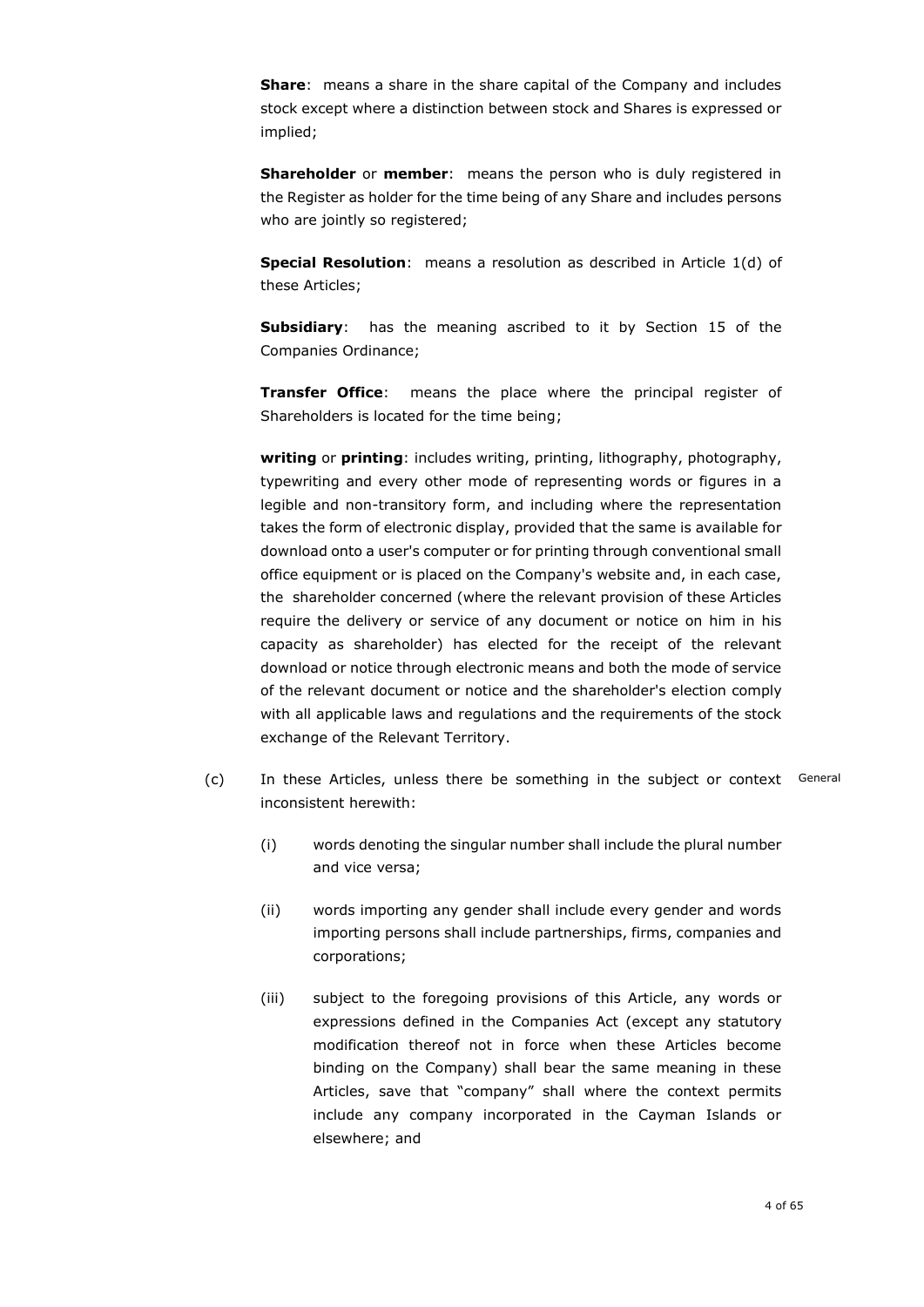**Share**: means a share in the share capital of the Company and includes stock except where a distinction between stock and Shares is expressed or implied;

**Shareholder** or **member**: means the person who is duly registered in the Register as holder for the time being of any Share and includes persons who are jointly so registered;

**Special Resolution**: means a resolution as described in Article 1(d) of these Articles;

**Subsidiary**: has the meaning ascribed to it by Section 15 of the Companies Ordinance;

**Transfer Office**: means the place where the principal register of Shareholders is located for the time being;

**writing** or **printing**: includes writing, printing, lithography, photography, typewriting and every other mode of representing words or figures in a legible and non-transitory form, and including where the representation takes the form of electronic display, provided that the same is available for download onto a user's computer or for printing through conventional small office equipment or is placed on the Company's website and, in each case, the shareholder concerned (where the relevant provision of these Articles require the delivery or service of any document or notice on him in his capacity as shareholder) has elected for the receipt of the relevant download or notice through electronic means and both the mode of service of the relevant document or notice and the shareholder's election comply with all applicable laws and regulations and the requirements of the stock exchange of the Relevant Territory.

(c) In these Articles, unless there be something in the subject or context inconsistent herewith: General

(i) words denoting the singular number shall include the plural number and vice versa;

(ii) words importing any gender shall include every gender and words importing persons shall include partnerships, firms, companies and corporations;

(iii) subject to the foregoing provisions of this Article, any words or expressions defined in the Companies Act (except any statutory modification thereof not in force when these Articles become binding on the Company) shall bear the same meaning in these Articles, save that "company" shall where the context permits include any company incorporated in the Cayman Islands or elsewhere; and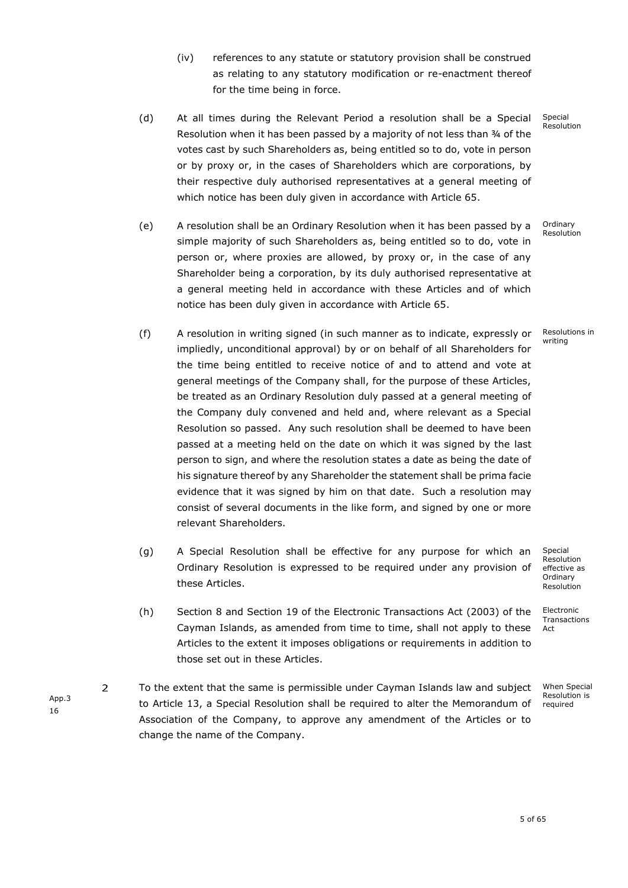(iv) references to any statute or statutory provision shall be construed as relating to any statutory modification or re-enactment thereof for the time being in force.

(d) At all times during the Relevant Period a resolution shall be a Special Resolution when it has been passed by a majority of not less than ¾ of the votes cast by such Shareholders as, being entitled so to do, vote in person or by proxy or, in the cases of Shareholders which are corporations, by their respective duly authorised representatives at a general meeting of which notice has been duly given in accordance with Article 65. *Special Resolution*

(e) A resolution shall be an Ordinary Resolution when it has been passed by a simple majority of such Shareholders as, being entitled so to do, vote in person or, where proxies are allowed, by proxy or, in the case of any Shareholder being a corporation, by its duly authorised representative at a general meeting held in accordance with these Articles and of which notice has been duly given in accordance with Article 65. *Ordinary Resolution*

(f) A resolution in writing signed (in such manner as to indicate, expressly or impliedly, unconditional approval) by or on behalf of all Shareholders for the time being entitled to receive notice of and to attend and vote at general meetings of the Company shall, for the purpose of these Articles, be treated as an Ordinary Resolution duly passed at a general meeting of the Company duly convened and held and, where relevant as a Special Resolution so passed. Any such resolution shall be deemed to have been passed at a meeting held on the date on which it was signed by the last person to sign, and where the resolution states a date as being the date of his signature thereof by any Shareholder the statement shall be prima facie evidence that it was signed by him on that date. Such a resolution may consist of several documents in the like form, and signed by one or more relevant Shareholders. *Resolutions in writing*

(g) A Special Resolution shall be effective for any purpose for which an Ordinary Resolution is expressed to be required under any provision of these Articles. *Special Resolution effective as Ordinary Resolution*

(h) Section 8 and Section 19 of the Electronic Transactions Act (2003) of the Cayman Islands, as amended from time to time, shall not apply to these Articles to the extent it imposes obligations or requirements in addition to those set out in these Articles. *Electronic Transactions Act*

App.3
16

2 To the extent that the same is permissible under Cayman Islands law and subject to Article 13, a Special Resolution shall be required to alter the Memorandum of Association of the Company, to approve any amendment of the Articles or to change the name of the Company. *When Special Resolution is required*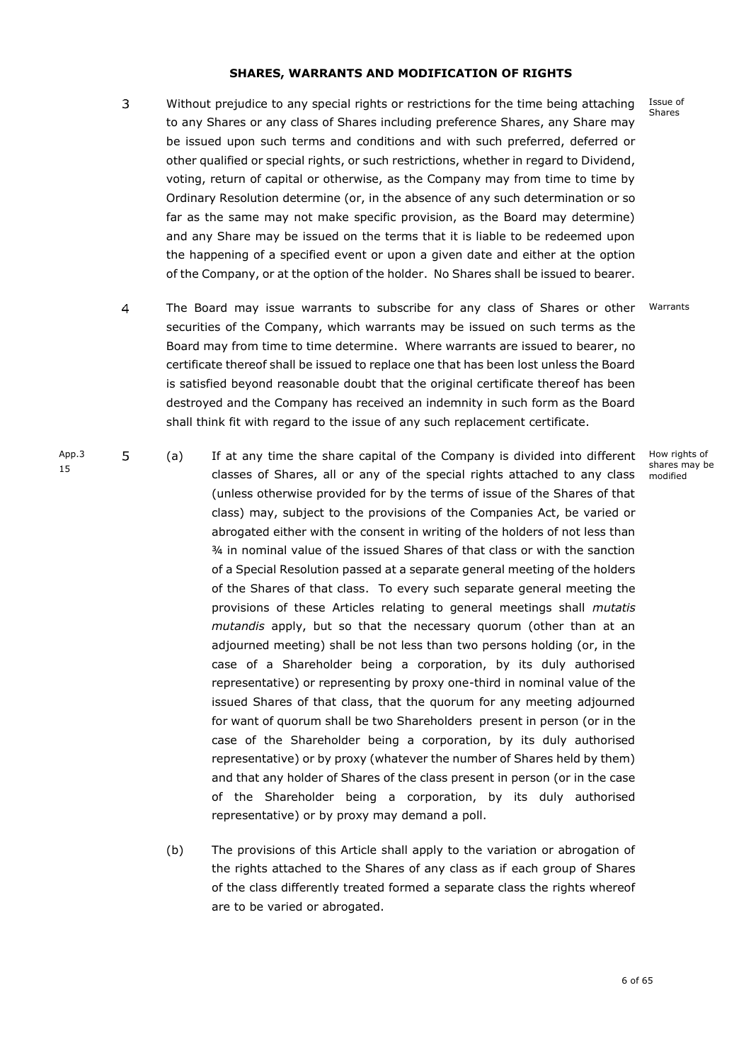## SHARES, WARRANTS AND MODIFICATION OF RIGHTS

3 Without prejudice to any special rights or restrictions for the time being attaching to any Shares or any class of Shares including preference Shares, any Share may be issued upon such terms and conditions and with such preferred, deferred or other qualified or special rights, or such restrictions, whether in regard to Dividend, voting, return of capital or otherwise, as the Company may from time to time by Ordinary Resolution determine (or, in the absence of any such determination or so far as the same may not make specific provision, as the Board may determine) and any Share may be issued on the terms that it is liable to be redeemed upon the happening of a specified event or upon a given date and either at the option of the Company, or at the option of the holder. No Shares shall be issued to bearer. *Issue of Shares*

4 The Board may issue warrants to subscribe for any class of Shares or other securities of the Company, which warrants may be issued on such terms as the Board may from time to time determine. Where warrants are issued to bearer, no certificate thereof shall be issued to replace one that has been lost unless the Board is satisfied beyond reasonable doubt that the original certificate thereof has been destroyed and the Company has received an indemnity in such form as the Board shall think fit with regard to the issue of any such replacement certificate. *Warrants*

App.3 15

5 (a) If at any time the share capital of the Company is divided into different classes of Shares, all or any of the special rights attached to any class (unless otherwise provided for by the terms of issue of the Shares of that class) may, subject to the provisions of the Companies Act, be varied or abrogated either with the consent in writing of the holders of not less than ¾ in nominal value of the issued Shares of that class or with the sanction of a Special Resolution passed at a separate general meeting of the holders of the Shares of that class. To every such separate general meeting the provisions of these Articles relating to general meetings shall *mutatis mutandis* apply, but so that the necessary quorum (other than at an adjourned meeting) shall be not less than two persons holding (or, in the case of a Shareholder being a corporation, by its duly authorised representative) or representing by proxy one-third in nominal value of the issued Shares of that class, that the quorum for any meeting adjourned for want of quorum shall be two Shareholders present in person (or in the case of the Shareholder being a corporation, by its duly authorised representative) or by proxy (whatever the number of Shares held by them) and that any holder of Shares of the class present in person (or in the case of the Shareholder being a corporation, by its duly authorised representative) or by proxy may demand a poll. *How rights of shares may be modified*

(b) The provisions of this Article shall apply to the variation or abrogation of the rights attached to the Shares of any class as if each group of Shares of the class differently treated formed a separate class the rights whereof are to be varied or abrogated.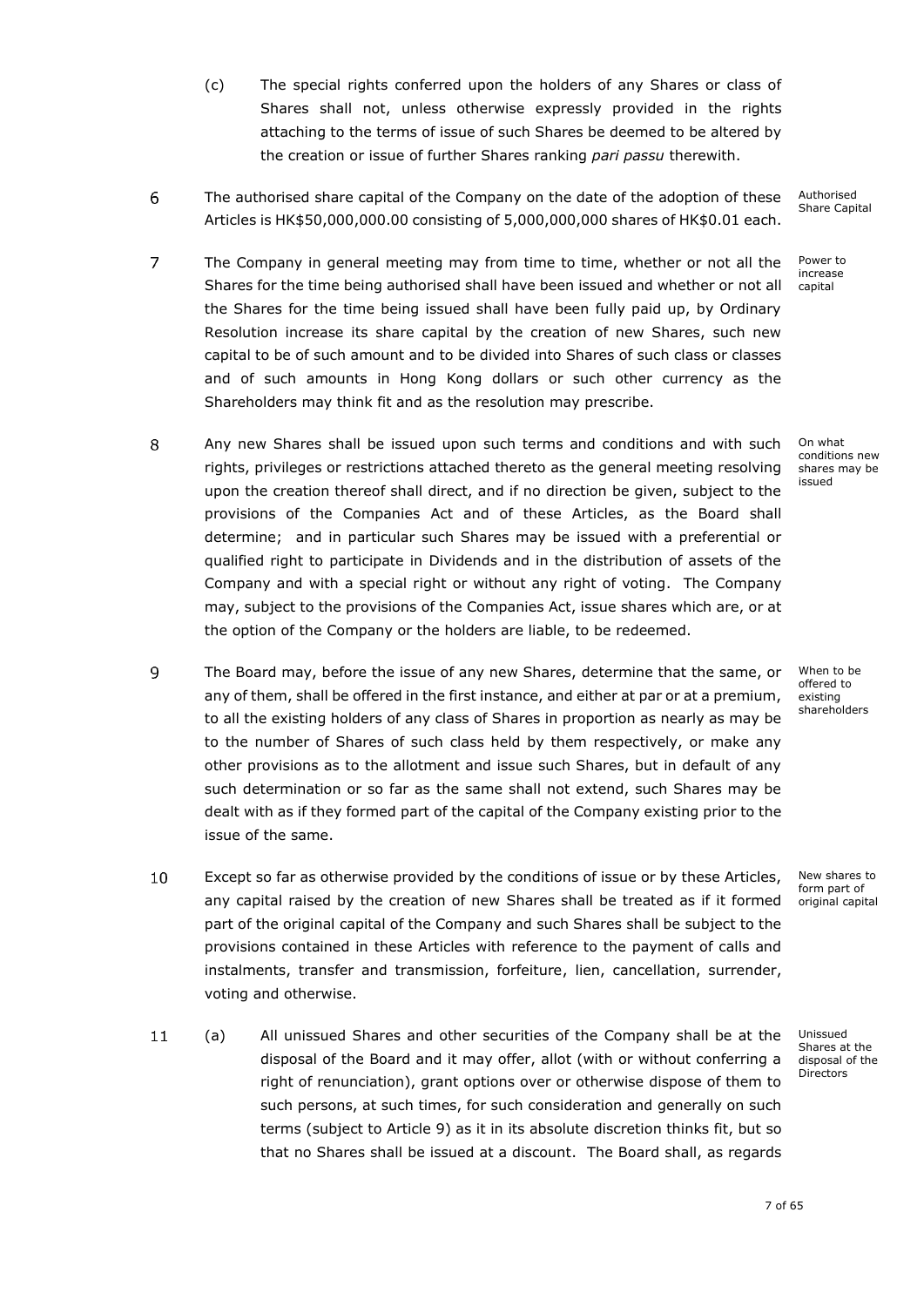(c) The special rights conferred upon the holders of any Shares or class of Shares shall not, unless otherwise expressly provided in the rights attaching to the terms of issue of such Shares be deemed to be altered by the creation or issue of further Shares ranking *pari passu* therewith.

6 The authorised share capital of the Company on the date of the adoption of these Articles is HK$50,000,000.00 consisting of 5,000,000,000 shares of HK$0.01 each.

Authorised Share Capital

7 The Company in general meeting may from time to time, whether or not all the Shares for the time being authorised shall have been issued and whether or not all the Shares for the time being issued shall have been fully paid up, by Ordinary Resolution increase its share capital by the creation of new Shares, such new capital to be of such amount and to be divided into Shares of such class or classes and of such amounts in Hong Kong dollars or such other currency as the Shareholders may think fit and as the resolution may prescribe.

Power to increase capital

8 Any new Shares shall be issued upon such terms and conditions and with such rights, privileges or restrictions attached thereto as the general meeting resolving upon the creation thereof shall direct, and if no direction be given, subject to the provisions of the Companies Act and of these Articles, as the Board shall determine; and in particular such Shares may be issued with a preferential or qualified right to participate in Dividends and in the distribution of assets of the Company and with a special right or without any right of voting. The Company may, subject to the provisions of the Companies Act, issue shares which are, or at the option of the Company or the holders are liable, to be redeemed.

On what conditions new shares may be issued

9 The Board may, before the issue of any new Shares, determine that the same, or any of them, shall be offered in the first instance, and either at par or at a premium, to all the existing holders of any class of Shares in proportion as nearly as may be to the number of Shares of such class held by them respectively, or make any other provisions as to the allotment and issue such Shares, but in default of any such determination or so far as the same shall not extend, such Shares may be dealt with as if they formed part of the capital of the Company existing prior to the issue of the same.

When to be offered to existing shareholders

10 Except so far as otherwise provided by the conditions of issue or by these Articles, any capital raised by the creation of new Shares shall be treated as if it formed part of the original capital of the Company and such Shares shall be subject to the provisions contained in these Articles with reference to the payment of calls and instalments, transfer and transmission, forfeiture, lien, cancellation, surrender, voting and otherwise.

New shares to form part of original capital

11 (a) All unissued Shares and other securities of the Company shall be at the disposal of the Board and it may offer, allot (with or without conferring a right of renunciation), grant options over or otherwise dispose of them to such persons, at such times, for such consideration and generally on such terms (subject to Article 9) as it in its absolute discretion thinks fit, but so that no Shares shall be issued at a discount. The Board shall, as regards

Unissued Shares at the disposal of the Directors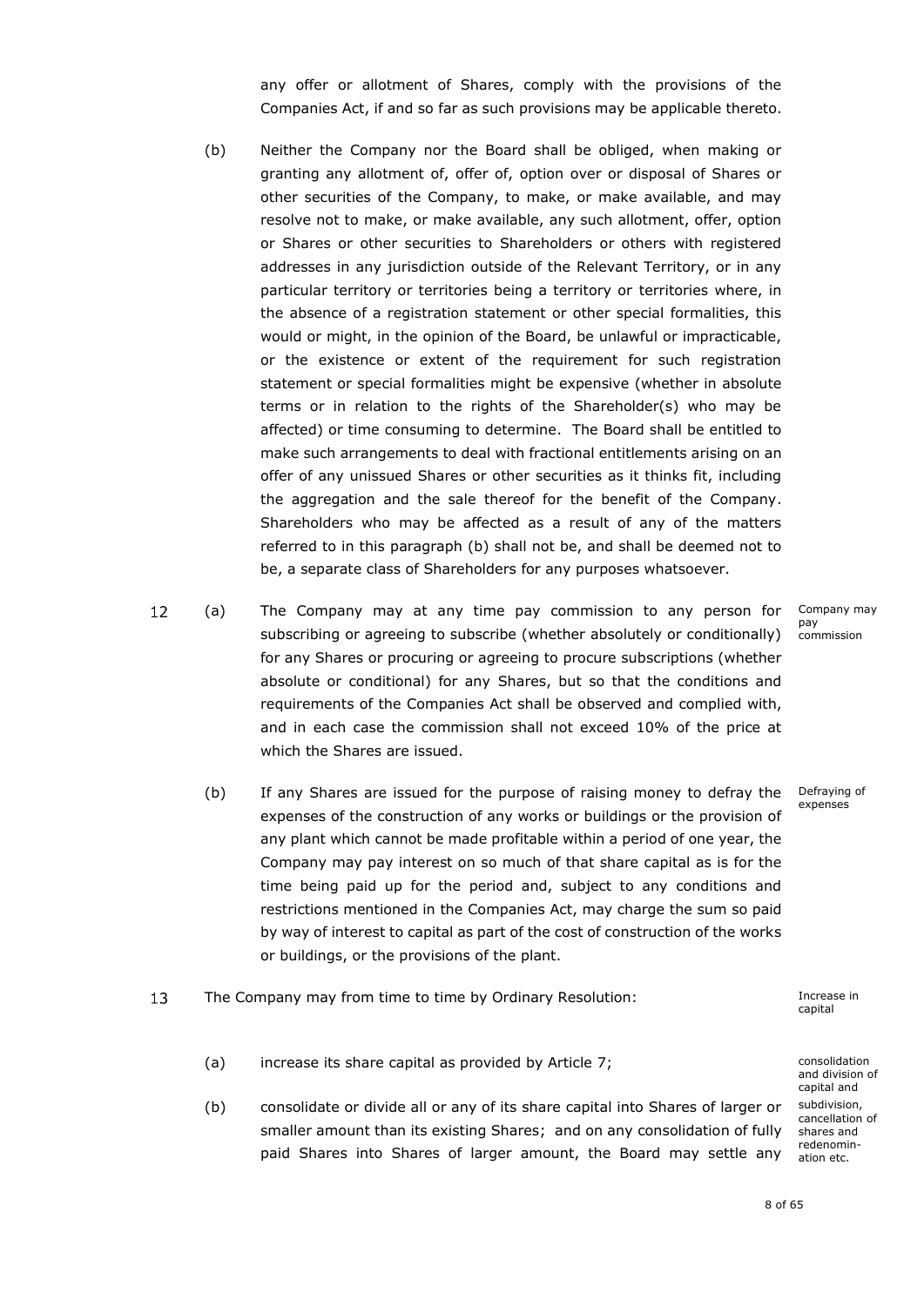any offer or allotment of Shares, comply with the provisions of the Companies Act, if and so far as such provisions may be applicable thereto.

(b) Neither the Company nor the Board shall be obliged, when making or granting any allotment of, offer of, option over or disposal of Shares or other securities of the Company, to make, or make available, and may resolve not to make, or make available, any such allotment, offer, option or Shares or other securities to Shareholders or others with registered addresses in any jurisdiction outside of the Relevant Territory, or in any particular territory or territories being a territory or territories where, in the absence of a registration statement or other special formalities, this would or might, in the opinion of the Board, be unlawful or impracticable, or the existence or extent of the requirement for such registration statement or special formalities might be expensive (whether in absolute terms or in relation to the rights of the Shareholder(s) who may be affected) or time consuming to determine. The Board shall be entitled to make such arrangements to deal with fractional entitlements arising on an offer of any unissued Shares or other securities as it thinks fit, including the aggregation and the sale thereof for the benefit of the Company. Shareholders who may be affected as a result of any of the matters referred to in this paragraph (b) shall not be, and shall be deemed not to be, a separate class of Shareholders for any purposes whatsoever.

12 (a) The Company may at any time pay commission to any person for subscribing or agreeing to subscribe (whether absolutely or conditionally) for any Shares or procuring or agreeing to procure subscriptions (whether absolute or conditional) for any Shares, but so that the conditions and requirements of the Companies Act shall be observed and complied with, and in each case the commission shall not exceed 10% of the price at which the Shares are issued.

*Company may pay commission*

(b) If any Shares are issued for the purpose of raising money to defray the expenses of the construction of any works or buildings or the provision of any plant which cannot be made profitable within a period of one year, the Company may pay interest on so much of that share capital as is for the time being paid up for the period and, subject to any conditions and restrictions mentioned in the Companies Act, may charge the sum so paid by way of interest to capital as part of the cost of construction of the works or buildings, or the provisions of the plant.

*Defraying of expenses*

13 The Company may from time to time by Ordinary Resolution:

*Increase in capital*

(a) increase its share capital as provided by Article 7;

*consolidation and division of capital and subdivision, cancellation of shares and redenomination etc.*

(b) consolidate or divide all or any of its share capital into Shares of larger or smaller amount than its existing Shares; and on any consolidation of fully paid Shares into Shares of larger amount, the Board may settle any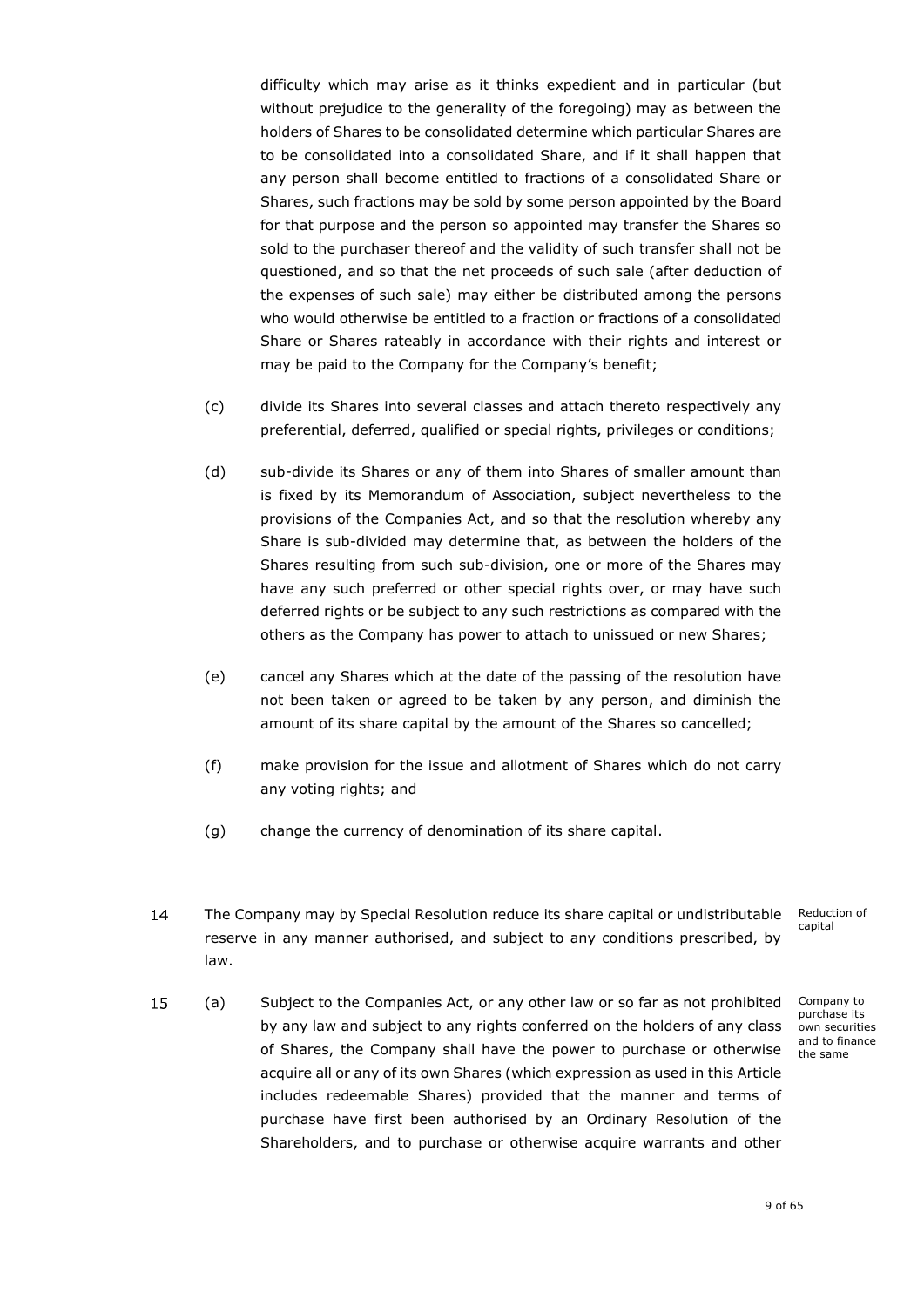difficulty which may arise as it thinks expedient and in particular (but without prejudice to the generality of the foregoing) may as between the holders of Shares to be consolidated determine which particular Shares are to be consolidated into a consolidated Share, and if it shall happen that any person shall become entitled to fractions of a consolidated Share or Shares, such fractions may be sold by some person appointed by the Board for that purpose and the person so appointed may transfer the Shares so sold to the purchaser thereof and the validity of such transfer shall not be questioned, and so that the net proceeds of such sale (after deduction of the expenses of such sale) may either be distributed among the persons who would otherwise be entitled to a fraction or fractions of a consolidated Share or Shares rateably in accordance with their rights and interest or may be paid to the Company for the Company's benefit;

(c) divide its Shares into several classes and attach thereto respectively any preferential, deferred, qualified or special rights, privileges or conditions;

(d) sub-divide its Shares or any of them into Shares of smaller amount than is fixed by its Memorandum of Association, subject nevertheless to the provisions of the Companies Act, and so that the resolution whereby any Share is sub-divided may determine that, as between the holders of the Shares resulting from such sub-division, one or more of the Shares may have any such preferred or other special rights over, or may have such deferred rights or be subject to any such restrictions as compared with the others as the Company has power to attach to unissued or new Shares;

(e) cancel any Shares which at the date of the passing of the resolution have not been taken or agreed to be taken by any person, and diminish the amount of its share capital by the amount of the Shares so cancelled;

(f) make provision for the issue and allotment of Shares which do not carry any voting rights; and

(g) change the currency of denomination of its share capital.

14 *Reduction of capital* — The Company may by Special Resolution reduce its share capital or undistributable reserve in any manner authorised, and subject to any conditions prescribed, by law.

15 *Company to purchase its own securities and to finance the same*

(a) Subject to the Companies Act, or any other law or so far as not prohibited by any law and subject to any rights conferred on the holders of any class of Shares, the Company shall have the power to purchase or otherwise acquire all or any of its own Shares (which expression as used in this Article includes redeemable Shares) provided that the manner and terms of purchase have first been authorised by an Ordinary Resolution of the Shareholders, and to purchase or otherwise acquire warrants and other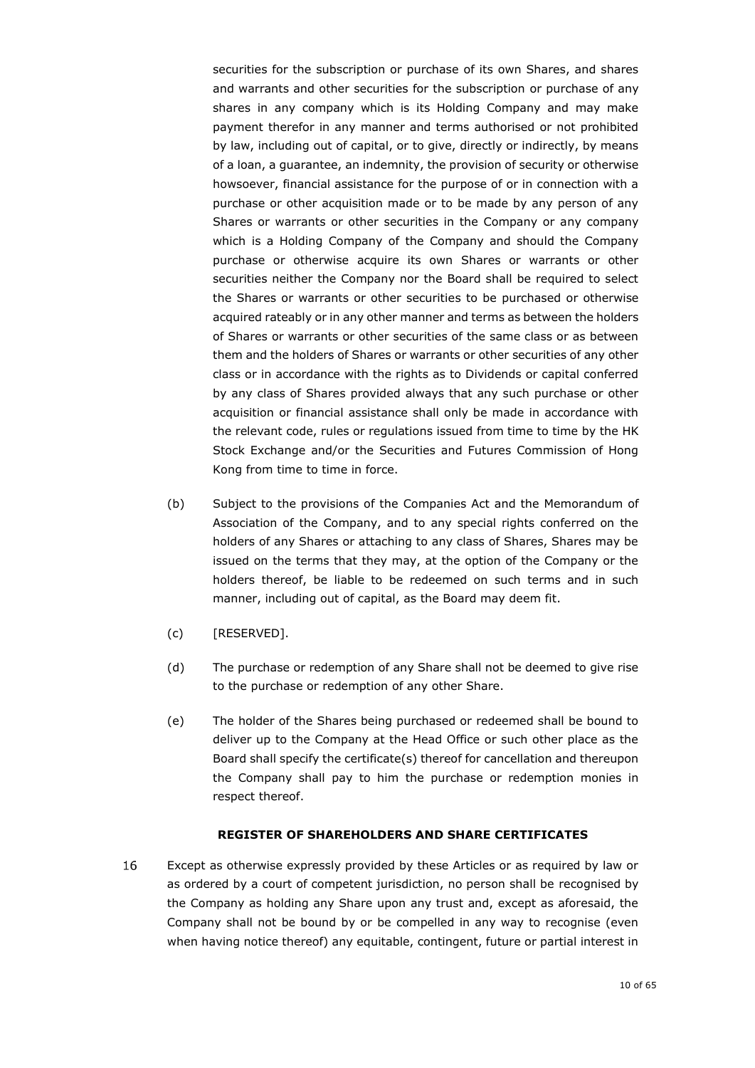securities for the subscription or purchase of its own Shares, and shares and warrants and other securities for the subscription or purchase of any shares in any company which is its Holding Company and may make payment therefor in any manner and terms authorised or not prohibited by law, including out of capital, or to give, directly or indirectly, by means of a loan, a guarantee, an indemnity, the provision of security or otherwise howsoever, financial assistance for the purpose of or in connection with a purchase or other acquisition made or to be made by any person of any Shares or warrants or other securities in the Company or any company which is a Holding Company of the Company and should the Company purchase or otherwise acquire its own Shares or warrants or other securities neither the Company nor the Board shall be required to select the Shares or warrants or other securities to be purchased or otherwise acquired rateably or in any other manner and terms as between the holders of Shares or warrants or other securities of the same class or as between them and the holders of Shares or warrants or other securities of any other class or in accordance with the rights as to Dividends or capital conferred by any class of Shares provided always that any such purchase or other acquisition or financial assistance shall only be made in accordance with the relevant code, rules or regulations issued from time to time by the HK Stock Exchange and/or the Securities and Futures Commission of Hong Kong from time to time in force.

(b) Subject to the provisions of the Companies Act and the Memorandum of Association of the Company, and to any special rights conferred on the holders of any Shares or attaching to any class of Shares, Shares may be issued on the terms that they may, at the option of the Company or the holders thereof, be liable to be redeemed on such terms and in such manner, including out of capital, as the Board may deem fit.

(c) [RESERVED].

(d) The purchase or redemption of any Share shall not be deemed to give rise to the purchase or redemption of any other Share.

(e) The holder of the Shares being purchased or redeemed shall be bound to deliver up to the Company at the Head Office or such other place as the Board shall specify the certificate(s) thereof for cancellation and thereupon the Company shall pay to him the purchase or redemption monies in respect thereof.

**REGISTER OF SHAREHOLDERS AND SHARE CERTIFICATES**

16 Except as otherwise expressly provided by these Articles or as required by law or as ordered by a court of competent jurisdiction, no person shall be recognised by the Company as holding any Share upon any trust and, except as aforesaid, the Company shall not be bound by or be compelled in any way to recognise (even when having notice thereof) any equitable, contingent, future or partial interest in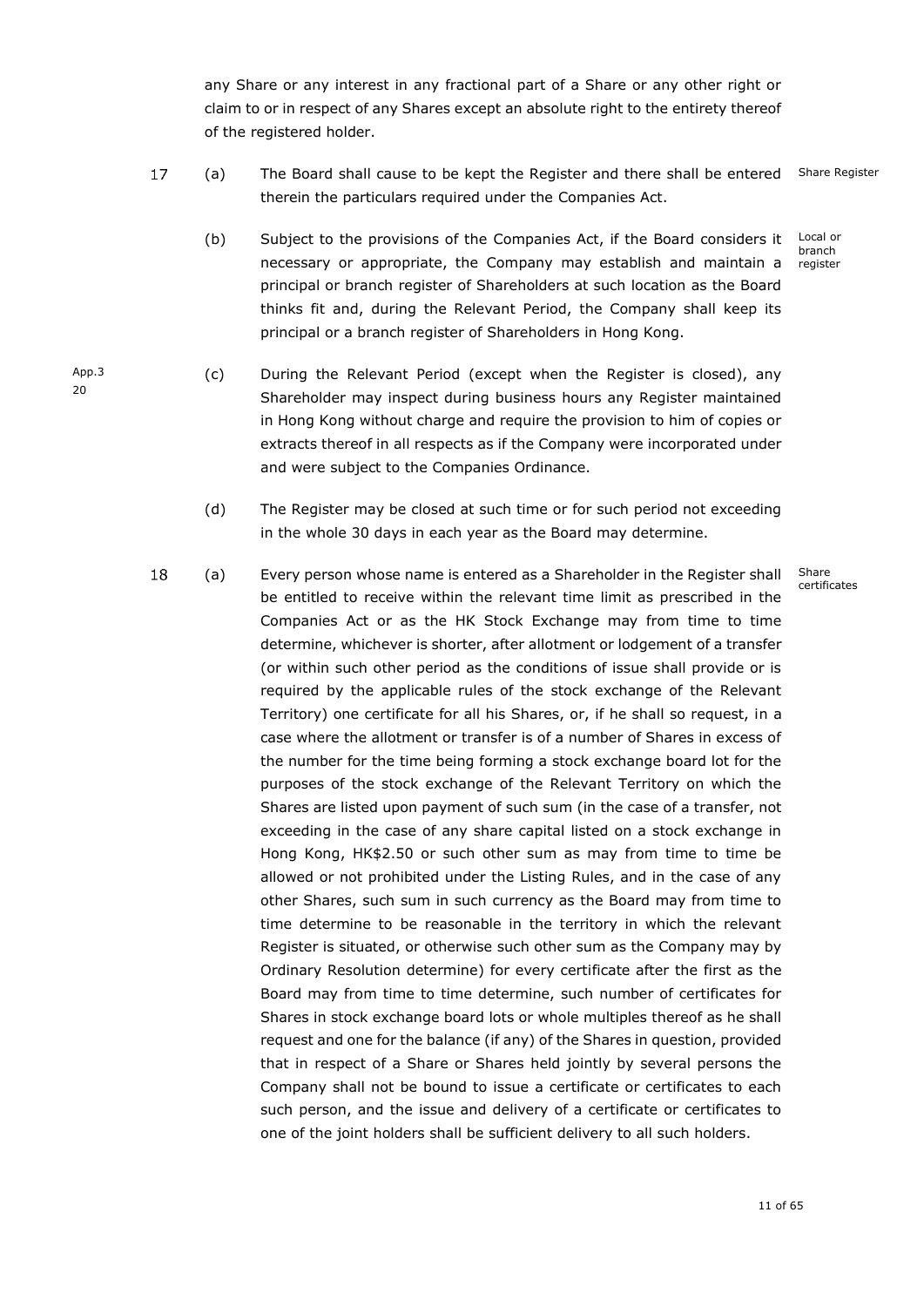any Share or any interest in any fractional part of a Share or any other right or claim to or in respect of any Shares except an absolute right to the entirety thereof of the registered holder.

17 (a) The Board shall cause to be kept the Register and there shall be entered therein the particulars required under the Companies Act. *Share Register*

(b) Subject to the provisions of the Companies Act, if the Board considers it necessary or appropriate, the Company may establish and maintain a principal or branch register of Shareholders at such location as the Board thinks fit and, during the Relevant Period, the Company shall keep its principal or a branch register of Shareholders in Hong Kong. *Local or branch register*

(c) During the Relevant Period (except when the Register is closed), any Shareholder may inspect during business hours any Register maintained in Hong Kong without charge and require the provision to him of copies or extracts thereof in all respects as if the Company were incorporated under and were subject to the Companies Ordinance. *App.3 20*

(d) The Register may be closed at such time or for such period not exceeding in the whole 30 days in each year as the Board may determine.

18 (a) Every person whose name is entered as a Shareholder in the Register shall be entitled to receive within the relevant time limit as prescribed in the Companies Act or as the HK Stock Exchange may from time to time determine, whichever is shorter, after allotment or lodgement of a transfer (or within such other period as the conditions of issue shall provide or is required by the applicable rules of the stock exchange of the Relevant Territory) one certificate for all his Shares, or, if he shall so request, in a case where the allotment or transfer is of a number of Shares in excess of the number for the time being forming a stock exchange board lot for the purposes of the stock exchange of the Relevant Territory on which the Shares are listed upon payment of such sum (in the case of a transfer, not exceeding in the case of any share capital listed on a stock exchange in Hong Kong, HK$2.50 or such other sum as may from time to time be allowed or not prohibited under the Listing Rules, and in the case of any other Shares, such sum in such currency as the Board may from time to time determine to be reasonable in the territory in which the relevant Register is situated, or otherwise such other sum as the Company may by Ordinary Resolution determine) for every certificate after the first as the Board may from time to time determine, such number of certificates for Shares in stock exchange board lots or whole multiples thereof as he shall request and one for the balance (if any) of the Shares in question, provided that in respect of a Share or Shares held jointly by several persons the Company shall not be bound to issue a certificate or certificates to each such person, and the issue and delivery of a certificate or certificates to one of the joint holders shall be sufficient delivery to all such holders. *Share certificates*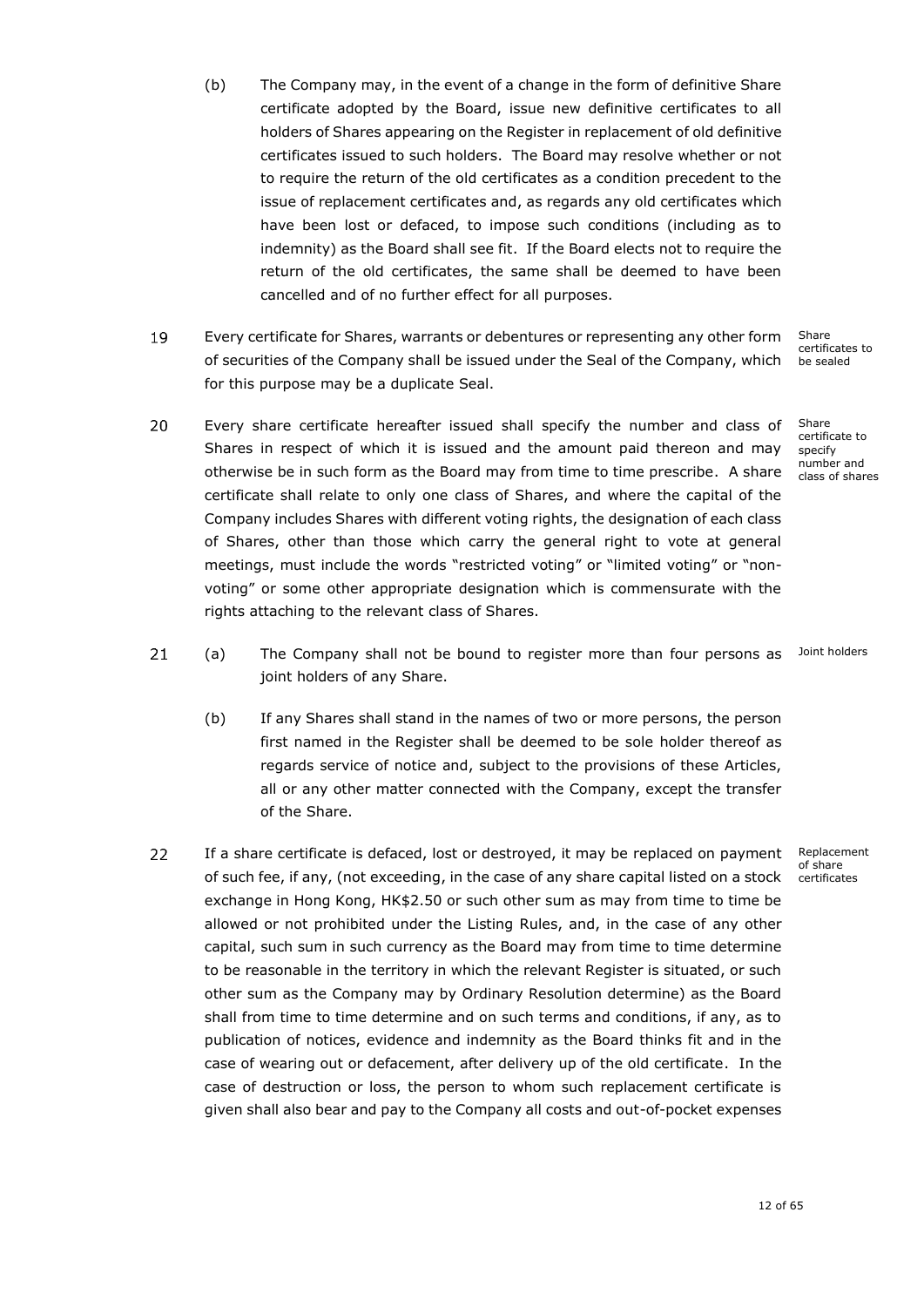(b) The Company may, in the event of a change in the form of definitive Share certificate adopted by the Board, issue new definitive certificates to all holders of Shares appearing on the Register in replacement of old definitive certificates issued to such holders. The Board may resolve whether or not to require the return of the old certificates as a condition precedent to the issue of replacement certificates and, as regards any old certificates which have been lost or defaced, to impose such conditions (including as to indemnity) as the Board shall see fit. If the Board elects not to require the return of the old certificates, the same shall be deemed to have been cancelled and of no further effect for all purposes.

19 Every certificate for Shares, warrants or debentures or representing any other form of securities of the Company shall be issued under the Seal of the Company, which for this purpose may be a duplicate Seal.

*Share certificates to be sealed*

20 Every share certificate hereafter issued shall specify the number and class of Shares in respect of which it is issued and the amount paid thereon and may otherwise be in such form as the Board may from time to time prescribe. A share certificate shall relate to only one class of Shares, and where the capital of the Company includes Shares with different voting rights, the designation of each class of Shares, other than those which carry the general right to vote at general meetings, must include the words "restricted voting" or "limited voting" or "non-voting" or some other appropriate designation which is commensurate with the rights attaching to the relevant class of Shares.

*Share certificate to specify number and class of shares*

21 (a) The Company shall not be bound to register more than four persons as joint holders of any Share.

*Joint holders*

(b) If any Shares shall stand in the names of two or more persons, the person first named in the Register shall be deemed to be sole holder thereof as regards service of notice and, subject to the provisions of these Articles, all or any other matter connected with the Company, except the transfer of the Share.

22 If a share certificate is defaced, lost or destroyed, it may be replaced on payment of such fee, if any, (not exceeding, in the case of any share capital listed on a stock exchange in Hong Kong, HK$2.50 or such other sum as may from time to time be allowed or not prohibited under the Listing Rules, and, in the case of any other capital, such sum in such currency as the Board may from time to time determine to be reasonable in the territory in which the relevant Register is situated, or such other sum as the Company may by Ordinary Resolution determine) as the Board shall from time to time determine and on such terms and conditions, if any, as to publication of notices, evidence and indemnity as the Board thinks fit and in the case of wearing out or defacement, after delivery up of the old certificate. In the case of destruction or loss, the person to whom such replacement certificate is given shall also bear and pay to the Company all costs and out-of-pocket expenses

*Replacement of share certificates*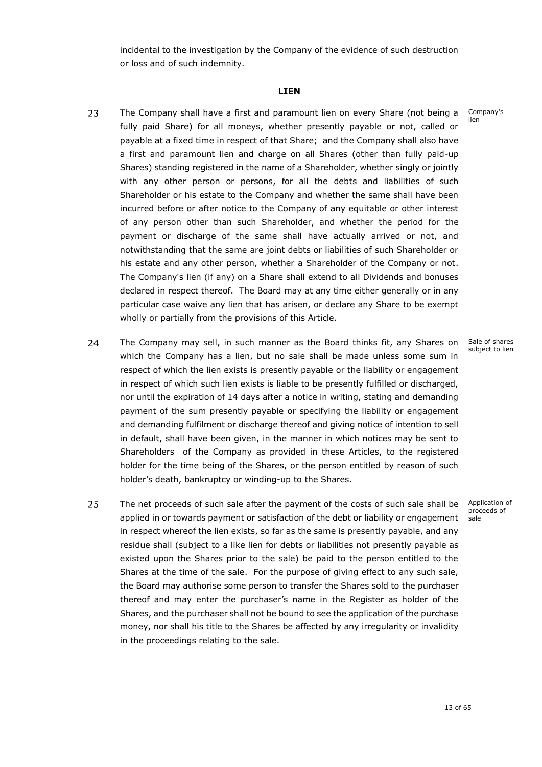incidental to the investigation by the Company of the evidence of such destruction or loss and of such indemnity.

## LIEN

23 The Company shall have a first and paramount lien on every Share (not being a fully paid Share) for all moneys, whether presently payable or not, called or payable at a fixed time in respect of that Share; and the Company shall also have a first and paramount lien and charge on all Shares (other than fully paid-up Shares) standing registered in the name of a Shareholder, whether singly or jointly with any other person or persons, for all the debts and liabilities of such Shareholder or his estate to the Company and whether the same shall have been incurred before or after notice to the Company of any equitable or other interest of any person other than such Shareholder, and whether the period for the payment or discharge of the same shall have actually arrived or not, and notwithstanding that the same are joint debts or liabilities of such Shareholder or his estate and any other person, whether a Shareholder of the Company or not. The Company's lien (if any) on a Share shall extend to all Dividends and bonuses declared in respect thereof. The Board may at any time either generally or in any particular case waive any lien that has arisen, or declare any Share to be exempt wholly or partially from the provisions of this Article.

*Company's lien*

24 The Company may sell, in such manner as the Board thinks fit, any Shares on which the Company has a lien, but no sale shall be made unless some sum in respect of which the lien exists is presently payable or the liability or engagement in respect of which such lien exists is liable to be presently fulfilled or discharged, nor until the expiration of 14 days after a notice in writing, stating and demanding payment of the sum presently payable or specifying the liability or engagement and demanding fulfilment or discharge thereof and giving notice of intention to sell in default, shall have been given, in the manner in which notices may be sent to Shareholders of the Company as provided in these Articles, to the registered holder for the time being of the Shares, or the person entitled by reason of such holder's death, bankruptcy or winding-up to the Shares.

*Sale of shares subject to lien*

25 The net proceeds of such sale after the payment of the costs of such sale shall be applied in or towards payment or satisfaction of the debt or liability or engagement in respect whereof the lien exists, so far as the same is presently payable, and any residue shall (subject to a like lien for debts or liabilities not presently payable as existed upon the Shares prior to the sale) be paid to the person entitled to the Shares at the time of the sale. For the purpose of giving effect to any such sale, the Board may authorise some person to transfer the Shares sold to the purchaser thereof and may enter the purchaser's name in the Register as holder of the Shares, and the purchaser shall not be bound to see the application of the purchase money, nor shall his title to the Shares be affected by any irregularity or invalidity in the proceedings relating to the sale.

*Application of proceeds of sale*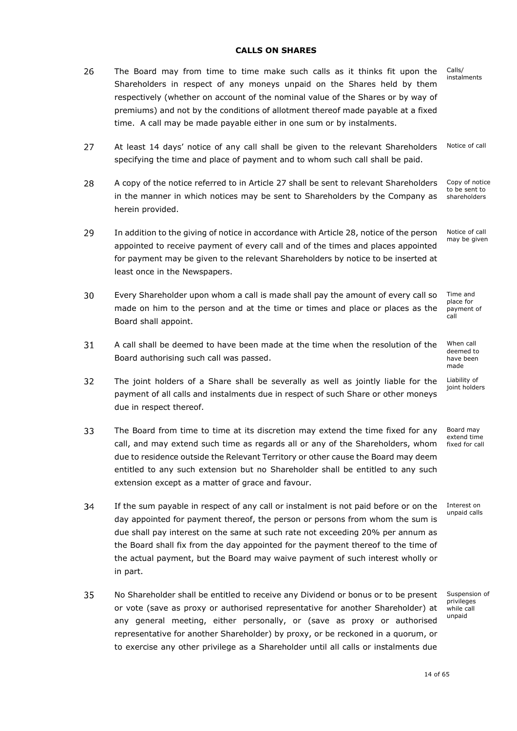## CALLS ON SHARES

26 The Board may from time to time make such calls as it thinks fit upon the Shareholders in respect of any moneys unpaid on the Shares held by them respectively (whether on account of the nominal value of the Shares or by way of premiums) and not by the conditions of allotment thereof made payable at a fixed time. A call may be made payable either in one sum or by instalments. *Calls/ instalments*

27 At least 14 days' notice of any call shall be given to the relevant Shareholders specifying the time and place of payment and to whom such call shall be paid. *Notice of call*

28 A copy of the notice referred to in Article 27 shall be sent to relevant Shareholders in the manner in which notices may be sent to Shareholders by the Company as herein provided. *Copy of notice to be sent to shareholders*

29 In addition to the giving of notice in accordance with Article 28, notice of the person appointed to receive payment of every call and of the times and places appointed for payment may be given to the relevant Shareholders by notice to be inserted at least once in the Newspapers. *Notice of call may be given*

30 Every Shareholder upon whom a call is made shall pay the amount of every call so made on him to the person and at the time or times and place or places as the Board shall appoint. *Time and place for payment of call*

31 A call shall be deemed to have been made at the time when the resolution of the Board authorising such call was passed. *When call deemed to have been made*

32 The joint holders of a Share shall be severally as well as jointly liable for the payment of all calls and instalments due in respect of such Share or other moneys due in respect thereof. *Liability of joint holders*

33 The Board from time to time at its discretion may extend the time fixed for any call, and may extend such time as regards all or any of the Shareholders, whom due to residence outside the Relevant Territory or other cause the Board may deem entitled to any such extension but no Shareholder shall be entitled to any such extension except as a matter of grace and favour. *Board may extend time fixed for call*

34 If the sum payable in respect of any call or instalment is not paid before or on the day appointed for payment thereof, the person or persons from whom the sum is due shall pay interest on the same at such rate not exceeding 20% per annum as the Board shall fix from the day appointed for the payment thereof to the time of the actual payment, but the Board may waive payment of such interest wholly or in part. *Interest on unpaid calls*

35 No Shareholder shall be entitled to receive any Dividend or bonus or to be present or vote (save as proxy or authorised representative for another Shareholder) at any general meeting, either personally, or (save as proxy or authorised representative for another Shareholder) by proxy, or be reckoned in a quorum, or to exercise any other privilege as a Shareholder until all calls or instalments due *Suspension of privileges while call unpaid*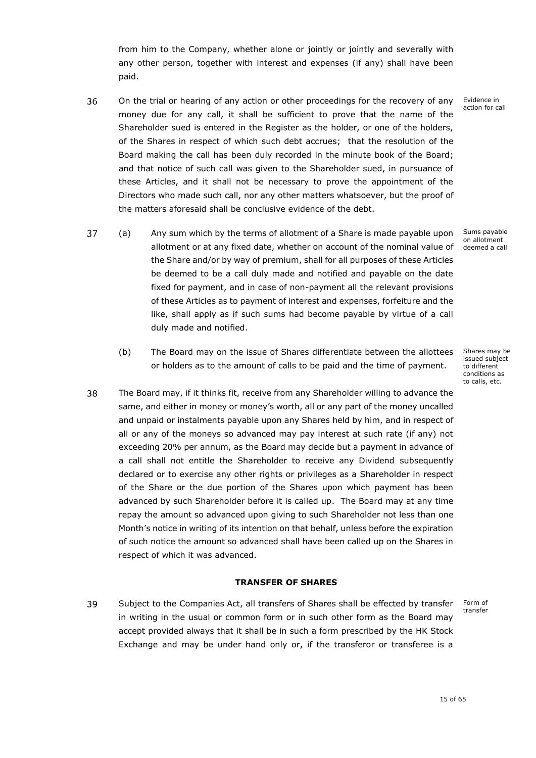from him to the Company, whether alone or jointly or jointly and severally with any other person, together with interest and expenses (if any) shall have been paid.

36 On the trial or hearing of any action or other proceedings for the recovery of any money due for any call, it shall be sufficient to prove that the name of the Shareholder sued is entered in the Register as the holder, or one of the holders, of the Shares in respect of which such debt accrues; that the resolution of the Board making the call has been duly recorded in the minute book of the Board; and that notice of such call was given to the Shareholder sued, in pursuance of these Articles, and it shall not be necessary to prove the appointment of the Directors who made such call, nor any other matters whatsoever, but the proof of the matters aforesaid shall be conclusive evidence of the debt.

*Evidence in action for call*

37 (a) Any sum which by the terms of allotment of a Share is made payable upon allotment or at any fixed date, whether on account of the nominal value of the Share and/or by way of premium, shall for all purposes of these Articles be deemed to be a call duly made and notified and payable on the date fixed for payment, and in case of non-payment all the relevant provisions of these Articles as to payment of interest and expenses, forfeiture and the like, shall apply as if such sums had become payable by virtue of a call duly made and notified.

*Sums payable on allotment deemed a call*

(b) The Board may on the issue of Shares differentiate between the allottees or holders as to the amount of calls to be paid and the time of payment.

*Shares may be issued subject to different conditions as to calls, etc.*

38 The Board may, if it thinks fit, receive from any Shareholder willing to advance the same, and either in money or money's worth, all or any part of the money uncalled and unpaid or instalments payable upon any Shares held by him, and in respect of all or any of the moneys so advanced may pay interest at such rate (if any) not exceeding 20% per annum, as the Board may decide but a payment in advance of a call shall not entitle the Shareholder to receive any Dividend subsequently declared or to exercise any other rights or privileges as a Shareholder in respect of the Share or the due portion of the Shares upon which payment has been advanced by such Shareholder before it is called up. The Board may at any time repay the amount so advanced upon giving to such Shareholder not less than one Month's notice in writing of its intention on that behalf, unless before the expiration of such notice the amount so advanced shall have been called up on the Shares in respect of which it was advanced.

## TRANSFER OF SHARES

39 Subject to the Companies Act, all transfers of Shares shall be effected by transfer in writing in the usual or common form or in such other form as the Board may accept provided always that it shall be in such a form prescribed by the HK Stock Exchange and may be under hand only or, if the transferor or transferee is a

*Form of transfer*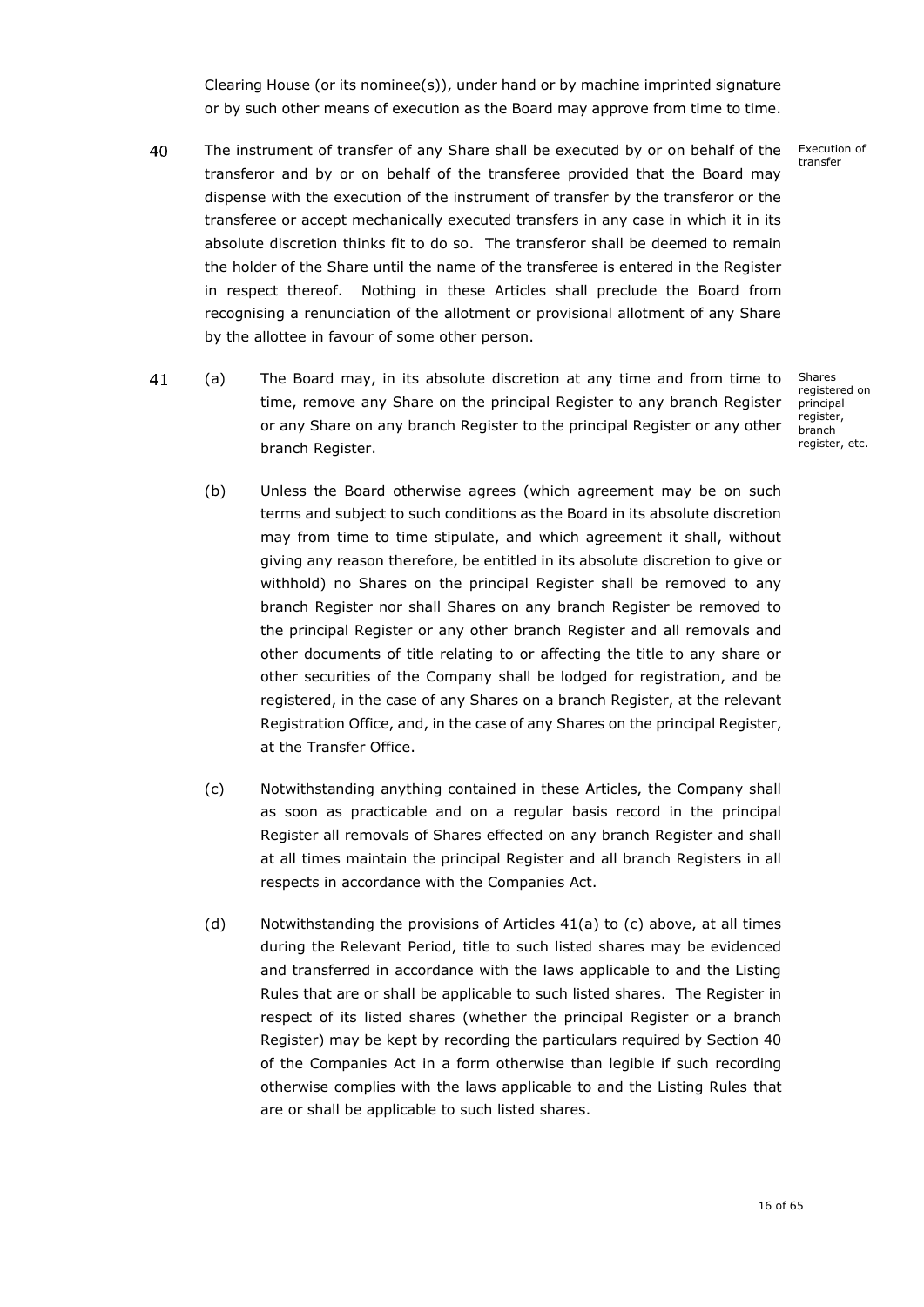Clearing House (or its nominee(s)), under hand or by machine imprinted signature or by such other means of execution as the Board may approve from time to time.

40 The instrument of transfer of any Share shall be executed by or on behalf of the transferor and by or on behalf of the transferee provided that the Board may dispense with the execution of the instrument of transfer by the transferor or the transferee or accept mechanically executed transfers in any case in which it in its absolute discretion thinks fit to do so. The transferor shall be deemed to remain the holder of the Share until the name of the transferee is entered in the Register in respect thereof. Nothing in these Articles shall preclude the Board from recognising a renunciation of the allotment or provisional allotment of any Share by the allottee in favour of some other person.

Execution of transfer

41 (a) The Board may, in its absolute discretion at any time and from time to time, remove any Share on the principal Register to any branch Register or any Share on any branch Register to the principal Register or any other branch Register.

Shares registered on principal register, branch register, etc.

(b) Unless the Board otherwise agrees (which agreement may be on such terms and subject to such conditions as the Board in its absolute discretion may from time to time stipulate, and which agreement it shall, without giving any reason therefore, be entitled in its absolute discretion to give or withhold) no Shares on the principal Register shall be removed to any branch Register nor shall Shares on any branch Register be removed to the principal Register or any other branch Register and all removals and other documents of title relating to or affecting the title to any share or other securities of the Company shall be lodged for registration, and be registered, in the case of any Shares on a branch Register, at the relevant Registration Office, and, in the case of any Shares on the principal Register, at the Transfer Office.

(c) Notwithstanding anything contained in these Articles, the Company shall as soon as practicable and on a regular basis record in the principal Register all removals of Shares effected on any branch Register and shall at all times maintain the principal Register and all branch Registers in all respects in accordance with the Companies Act.

(d) Notwithstanding the provisions of Articles 41(a) to (c) above, at all times during the Relevant Period, title to such listed shares may be evidenced and transferred in accordance with the laws applicable to and the Listing Rules that are or shall be applicable to such listed shares. The Register in respect of its listed shares (whether the principal Register or a branch Register) may be kept by recording the particulars required by Section 40 of the Companies Act in a form otherwise than legible if such recording otherwise complies with the laws applicable to and the Listing Rules that are or shall be applicable to such listed shares.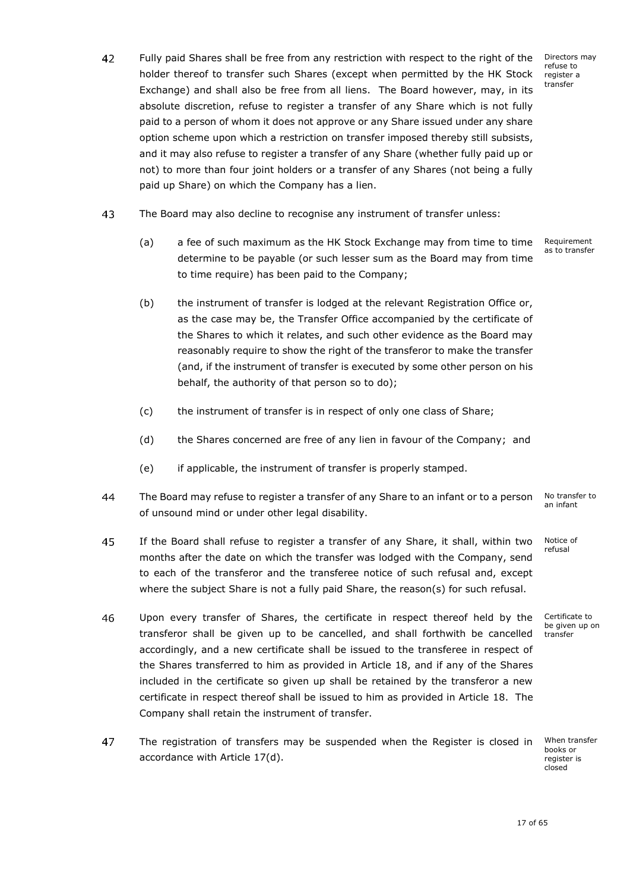42 Fully paid Shares shall be free from any restriction with respect to the right of the holder thereof to transfer such Shares (except when permitted by the HK Stock Exchange) and shall also be free from all liens. The Board however, may, in its absolute discretion, refuse to register a transfer of any Share which is not fully paid to a person of whom it does not approve or any Share issued under any share option scheme upon which a restriction on transfer imposed thereby still subsists, and it may also refuse to register a transfer of any Share (whether fully paid up or not) to more than four joint holders or a transfer of any Shares (not being a fully paid up Share) on which the Company has a lien.

*Directors may refuse to register a transfer*

43 The Board may also decline to recognise any instrument of transfer unless:

*Requirement as to transfer*

(a) a fee of such maximum as the HK Stock Exchange may from time to time determine to be payable (or such lesser sum as the Board may from time to time require) has been paid to the Company;

(b) the instrument of transfer is lodged at the relevant Registration Office or, as the case may be, the Transfer Office accompanied by the certificate of the Shares to which it relates, and such other evidence as the Board may reasonably require to show the right of the transferor to make the transfer (and, if the instrument of transfer is executed by some other person on his behalf, the authority of that person so to do);

(c) the instrument of transfer is in respect of only one class of Share;

(d) the Shares concerned are free of any lien in favour of the Company; and

(e) if applicable, the instrument of transfer is properly stamped.

44 The Board may refuse to register a transfer of any Share to an infant or to a person of unsound mind or under other legal disability.

*No transfer to an infant*

45 If the Board shall refuse to register a transfer of any Share, it shall, within two months after the date on which the transfer was lodged with the Company, send to each of the transferor and the transferee notice of such refusal and, except where the subject Share is not a fully paid Share, the reason(s) for such refusal.

*Notice of refusal*

46 Upon every transfer of Shares, the certificate in respect thereof held by the transferor shall be given up to be cancelled, and shall forthwith be cancelled accordingly, and a new certificate shall be issued to the transferee in respect of the Shares transferred to him as provided in Article 18, and if any of the Shares included in the certificate so given up shall be retained by the transferor a new certificate in respect thereof shall be issued to him as provided in Article 18. The Company shall retain the instrument of transfer.

*Certificate to be given up on transfer*

47 The registration of transfers may be suspended when the Register is closed in accordance with Article 17(d).

*When transfer books or register is closed*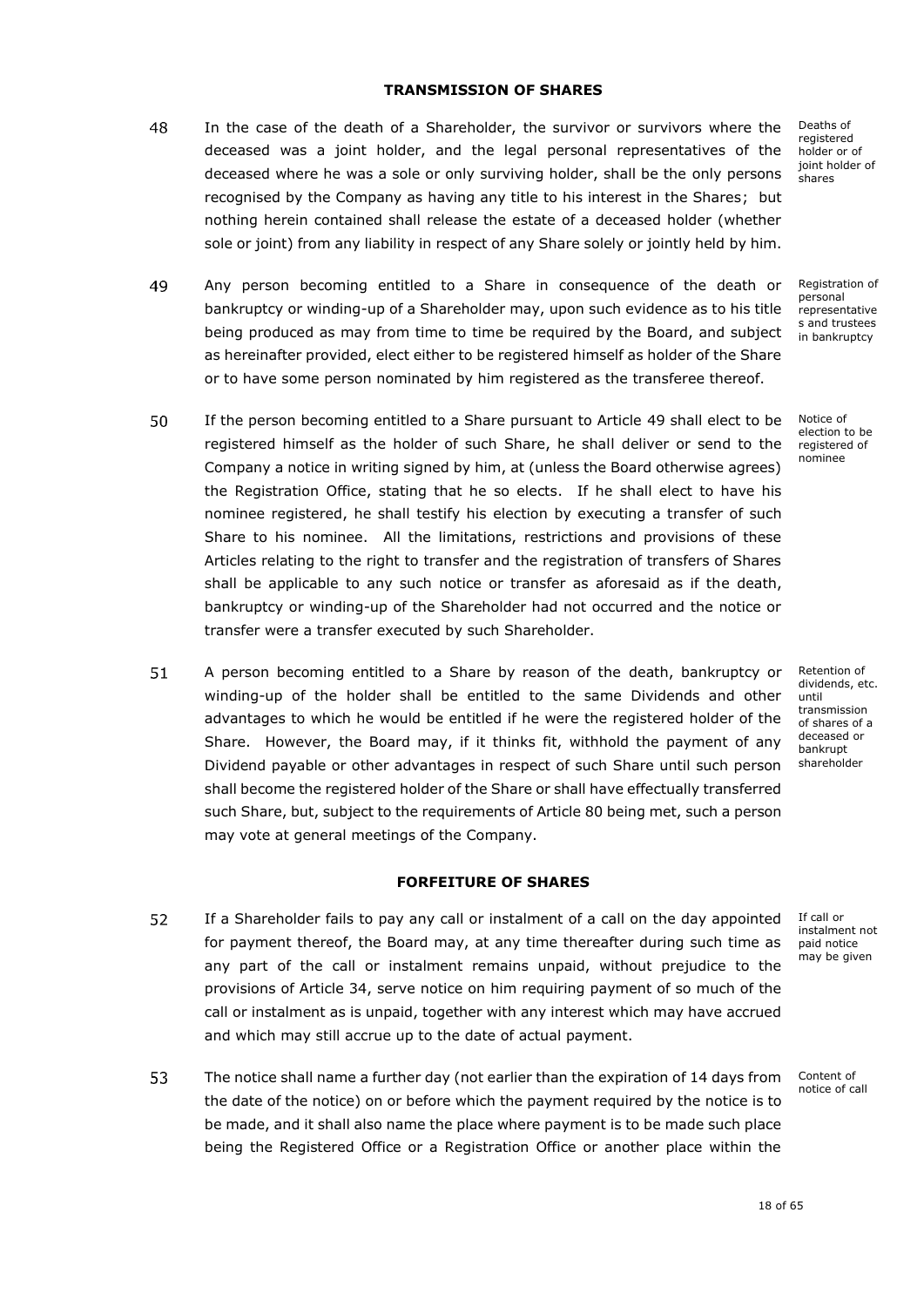## TRANSMISSION OF SHARES

48 In the case of the death of a Shareholder, the survivor or survivors where the deceased was a joint holder, and the legal personal representatives of the deceased where he was a sole or only surviving holder, shall be the only persons recognised by the Company as having any title to his interest in the Shares; but nothing herein contained shall release the estate of a deceased holder (whether sole or joint) from any liability in respect of any Share solely or jointly held by him.

*Deaths of registered holder or of joint holder of shares*

49 Any person becoming entitled to a Share in consequence of the death or bankruptcy or winding-up of a Shareholder may, upon such evidence as to his title being produced as may from time to time be required by the Board, and subject as hereinafter provided, elect either to be registered himself as holder of the Share or to have some person nominated by him registered as the transferee thereof.

*Registration of personal representatives and trustees in bankruptcy*

50 If the person becoming entitled to a Share pursuant to Article 49 shall elect to be registered himself as the holder of such Share, he shall deliver or send to the Company a notice in writing signed by him, at (unless the Board otherwise agrees) the Registration Office, stating that he so elects. If he shall elect to have his nominee registered, he shall testify his election by executing a transfer of such Share to his nominee. All the limitations, restrictions and provisions of these Articles relating to the right to transfer and the registration of transfers of Shares shall be applicable to any such notice or transfer as aforesaid as if the death, bankruptcy or winding-up of the Shareholder had not occurred and the notice or transfer were a transfer executed by such Shareholder.

*Notice of election to be registered of nominee*

51 A person becoming entitled to a Share by reason of the death, bankruptcy or winding-up of the holder shall be entitled to the same Dividends and other advantages to which he would be entitled if he were the registered holder of the Share. However, the Board may, if it thinks fit, withhold the payment of any Dividend payable or other advantages in respect of such Share until such person shall become the registered holder of the Share or shall have effectually transferred such Share, but, subject to the requirements of Article 80 being met, such a person may vote at general meetings of the Company.

*Retention of dividends, etc. until transmission of shares of a deceased or bankrupt shareholder*

## FORFEITURE OF SHARES

52 If a Shareholder fails to pay any call or instalment of a call on the day appointed for payment thereof, the Board may, at any time thereafter during such time as any part of the call or instalment remains unpaid, without prejudice to the provisions of Article 34, serve notice on him requiring payment of so much of the call or instalment as is unpaid, together with any interest which may have accrued and which may still accrue up to the date of actual payment.

*If call or instalment not paid notice may be given*

53 The notice shall name a further day (not earlier than the expiration of 14 days from the date of the notice) on or before which the payment required by the notice is to be made, and it shall also name the place where payment is to be made such place being the Registered Office or a Registration Office or another place within the

*Content of notice of call*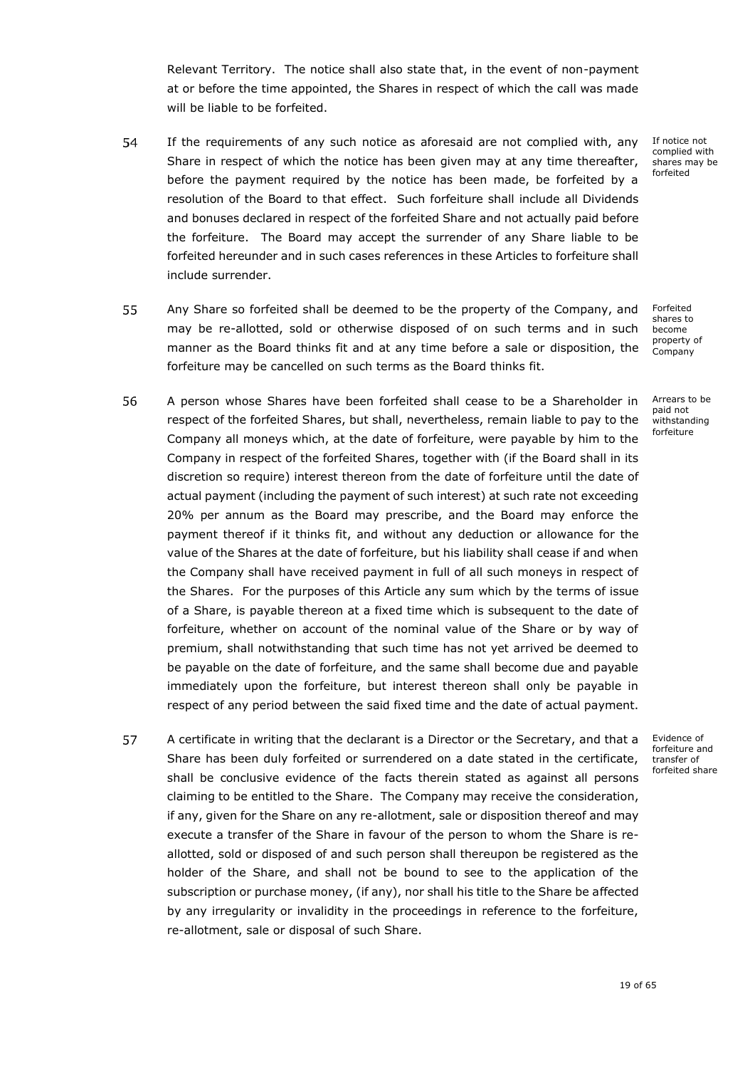Relevant Territory. The notice shall also state that, in the event of non-payment at or before the time appointed, the Shares in respect of which the call was made will be liable to be forfeited.

54 If the requirements of any such notice as aforesaid are not complied with, any Share in respect of which the notice has been given may at any time thereafter, before the payment required by the notice has been made, be forfeited by a resolution of the Board to that effect. Such forfeiture shall include all Dividends and bonuses declared in respect of the forfeited Share and not actually paid before the forfeiture. The Board may accept the surrender of any Share liable to be forfeited hereunder and in such cases references in these Articles to forfeiture shall include surrender.

*If notice not complied with shares may be forfeited*

55 Any Share so forfeited shall be deemed to be the property of the Company, and may be re-allotted, sold or otherwise disposed of on such terms and in such manner as the Board thinks fit and at any time before a sale or disposition, the forfeiture may be cancelled on such terms as the Board thinks fit.

*Forfeited shares to become property of Company*

56 A person whose Shares have been forfeited shall cease to be a Shareholder in respect of the forfeited Shares, but shall, nevertheless, remain liable to pay to the Company all moneys which, at the date of forfeiture, were payable by him to the Company in respect of the forfeited Shares, together with (if the Board shall in its discretion so require) interest thereon from the date of forfeiture until the date of actual payment (including the payment of such interest) at such rate not exceeding 20% per annum as the Board may prescribe, and the Board may enforce the payment thereof if it thinks fit, and without any deduction or allowance for the value of the Shares at the date of forfeiture, but his liability shall cease if and when the Company shall have received payment in full of all such moneys in respect of the Shares. For the purposes of this Article any sum which by the terms of issue of a Share, is payable thereon at a fixed time which is subsequent to the date of forfeiture, whether on account of the nominal value of the Share or by way of premium, shall notwithstanding that such time has not yet arrived be deemed to be payable on the date of forfeiture, and the same shall become due and payable immediately upon the forfeiture, but interest thereon shall only be payable in respect of any period between the said fixed time and the date of actual payment.

*Arrears to be paid not withstanding forfeiture*

57 A certificate in writing that the declarant is a Director or the Secretary, and that a Share has been duly forfeited or surrendered on a date stated in the certificate, shall be conclusive evidence of the facts therein stated as against all persons claiming to be entitled to the Share. The Company may receive the consideration, if any, given for the Share on any re-allotment, sale or disposition thereof and may execute a transfer of the Share in favour of the person to whom the Share is re-allotted, sold or disposed of and such person shall thereupon be registered as the holder of the Share, and shall not be bound to see to the application of the subscription or purchase money, (if any), nor shall his title to the Share be affected by any irregularity or invalidity in the proceedings in reference to the forfeiture, re-allotment, sale or disposal of such Share.

*Evidence of forfeiture and transfer of forfeited share*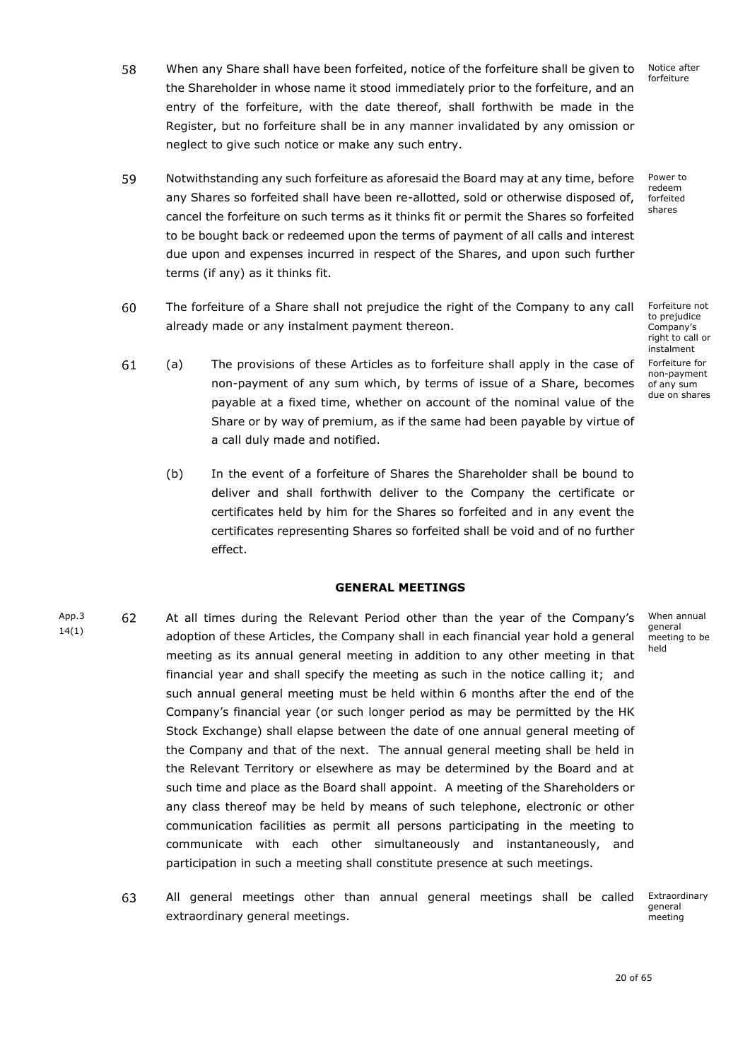58 When any Share shall have been forfeited, notice of the forfeiture shall be given to the Shareholder in whose name it stood immediately prior to the forfeiture, and an entry of the forfeiture, with the date thereof, shall forthwith be made in the Register, but no forfeiture shall be in any manner invalidated by any omission or neglect to give such notice or make any such entry.

Notice after forfeiture

59 Notwithstanding any such forfeiture as aforesaid the Board may at any time, before any Shares so forfeited shall have been re-allotted, sold or otherwise disposed of, cancel the forfeiture on such terms as it thinks fit or permit the Shares so forfeited to be bought back or redeemed upon the terms of payment of all calls and interest due upon and expenses incurred in respect of the Shares, and upon such further terms (if any) as it thinks fit.

Power to redeem forfeited shares

60 The forfeiture of a Share shall not prejudice the right of the Company to any call already made or any instalment payment thereon.

Forfeiture not to prejudice Company's right to call or instalment

61 (a) The provisions of these Articles as to forfeiture shall apply in the case of non-payment of any sum which, by terms of issue of a Share, becomes payable at a fixed time, whether on account of the nominal value of the Share or by way of premium, as if the same had been payable by virtue of a call duly made and notified.

Forfeiture for non-payment of any sum due on shares

(b) In the event of a forfeiture of Shares the Shareholder shall be bound to deliver and shall forthwith deliver to the Company the certificate or certificates held by him for the Shares so forfeited and in any event the certificates representing Shares so forfeited shall be void and of no further effect.

## GENERAL MEETINGS

App.3 14(1)

62 At all times during the Relevant Period other than the year of the Company's adoption of these Articles, the Company shall in each financial year hold a general meeting as its annual general meeting in addition to any other meeting in that financial year and shall specify the meeting as such in the notice calling it; and such annual general meeting must be held within 6 months after the end of the Company's financial year (or such longer period as may be permitted by the HK Stock Exchange) shall elapse between the date of one annual general meeting of the Company and that of the next. The annual general meeting shall be held in the Relevant Territory or elsewhere as may be determined by the Board and at such time and place as the Board shall appoint. A meeting of the Shareholders or any class thereof may be held by means of such telephone, electronic or other communication facilities as permit all persons participating in the meeting to communicate with each other simultaneously and instantaneously, and participation in such a meeting shall constitute presence at such meetings.

When annual general meeting to be held

63 All general meetings other than annual general meetings shall be called extraordinary general meetings.

Extraordinary general meeting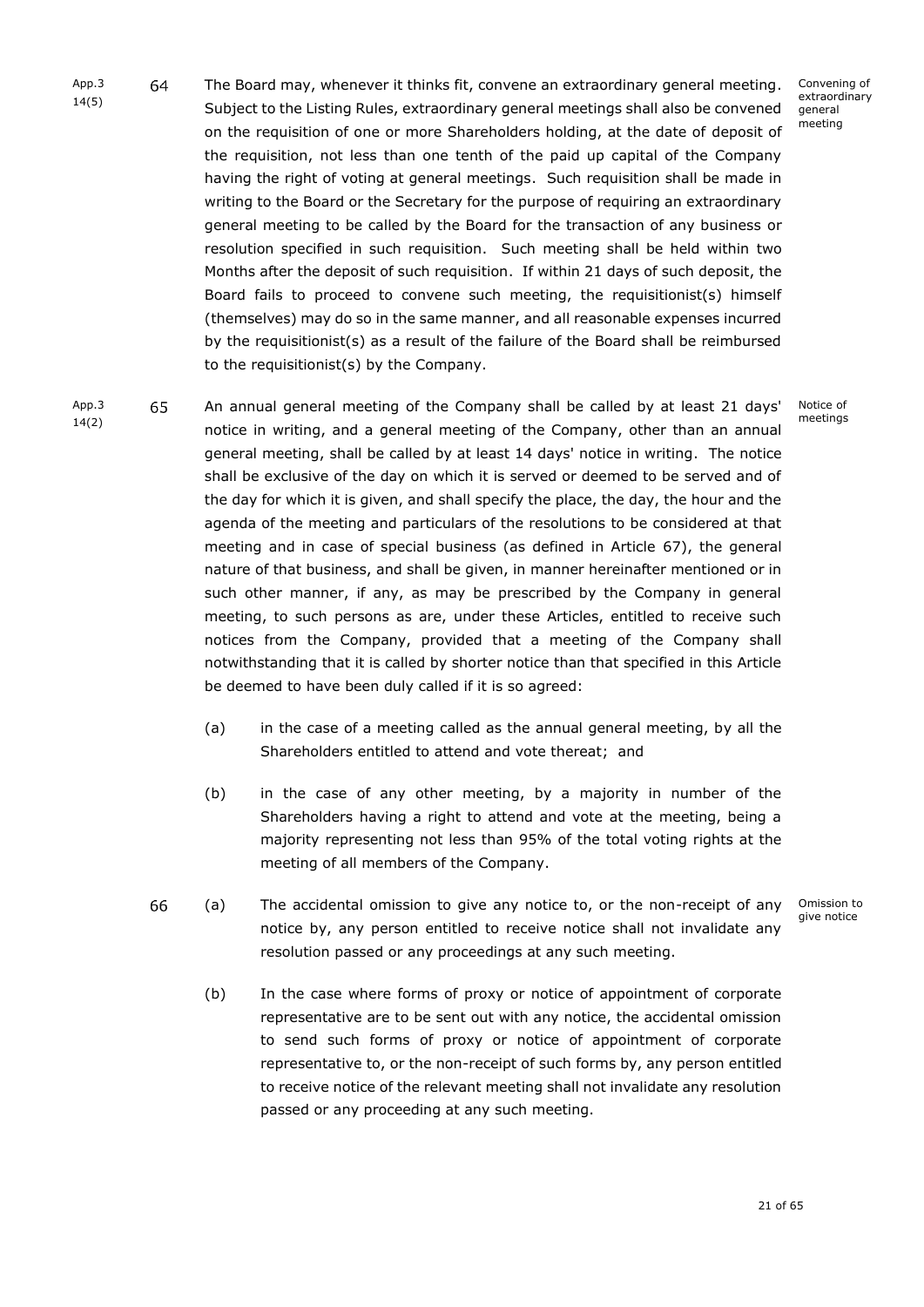App.3 14(5)

64 The Board may, whenever it thinks fit, convene an extraordinary general meeting. Subject to the Listing Rules, extraordinary general meetings shall also be convened on the requisition of one or more Shareholders holding, at the date of deposit of the requisition, not less than one tenth of the paid up capital of the Company having the right of voting at general meetings. Such requisition shall be made in writing to the Board or the Secretary for the purpose of requiring an extraordinary general meeting to be called by the Board for the transaction of any business or resolution specified in such requisition. Such meeting shall be held within two Months after the deposit of such requisition. If within 21 days of such deposit, the Board fails to proceed to convene such meeting, the requisitionist(s) himself (themselves) may do so in the same manner, and all reasonable expenses incurred by the requisitionist(s) as a result of the failure of the Board shall be reimbursed to the requisitionist(s) by the Company.

Convening of extraordinary general meeting

App.3 14(2)

65 An annual general meeting of the Company shall be called by at least 21 days' notice in writing, and a general meeting of the Company, other than an annual general meeting, shall be called by at least 14 days' notice in writing. The notice shall be exclusive of the day on which it is served or deemed to be served and of the day for which it is given, and shall specify the place, the day, the hour and the agenda of the meeting and particulars of the resolutions to be considered at that meeting and in case of special business (as defined in Article 67), the general nature of that business, and shall be given, in manner hereinafter mentioned or in such other manner, if any, as may be prescribed by the Company in general meeting, to such persons as are, under these Articles, entitled to receive such notices from the Company, provided that a meeting of the Company shall notwithstanding that it is called by shorter notice than that specified in this Article be deemed to have been duly called if it is so agreed:

Notice of meetings

(a) in the case of a meeting called as the annual general meeting, by all the Shareholders entitled to attend and vote thereat; and

(b) in the case of any other meeting, by a majority in number of the Shareholders having a right to attend and vote at the meeting, being a majority representing not less than 95% of the total voting rights at the meeting of all members of the Company.

66 (a) The accidental omission to give any notice to, or the non-receipt of any notice by, any person entitled to receive notice shall not invalidate any resolution passed or any proceedings at any such meeting.

Omission to give notice

(b) In the case where forms of proxy or notice of appointment of corporate representative are to be sent out with any notice, the accidental omission to send such forms of proxy or notice of appointment of corporate representative to, or the non-receipt of such forms by, any person entitled to receive notice of the relevant meeting shall not invalidate any resolution passed or any proceeding at any such meeting.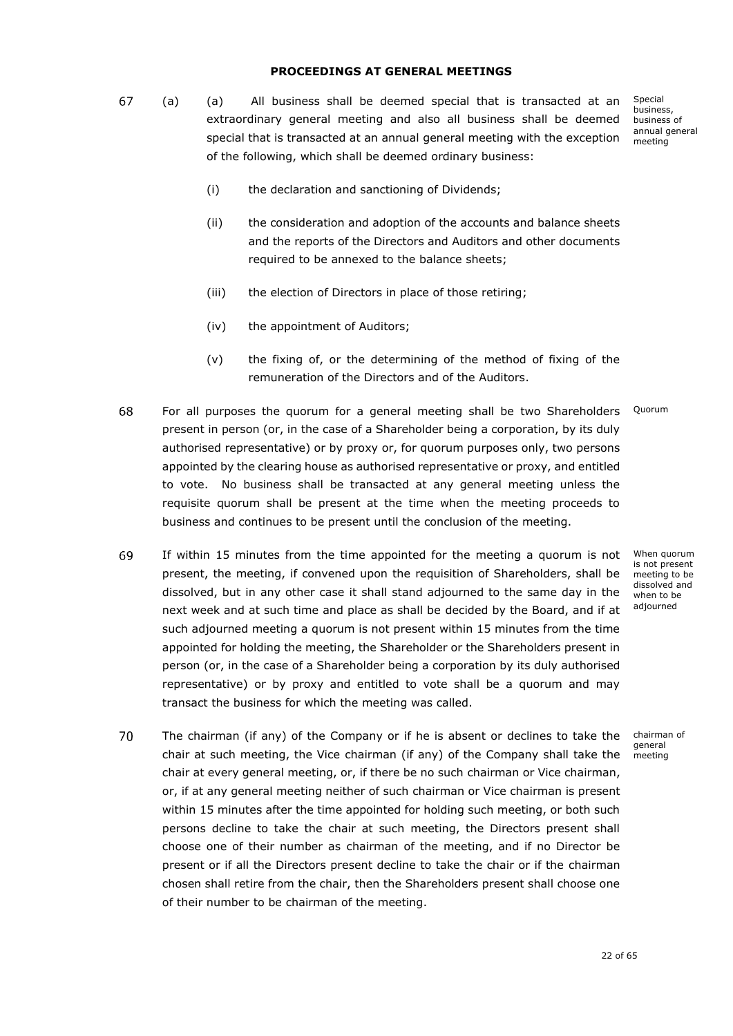## PROCEEDINGS AT GENERAL MEETINGS

67 (a) (a) All business shall be deemed special that is transacted at an extraordinary general meeting and also all business shall be deemed special that is transacted at an annual general meeting with the exception of the following, which shall be deemed ordinary business:

Special business, business of annual general meeting

(i) the declaration and sanctioning of Dividends;

(ii) the consideration and adoption of the accounts and balance sheets and the reports of the Directors and Auditors and other documents required to be annexed to the balance sheets;

(iii) the election of Directors in place of those retiring;

(iv) the appointment of Auditors;

(v) the fixing of, or the determining of the method of fixing of the remuneration of the Directors and of the Auditors.

68 For all purposes the quorum for a general meeting shall be two Shareholders present in person (or, in the case of a Shareholder being a corporation, by its duly authorised representative) or by proxy or, for quorum purposes only, two persons appointed by the clearing house as authorised representative or proxy, and entitled to vote. No business shall be transacted at any general meeting unless the requisite quorum shall be present at the time when the meeting proceeds to business and continues to be present until the conclusion of the meeting.

Quorum

69 If within 15 minutes from the time appointed for the meeting a quorum is not present, the meeting, if convened upon the requisition of Shareholders, shall be dissolved, but in any other case it shall stand adjourned to the same day in the next week and at such time and place as shall be decided by the Board, and if at such adjourned meeting a quorum is not present within 15 minutes from the time appointed for holding the meeting, the Shareholder or the Shareholders present in person (or, in the case of a Shareholder being a corporation by its duly authorised representative) or by proxy and entitled to vote shall be a quorum and may transact the business for which the meeting was called.

When quorum is not present meeting to be dissolved and when to be adjourned

70 The chairman (if any) of the Company or if he is absent or declines to take the chair at such meeting, the Vice chairman (if any) of the Company shall take the chair at every general meeting, or, if there be no such chairman or Vice chairman, or, if at any general meeting neither of such chairman or Vice chairman is present within 15 minutes after the time appointed for holding such meeting, or both such persons decline to take the chair at such meeting, the Directors present shall choose one of their number as chairman of the meeting, and if no Director be present or if all the Directors present decline to take the chair or if the chairman chosen shall retire from the chair, then the Shareholders present shall choose one of their number to be chairman of the meeting.

chairman of general meeting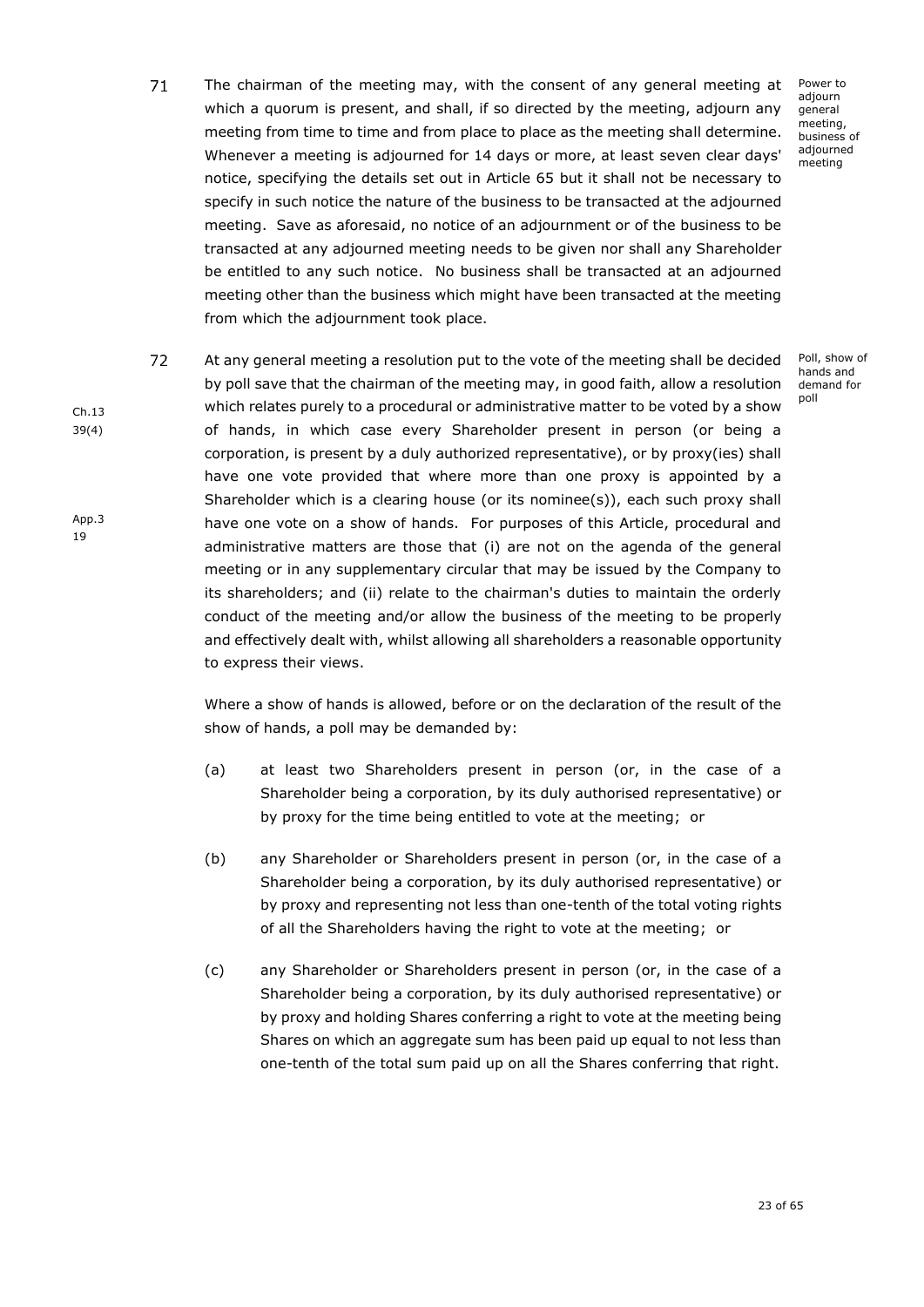71 The chairman of the meeting may, with the consent of any general meeting at which a quorum is present, and shall, if so directed by the meeting, adjourn any meeting from time to time and from place to place as the meeting shall determine. Whenever a meeting is adjourned for 14 days or more, at least seven clear days' notice, specifying the details set out in Article 65 but it shall not be necessary to specify in such notice the nature of the business to be transacted at the adjourned meeting. Save as aforesaid, no notice of an adjournment or of the business to be transacted at any adjourned meeting needs to be given nor shall any Shareholder be entitled to any such notice. No business shall be transacted at an adjourned meeting other than the business which might have been transacted at the meeting from which the adjournment took place.

*Power to adjourn general meeting, business of adjourned meeting*

72 At any general meeting a resolution put to the vote of the meeting shall be decided by poll save that the chairman of the meeting may, in good faith, allow a resolution which relates purely to a procedural or administrative matter to be voted by a show of hands, in which case every Shareholder present in person (or being a corporation, is present by a duly authorized representative), or by proxy(ies) shall have one vote provided that where more than one proxy is appointed by a Shareholder which is a clearing house (or its nominee(s)), each such proxy shall have one vote on a show of hands. For purposes of this Article, procedural and administrative matters are those that (i) are not on the agenda of the general meeting or in any supplementary circular that may be issued by the Company to its shareholders; and (ii) relate to the chairman's duties to maintain the orderly conduct of the meeting and/or allow the business of the meeting to be properly and effectively dealt with, whilst allowing all shareholders a reasonable opportunity to express their views.

*Ch.13 39(4)*

*App.3 19*

*Poll, show of hands and demand for poll*

Where a show of hands is allowed, before or on the declaration of the result of the show of hands, a poll may be demanded by:

(a) at least two Shareholders present in person (or, in the case of a Shareholder being a corporation, by its duly authorised representative) or by proxy for the time being entitled to vote at the meeting; or

(b) any Shareholder or Shareholders present in person (or, in the case of a Shareholder being a corporation, by its duly authorised representative) or by proxy and representing not less than one-tenth of the total voting rights of all the Shareholders having the right to vote at the meeting; or

(c) any Shareholder or Shareholders present in person (or, in the case of a Shareholder being a corporation, by its duly authorised representative) or by proxy and holding Shares conferring a right to vote at the meeting being Shares on which an aggregate sum has been paid up equal to not less than one-tenth of the total sum paid up on all the Shares conferring that right.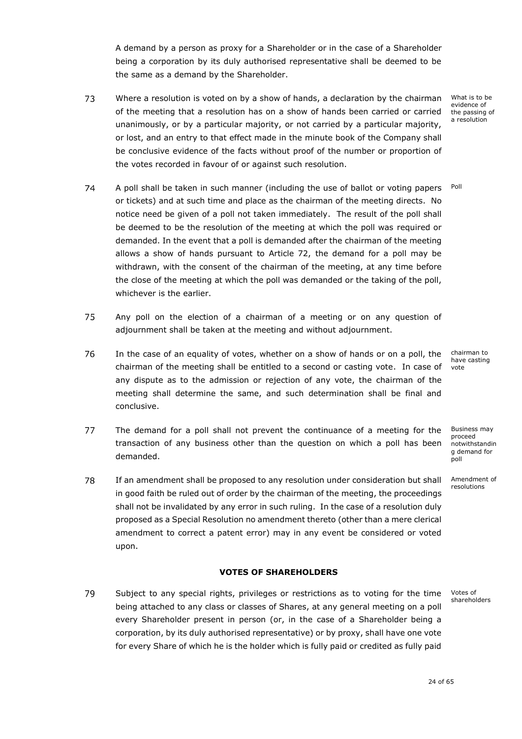A demand by a person as proxy for a Shareholder or in the case of a Shareholder being a corporation by its duly authorised representative shall be deemed to be the same as a demand by the Shareholder.

73 Where a resolution is voted on by a show of hands, a declaration by the chairman of the meeting that a resolution has on a show of hands been carried or carried unanimously, or by a particular majority, or not carried by a particular majority, or lost, and an entry to that effect made in the minute book of the Company shall be conclusive evidence of the facts without proof of the number or proportion of the votes recorded in favour of or against such resolution.

*What is to be evidence of the passing of a resolution*

74 A poll shall be taken in such manner (including the use of ballot or voting papers or tickets) and at such time and place as the chairman of the meeting directs. No notice need be given of a poll not taken immediately. The result of the poll shall be deemed to be the resolution of the meeting at which the poll was required or demanded. In the event that a poll is demanded after the chairman of the meeting allows a show of hands pursuant to Article 72, the demand for a poll may be withdrawn, with the consent of the chairman of the meeting, at any time before the close of the meeting at which the poll was demanded or the taking of the poll, whichever is the earlier.

*Poll*

75 Any poll on the election of a chairman of a meeting or on any question of adjournment shall be taken at the meeting and without adjournment.

76 In the case of an equality of votes, whether on a show of hands or on a poll, the chairman of the meeting shall be entitled to a second or casting vote. In case of any dispute as to the admission or rejection of any vote, the chairman of the meeting shall determine the same, and such determination shall be final and conclusive.

*chairman to have casting vote*

77 The demand for a poll shall not prevent the continuance of a meeting for the transaction of any business other than the question on which a poll has been demanded.

*Business may proceed notwithstanding demand for poll*

78 If an amendment shall be proposed to any resolution under consideration but shall in good faith be ruled out of order by the chairman of the meeting, the proceedings shall not be invalidated by any error in such ruling. In the case of a resolution duly proposed as a Special Resolution no amendment thereto (other than a mere clerical amendment to correct a patent error) may in any event be considered or voted upon.

*Amendment of resolutions*

## VOTES OF SHAREHOLDERS

79 Subject to any special rights, privileges or restrictions as to voting for the time being attached to any class or classes of Shares, at any general meeting on a poll every Shareholder present in person (or, in the case of a Shareholder being a corporation, by its duly authorised representative) or by proxy, shall have one vote for every Share of which he is the holder which is fully paid or credited as fully paid

*Votes of shareholders*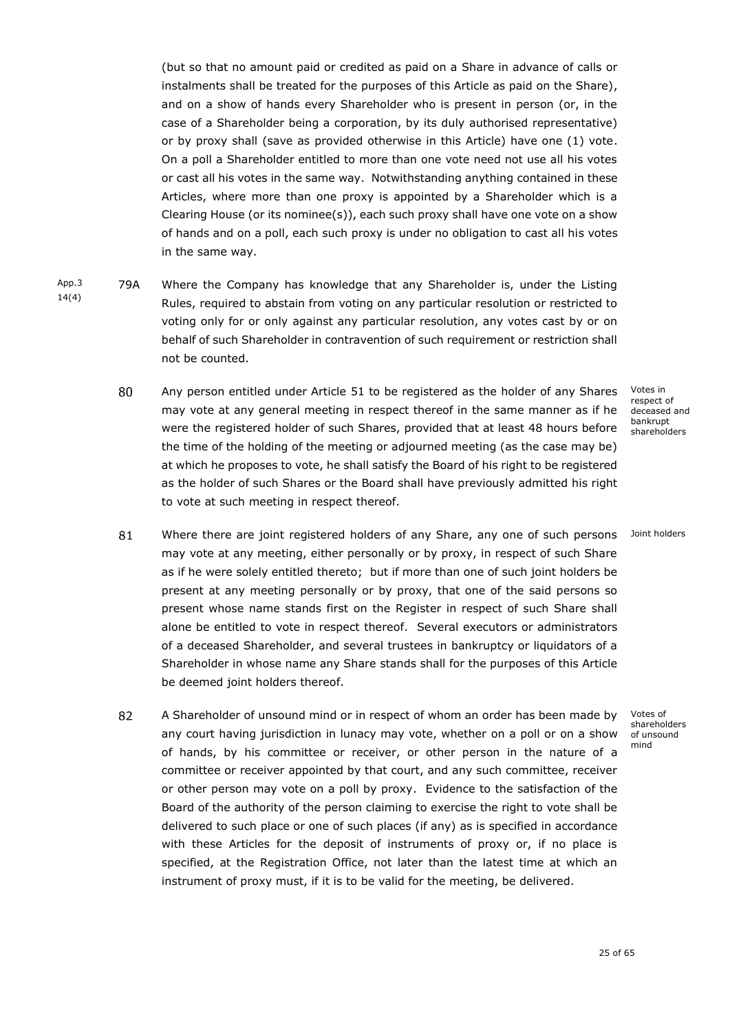(but so that no amount paid or credited as paid on a Share in advance of calls or instalments shall be treated for the purposes of this Article as paid on the Share), and on a show of hands every Shareholder who is present in person (or, in the case of a Shareholder being a corporation, by its duly authorised representative) or by proxy shall (save as provided otherwise in this Article) have one (1) vote. On a poll a Shareholder entitled to more than one vote need not use all his votes or cast all his votes in the same way. Notwithstanding anything contained in these Articles, where more than one proxy is appointed by a Shareholder which is a Clearing House (or its nominee(s)), each such proxy shall have one vote on a show of hands and on a poll, each such proxy is under no obligation to cast all his votes in the same way.

App.3 14(4)

79A Where the Company has knowledge that any Shareholder is, under the Listing Rules, required to abstain from voting on any particular resolution or restricted to voting only for or only against any particular resolution, any votes cast by or on behalf of such Shareholder in contravention of such requirement or restriction shall not be counted.

*Votes in respect of deceased and bankrupt shareholders*

80 Any person entitled under Article 51 to be registered as the holder of any Shares may vote at any general meeting in respect thereof in the same manner as if he were the registered holder of such Shares, provided that at least 48 hours before the time of the holding of the meeting or adjourned meeting (as the case may be) at which he proposes to vote, he shall satisfy the Board of his right to be registered as the holder of such Shares or the Board shall have previously admitted his right to vote at such meeting in respect thereof.

*Joint holders*

81 Where there are joint registered holders of any Share, any one of such persons may vote at any meeting, either personally or by proxy, in respect of such Share as if he were solely entitled thereto; but if more than one of such joint holders be present at any meeting personally or by proxy, that one of the said persons so present whose name stands first on the Register in respect of such Share shall alone be entitled to vote in respect thereof. Several executors or administrators of a deceased Shareholder, and several trustees in bankruptcy or liquidators of a Shareholder in whose name any Share stands shall for the purposes of this Article be deemed joint holders thereof.

*Votes of shareholders of unsound mind*

82 A Shareholder of unsound mind or in respect of whom an order has been made by any court having jurisdiction in lunacy may vote, whether on a poll or on a show of hands, by his committee or receiver, or other person in the nature of a committee or receiver appointed by that court, and any such committee, receiver or other person may vote on a poll by proxy. Evidence to the satisfaction of the Board of the authority of the person claiming to exercise the right to vote shall be delivered to such place or one of such places (if any) as is specified in accordance with these Articles for the deposit of instruments of proxy or, if no place is specified, at the Registration Office, not later than the latest time at which an instrument of proxy must, if it is to be valid for the meeting, be delivered.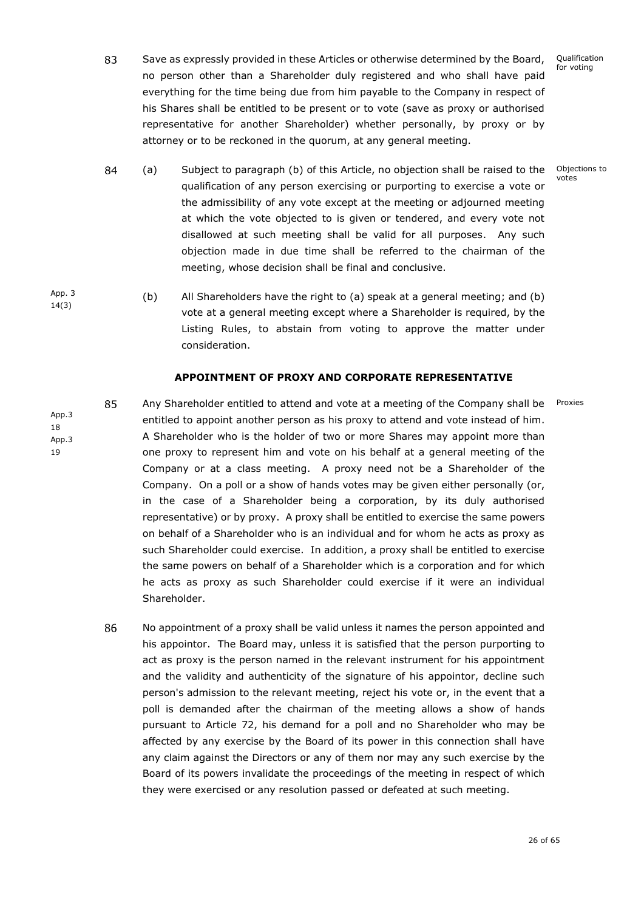83 Save as expressly provided in these Articles or otherwise determined by the Board, no person other than a Shareholder duly registered and who shall have paid everything for the time being due from him payable to the Company in respect of his Shares shall be entitled to be present or to vote (save as proxy or authorised representative for another Shareholder) whether personally, by proxy or by attorney or to be reckoned in the quorum, at any general meeting. *Qualification for voting*

84 (a) Subject to paragraph (b) of this Article, no objection shall be raised to the qualification of any person exercising or purporting to exercise a vote or the admissibility of any vote except at the meeting or adjourned meeting at which the vote objected to is given or tendered, and every vote not disallowed at such meeting shall be valid for all purposes. Any such objection made in due time shall be referred to the chairman of the meeting, whose decision shall be final and conclusive. *Objections to votes*

*App. 3 14(3)*

(b) All Shareholders have the right to (a) speak at a general meeting; and (b) vote at a general meeting except where a Shareholder is required, by the Listing Rules, to abstain from voting to approve the matter under consideration.

## APPOINTMENT OF PROXY AND CORPORATE REPRESENTATIVE

*App.3 18*
*App.3 19*

85 Any Shareholder entitled to attend and vote at a meeting of the Company shall be entitled to appoint another person as his proxy to attend and vote instead of him. A Shareholder who is the holder of two or more Shares may appoint more than one proxy to represent him and vote on his behalf at a general meeting of the Company or at a class meeting. A proxy need not be a Shareholder of the Company. On a poll or a show of hands votes may be given either personally (or, in the case of a Shareholder being a corporation, by its duly authorised representative) or by proxy. A proxy shall be entitled to exercise the same powers on behalf of a Shareholder who is an individual and for whom he acts as proxy as such Shareholder could exercise. In addition, a proxy shall be entitled to exercise the same powers on behalf of a Shareholder which is a corporation and for which he acts as proxy as such Shareholder could exercise if it were an individual Shareholder. *Proxies*

86 No appointment of a proxy shall be valid unless it names the person appointed and his appointor. The Board may, unless it is satisfied that the person purporting to act as proxy is the person named in the relevant instrument for his appointment and the validity and authenticity of the signature of his appointor, decline such person's admission to the relevant meeting, reject his vote or, in the event that a poll is demanded after the chairman of the meeting allows a show of hands pursuant to Article 72, his demand for a poll and no Shareholder who may be affected by any exercise by the Board of its power in this connection shall have any claim against the Directors or any of them nor may any such exercise by the Board of its powers invalidate the proceedings of the meeting in respect of which they were exercised or any resolution passed or defeated at such meeting.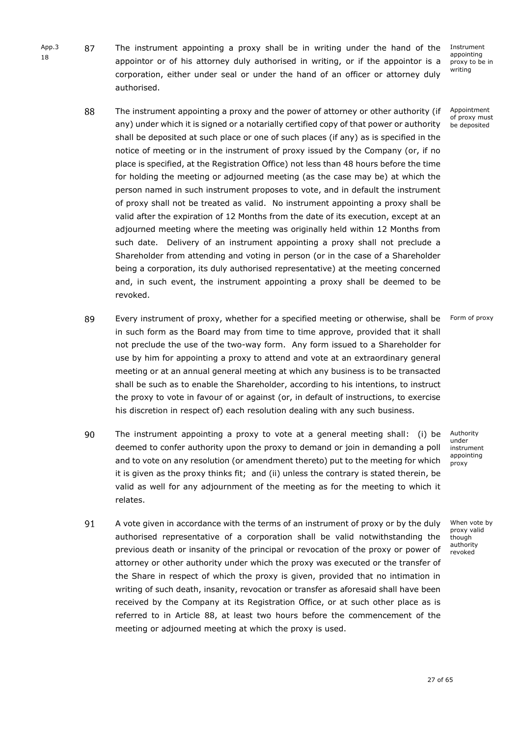App.3 18

87 The instrument appointing a proxy shall be in writing under the hand of the appointor or of his attorney duly authorised in writing, or if the appointor is a corporation, either under seal or under the hand of an officer or attorney duly authorised.

*Instrument appointing proxy to be in writing*

88 The instrument appointing a proxy and the power of attorney or other authority (if any) under which it is signed or a notarially certified copy of that power or authority shall be deposited at such place or one of such places (if any) as is specified in the notice of meeting or in the instrument of proxy issued by the Company (or, if no place is specified, at the Registration Office) not less than 48 hours before the time for holding the meeting or adjourned meeting (as the case may be) at which the person named in such instrument proposes to vote, and in default the instrument of proxy shall not be treated as valid. No instrument appointing a proxy shall be valid after the expiration of 12 Months from the date of its execution, except at an adjourned meeting where the meeting was originally held within 12 Months from such date. Delivery of an instrument appointing a proxy shall not preclude a Shareholder from attending and voting in person (or in the case of a Shareholder being a corporation, its duly authorised representative) at the meeting concerned and, in such event, the instrument appointing a proxy shall be deemed to be revoked.

*Appointment of proxy must be deposited*

89 Every instrument of proxy, whether for a specified meeting or otherwise, shall be in such form as the Board may from time to time approve, provided that it shall not preclude the use of the two-way form. Any form issued to a Shareholder for use by him for appointing a proxy to attend and vote at an extraordinary general meeting or at an annual general meeting at which any business is to be transacted shall be such as to enable the Shareholder, according to his intentions, to instruct the proxy to vote in favour of or against (or, in default of instructions, to exercise his discretion in respect of) each resolution dealing with any such business.

*Form of proxy*

90 The instrument appointing a proxy to vote at a general meeting shall: (i) be deemed to confer authority upon the proxy to demand or join in demanding a poll and to vote on any resolution (or amendment thereto) put to the meeting for which it is given as the proxy thinks fit; and (ii) unless the contrary is stated therein, be valid as well for any adjournment of the meeting as for the meeting to which it relates.

*Authority under instrument appointing proxy*

91 A vote given in accordance with the terms of an instrument of proxy or by the duly authorised representative of a corporation shall be valid notwithstanding the previous death or insanity of the principal or revocation of the proxy or power of attorney or other authority under which the proxy was executed or the transfer of the Share in respect of which the proxy is given, provided that no intimation in writing of such death, insanity, revocation or transfer as aforesaid shall have been received by the Company at its Registration Office, or at such other place as is referred to in Article 88, at least two hours before the commencement of the meeting or adjourned meeting at which the proxy is used.

*When vote by proxy valid though authority revoked*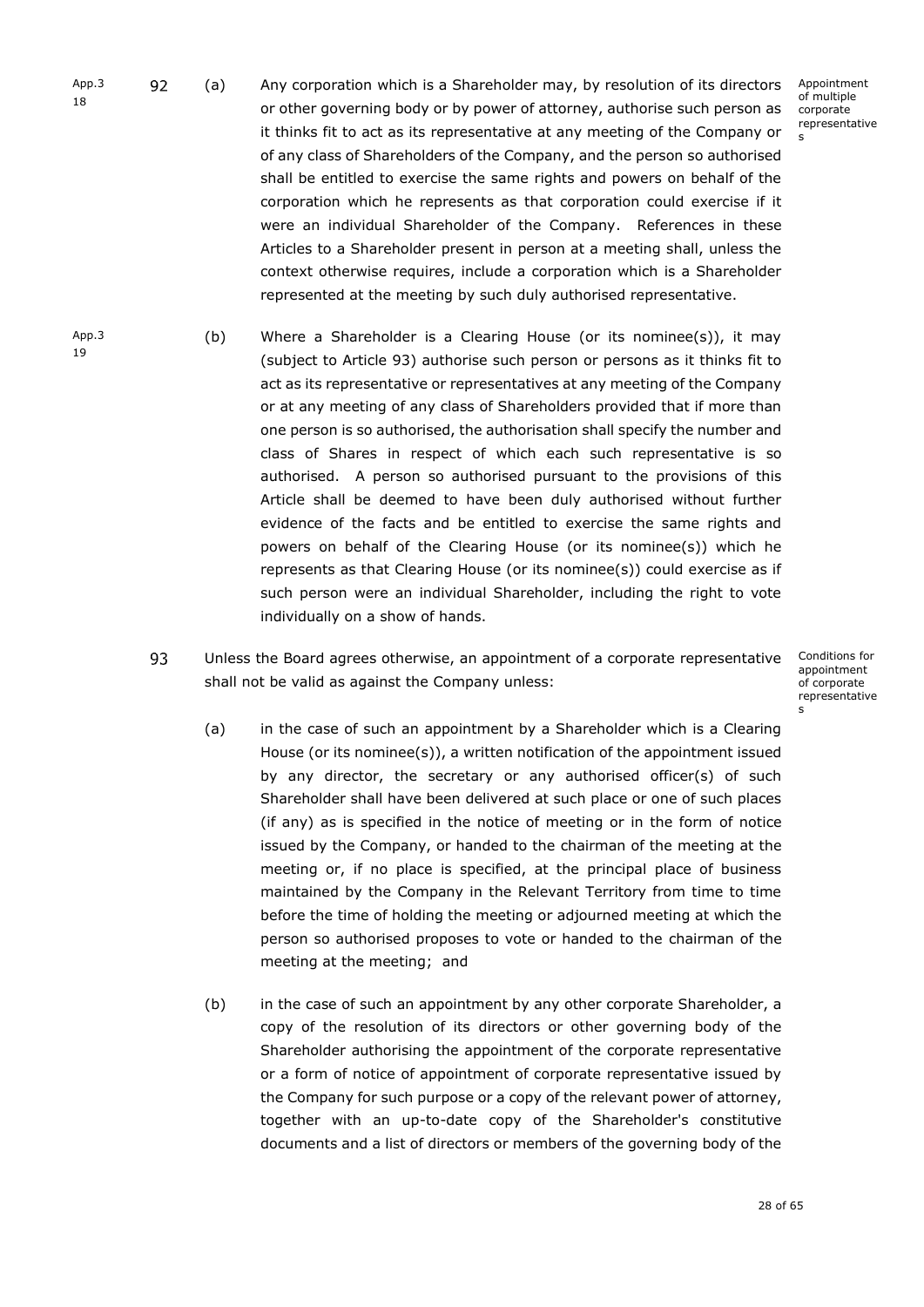App.3 18

92 (a) Any corporation which is a Shareholder may, by resolution of its directors or other governing body or by power of attorney, authorise such person as it thinks fit to act as its representative at any meeting of the Company or of any class of Shareholders of the Company, and the person so authorised shall be entitled to exercise the same rights and powers on behalf of the corporation which he represents as that corporation could exercise if it were an individual Shareholder of the Company. References in these Articles to a Shareholder present in person at a meeting shall, unless the context otherwise requires, include a corporation which is a Shareholder represented at the meeting by such duly authorised representative.

*Appointment of multiple corporate representatives*

App.3 19

(b) Where a Shareholder is a Clearing House (or its nominee(s)), it may (subject to Article 93) authorise such person or persons as it thinks fit to act as its representative or representatives at any meeting of the Company or at any meeting of any class of Shareholders provided that if more than one person is so authorised, the authorisation shall specify the number and class of Shares in respect of which each such representative is so authorised. A person so authorised pursuant to the provisions of this Article shall be deemed to have been duly authorised without further evidence of the facts and be entitled to exercise the same rights and powers on behalf of the Clearing House (or its nominee(s)) which he represents as that Clearing House (or its nominee(s)) could exercise as if such person were an individual Shareholder, including the right to vote individually on a show of hands.

93 Unless the Board agrees otherwise, an appointment of a corporate representative shall not be valid as against the Company unless:

*Conditions for appointment of corporate representatives*

(a) in the case of such an appointment by a Shareholder which is a Clearing House (or its nominee(s)), a written notification of the appointment issued by any director, the secretary or any authorised officer(s) of such Shareholder shall have been delivered at such place or one of such places (if any) as is specified in the notice of meeting or in the form of notice issued by the Company, or handed to the chairman of the meeting at the meeting or, if no place is specified, at the principal place of business maintained by the Company in the Relevant Territory from time to time before the time of holding the meeting or adjourned meeting at which the person so authorised proposes to vote or handed to the chairman of the meeting at the meeting; and

(b) in the case of such an appointment by any other corporate Shareholder, a copy of the resolution of its directors or other governing body of the Shareholder authorising the appointment of the corporate representative or a form of notice of appointment of corporate representative issued by the Company for such purpose or a copy of the relevant power of attorney, together with an up-to-date copy of the Shareholder's constitutive documents and a list of directors or members of the governing body of the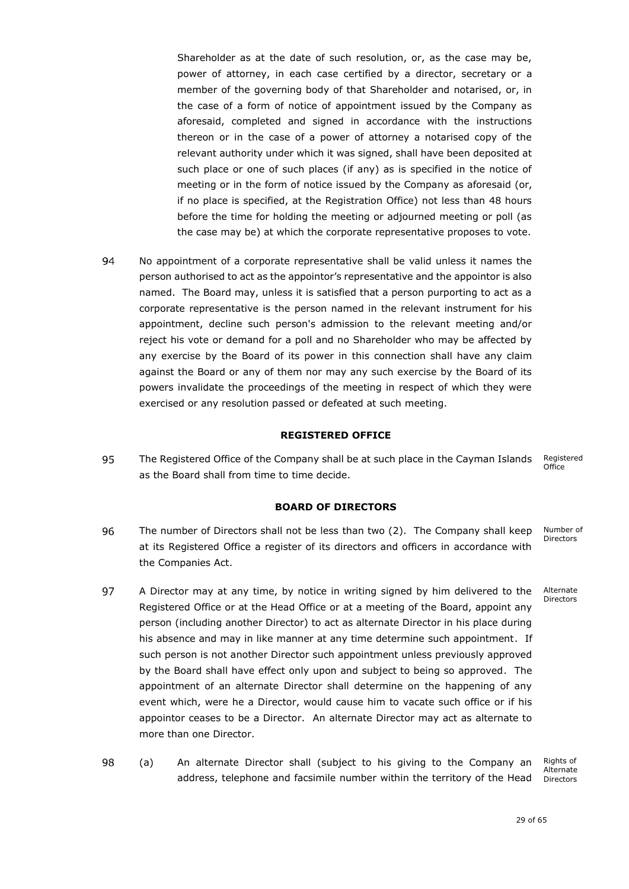Shareholder as at the date of such resolution, or, as the case may be, power of attorney, in each case certified by a director, secretary or a member of the governing body of that Shareholder and notarised, or, in the case of a form of notice of appointment issued by the Company as aforesaid, completed and signed in accordance with the instructions thereon or in the case of a power of attorney a notarised copy of the relevant authority under which it was signed, shall have been deposited at such place or one of such places (if any) as is specified in the notice of meeting or in the form of notice issued by the Company as aforesaid (or, if no place is specified, at the Registration Office) not less than 48 hours before the time for holding the meeting or adjourned meeting or poll (as the case may be) at which the corporate representative proposes to vote.

94 No appointment of a corporate representative shall be valid unless it names the person authorised to act as the appointor's representative and the appointor is also named. The Board may, unless it is satisfied that a person purporting to act as a corporate representative is the person named in the relevant instrument for his appointment, decline such person's admission to the relevant meeting and/or reject his vote or demand for a poll and no Shareholder who may be affected by any exercise by the Board of its power in this connection shall have any claim against the Board or any of them nor may any such exercise by the Board of its powers invalidate the proceedings of the meeting in respect of which they were exercised or any resolution passed or defeated at such meeting.

## REGISTERED OFFICE

95 The Registered Office of the Company shall be at such place in the Cayman Islands as the Board shall from time to time decide. *Registered Office*

## BOARD OF DIRECTORS

96 The number of Directors shall not be less than two (2). The Company shall keep at its Registered Office a register of its directors and officers in accordance with the Companies Act. *Number of Directors*

97 A Director may at any time, by notice in writing signed by him delivered to the Registered Office or at the Head Office or at a meeting of the Board, appoint any person (including another Director) to act as alternate Director in his place during his absence and may in like manner at any time determine such appointment. If such person is not another Director such appointment unless previously approved by the Board shall have effect only upon and subject to being so approved. The appointment of an alternate Director shall determine on the happening of any event which, were he a Director, would cause him to vacate such office or if his appointor ceases to be a Director. An alternate Director may act as alternate to more than one Director. *Alternate Directors*

98 (a) An alternate Director shall (subject to his giving to the Company an address, telephone and facsimile number within the territory of the Head *Rights of Alternate Directors*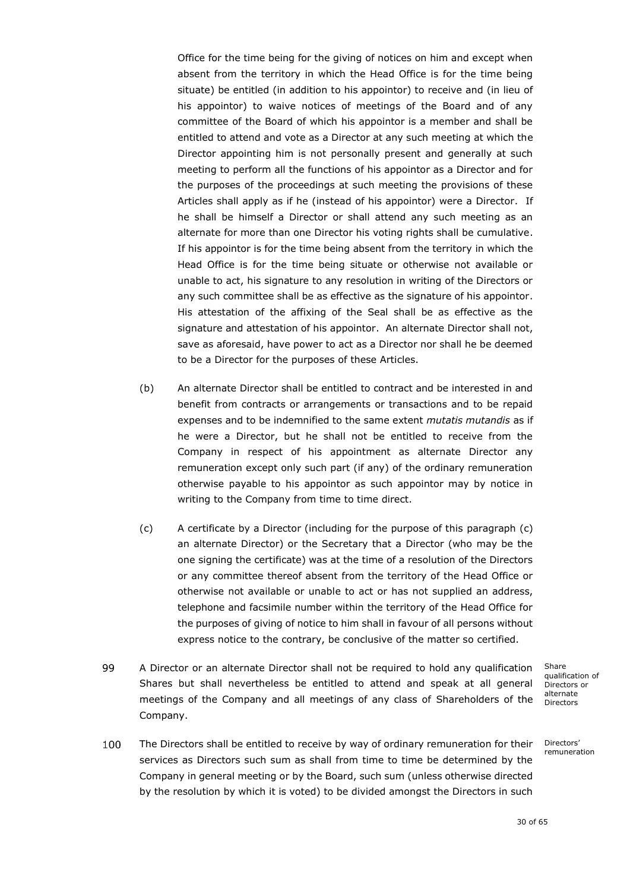Office for the time being for the giving of notices on him and except when absent from the territory in which the Head Office is for the time being situate) be entitled (in addition to his appointor) to receive and (in lieu of his appointor) to waive notices of meetings of the Board and of any committee of the Board of which his appointor is a member and shall be entitled to attend and vote as a Director at any such meeting at which the Director appointing him is not personally present and generally at such meeting to perform all the functions of his appointor as a Director and for the purposes of the proceedings at such meeting the provisions of these Articles shall apply as if he (instead of his appointor) were a Director. If he shall be himself a Director or shall attend any such meeting as an alternate for more than one Director his voting rights shall be cumulative. If his appointor is for the time being absent from the territory in which the Head Office is for the time being situate or otherwise not available or unable to act, his signature to any resolution in writing of the Directors or any such committee shall be as effective as the signature of his appointor. His attestation of the affixing of the Seal shall be as effective as the signature and attestation of his appointor. An alternate Director shall not, save as aforesaid, have power to act as a Director nor shall he be deemed to be a Director for the purposes of these Articles.

(b) An alternate Director shall be entitled to contract and be interested in and benefit from contracts or arrangements or transactions and to be repaid expenses and to be indemnified to the same extent *mutatis mutandis* as if he were a Director, but he shall not be entitled to receive from the Company in respect of his appointment as alternate Director any remuneration except only such part (if any) of the ordinary remuneration otherwise payable to his appointor as such appointor may by notice in writing to the Company from time to time direct.

(c) A certificate by a Director (including for the purpose of this paragraph (c) an alternate Director) or the Secretary that a Director (who may be the one signing the certificate) was at the time of a resolution of the Directors or any committee thereof absent from the territory of the Head Office or otherwise not available or unable to act or has not supplied an address, telephone and facsimile number within the territory of the Head Office for the purposes of giving of notice to him shall in favour of all persons without express notice to the contrary, be conclusive of the matter so certified.

**Share qualification of Directors or alternate Directors**

99 A Director or an alternate Director shall not be required to hold any qualification Shares but shall nevertheless be entitled to attend and speak at all general meetings of the Company and all meetings of any class of Shareholders of the Company.

**Directors' remuneration**

100 The Directors shall be entitled to receive by way of ordinary remuneration for their services as Directors such sum as shall from time to time be determined by the Company in general meeting or by the Board, such sum (unless otherwise directed by the resolution by which it is voted) to be divided amongst the Directors in such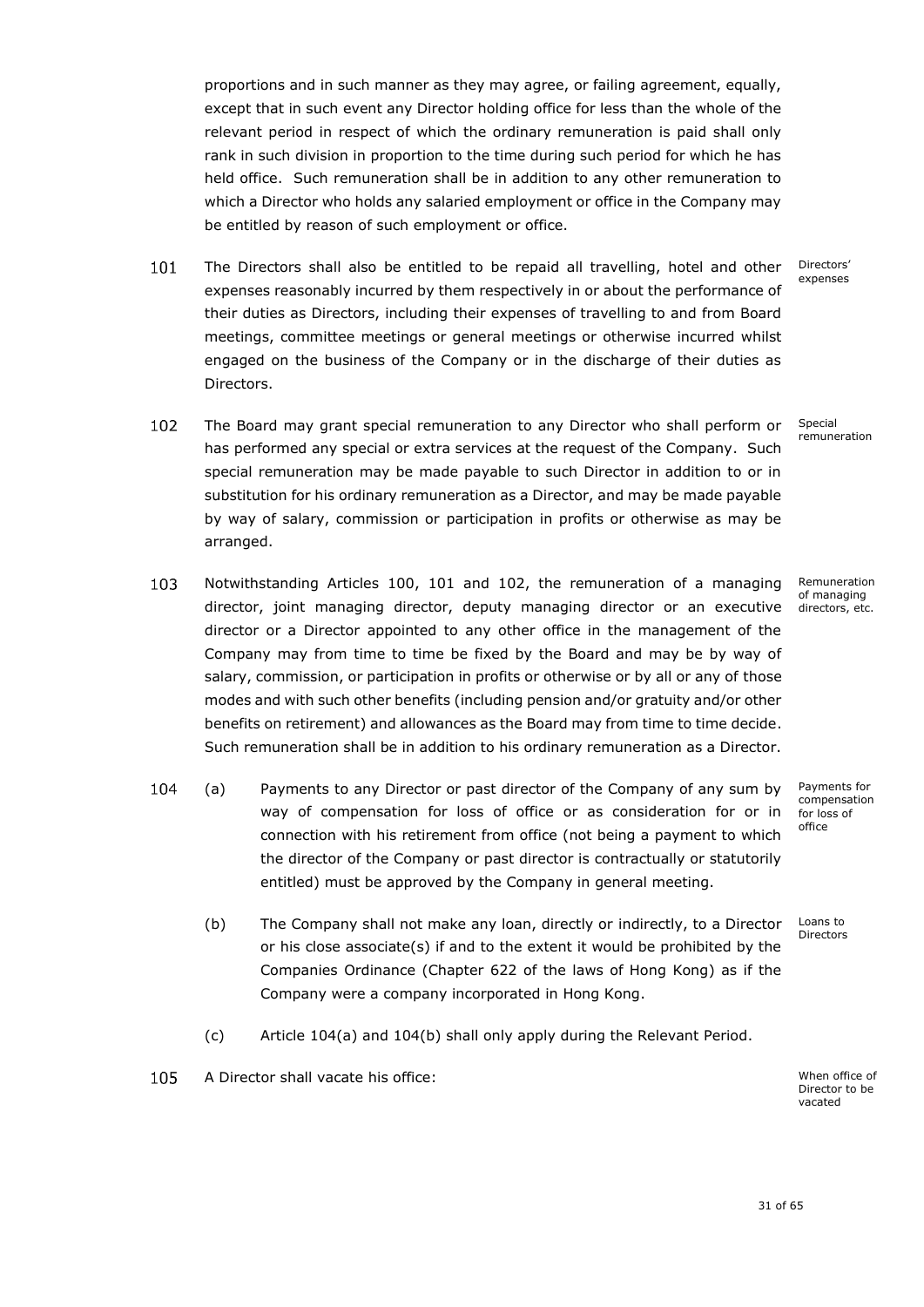proportions and in such manner as they may agree, or failing agreement, equally, except that in such event any Director holding office for less than the whole of the relevant period in respect of which the ordinary remuneration is paid shall only rank in such division in proportion to the time during such period for which he has held office. Such remuneration shall be in addition to any other remuneration to which a Director who holds any salaried employment or office in the Company may be entitled by reason of such employment or office.

101 The Directors shall also be entitled to be repaid all travelling, hotel and other expenses reasonably incurred by them respectively in or about the performance of their duties as Directors, including their expenses of travelling to and from Board meetings, committee meetings or general meetings or otherwise incurred whilst engaged on the business of the Company or in the discharge of their duties as Directors.

*Directors' expenses*

102 The Board may grant special remuneration to any Director who shall perform or has performed any special or extra services at the request of the Company. Such special remuneration may be made payable to such Director in addition to or in substitution for his ordinary remuneration as a Director, and may be made payable by way of salary, commission or participation in profits or otherwise as may be arranged.

*Special remuneration*

103 Notwithstanding Articles 100, 101 and 102, the remuneration of a managing director, joint managing director, deputy managing director or an executive director or a Director appointed to any other office in the management of the Company may from time to time be fixed by the Board and may be by way of salary, commission, or participation in profits or otherwise or by all or any of those modes and with such other benefits (including pension and/or gratuity and/or other benefits on retirement) and allowances as the Board may from time to time decide. Such remuneration shall be in addition to his ordinary remuneration as a Director.

*Remuneration of managing directors, etc.*

104 (a) Payments to any Director or past director of the Company of any sum by way of compensation for loss of office or as consideration for or in connection with his retirement from office (not being a payment to which the director of the Company or past director is contractually or statutorily entitled) must be approved by the Company in general meeting.

*Payments for compensation for loss of office*

(b) The Company shall not make any loan, directly or indirectly, to a Director or his close associate(s) if and to the extent it would be prohibited by the Companies Ordinance (Chapter 622 of the laws of Hong Kong) as if the Company were a company incorporated in Hong Kong.

*Loans to Directors*

(c) Article 104(a) and 104(b) shall only apply during the Relevant Period.

105 A Director shall vacate his office:

*When office of Director to be vacated*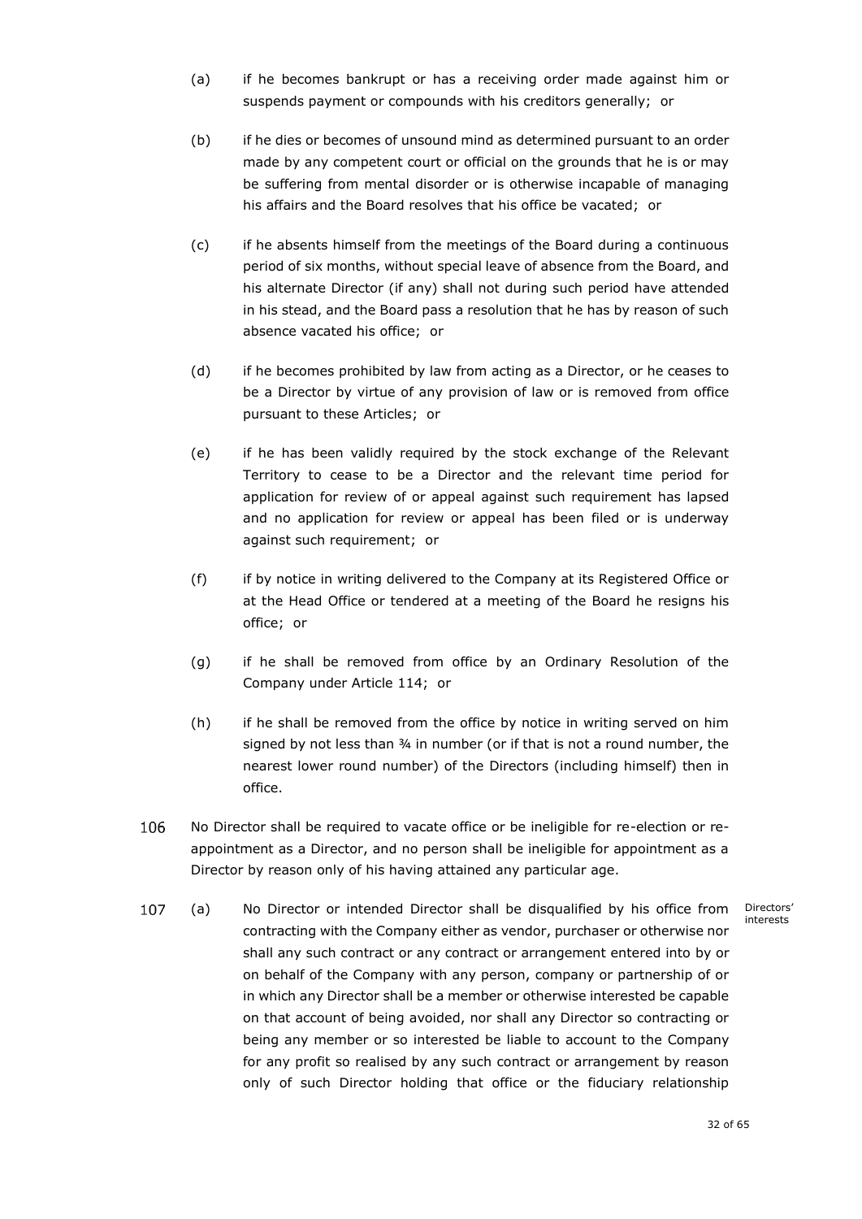(a) if he becomes bankrupt or has a receiving order made against him or suspends payment or compounds with his creditors generally; or

(b) if he dies or becomes of unsound mind as determined pursuant to an order made by any competent court or official on the grounds that he is or may be suffering from mental disorder or is otherwise incapable of managing his affairs and the Board resolves that his office be vacated; or

(c) if he absents himself from the meetings of the Board during a continuous period of six months, without special leave of absence from the Board, and his alternate Director (if any) shall not during such period have attended in his stead, and the Board pass a resolution that he has by reason of such absence vacated his office; or

(d) if he becomes prohibited by law from acting as a Director, or he ceases to be a Director by virtue of any provision of law or is removed from office pursuant to these Articles; or

(e) if he has been validly required by the stock exchange of the Relevant Territory to cease to be a Director and the relevant time period for application for review of or appeal against such requirement has lapsed and no application for review or appeal has been filed or is underway against such requirement; or

(f) if by notice in writing delivered to the Company at its Registered Office or at the Head Office or tendered at a meeting of the Board he resigns his office; or

(g) if he shall be removed from office by an Ordinary Resolution of the Company under Article 114; or

(h) if he shall be removed from the office by notice in writing served on him signed by not less than ¾ in number (or if that is not a round number, the nearest lower round number) of the Directors (including himself) then in office.

106 No Director shall be required to vacate office or be ineligible for re-election or re-appointment as a Director, and no person shall be ineligible for appointment as a Director by reason only of his having attained any particular age.

Directors' interests

107 (a) No Director or intended Director shall be disqualified by his office from contracting with the Company either as vendor, purchaser or otherwise nor shall any such contract or any contract or arrangement entered into by or on behalf of the Company with any person, company or partnership of or in which any Director shall be a member or otherwise interested be capable on that account of being avoided, nor shall any Director so contracting or being any member or so interested be liable to account to the Company for any profit so realised by any such contract or arrangement by reason only of such Director holding that office or the fiduciary relationship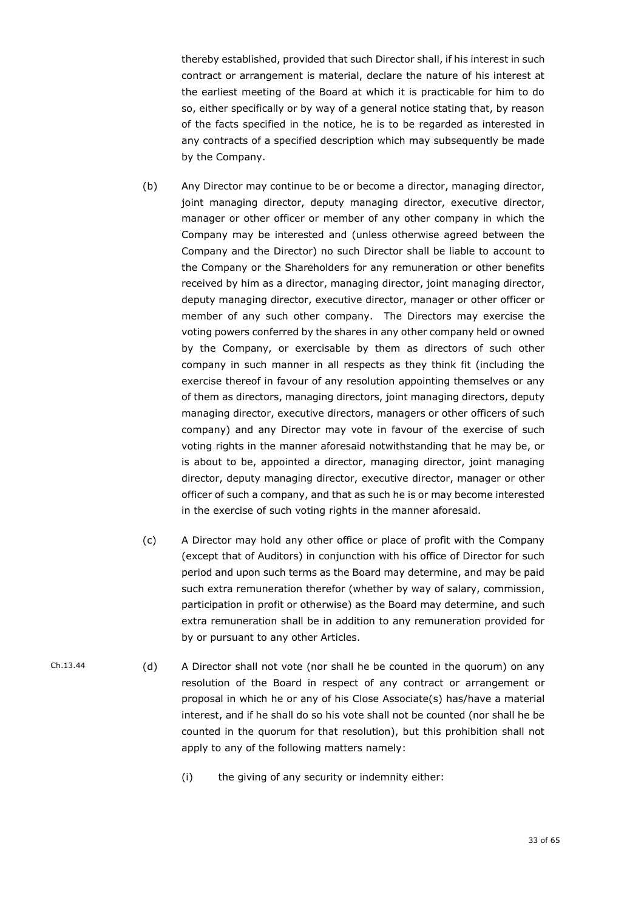thereby established, provided that such Director shall, if his interest in such contract or arrangement is material, declare the nature of his interest at the earliest meeting of the Board at which it is practicable for him to do so, either specifically or by way of a general notice stating that, by reason of the facts specified in the notice, he is to be regarded as interested in any contracts of a specified description which may subsequently be made by the Company.

(b) Any Director may continue to be or become a director, managing director, joint managing director, deputy managing director, executive director, manager or other officer or member of any other company in which the Company may be interested and (unless otherwise agreed between the Company and the Director) no such Director shall be liable to account to the Company or the Shareholders for any remuneration or other benefits received by him as a director, managing director, joint managing director, deputy managing director, executive director, manager or other officer or member of any such other company. The Directors may exercise the voting powers conferred by the shares in any other company held or owned by the Company, or exercisable by them as directors of such other company in such manner in all respects as they think fit (including the exercise thereof in favour of any resolution appointing themselves or any of them as directors, managing directors, joint managing directors, deputy managing director, executive directors, managers or other officers of such company) and any Director may vote in favour of the exercise of such voting rights in the manner aforesaid notwithstanding that he may be, or is about to be, appointed a director, managing director, joint managing director, deputy managing director, executive director, manager or other officer of such a company, and that as such he is or may become interested in the exercise of such voting rights in the manner aforesaid.

(c) A Director may hold any other office or place of profit with the Company (except that of Auditors) in conjunction with his office of Director for such period and upon such terms as the Board may determine, and may be paid such extra remuneration therefor (whether by way of salary, commission, participation in profit or otherwise) as the Board may determine, and such extra remuneration shall be in addition to any remuneration provided for by or pursuant to any other Articles.

Ch.13.44

(d) A Director shall not vote (nor shall he be counted in the quorum) on any resolution of the Board in respect of any contract or arrangement or proposal in which he or any of his Close Associate(s) has/have a material interest, and if he shall do so his vote shall not be counted (nor shall he be counted in the quorum for that resolution), but this prohibition shall not apply to any of the following matters namely:

(i) the giving of any security or indemnity either: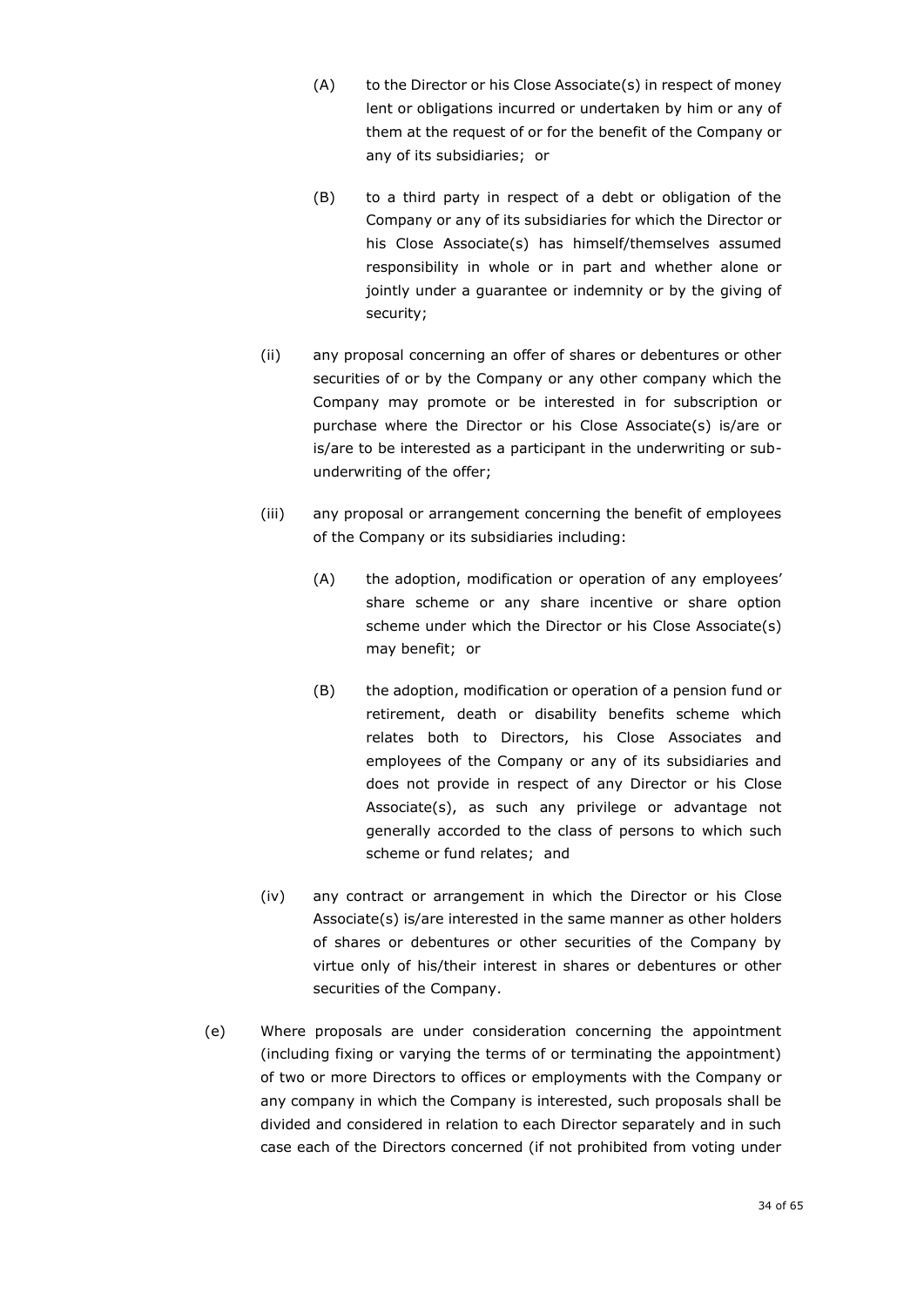(A) to the Director or his Close Associate(s) in respect of money lent or obligations incurred or undertaken by him or any of them at the request of or for the benefit of the Company or any of its subsidiaries; or

(B) to a third party in respect of a debt or obligation of the Company or any of its subsidiaries for which the Director or his Close Associate(s) has himself/themselves assumed responsibility in whole or in part and whether alone or jointly under a guarantee or indemnity or by the giving of security;

(ii) any proposal concerning an offer of shares or debentures or other securities of or by the Company or any other company which the Company may promote or be interested in for subscription or purchase where the Director or his Close Associate(s) is/are or is/are to be interested as a participant in the underwriting or sub-underwriting of the offer;

(iii) any proposal or arrangement concerning the benefit of employees of the Company or its subsidiaries including:

(A) the adoption, modification or operation of any employees' share scheme or any share incentive or share option scheme under which the Director or his Close Associate(s) may benefit; or

(B) the adoption, modification or operation of a pension fund or retirement, death or disability benefits scheme which relates both to Directors, his Close Associates and employees of the Company or any of its subsidiaries and does not provide in respect of any Director or his Close Associate(s), as such any privilege or advantage not generally accorded to the class of persons to which such scheme or fund relates; and

(iv) any contract or arrangement in which the Director or his Close Associate(s) is/are interested in the same manner as other holders of shares or debentures or other securities of the Company by virtue only of his/their interest in shares or debentures or other securities of the Company.

(e) Where proposals are under consideration concerning the appointment (including fixing or varying the terms of or terminating the appointment) of two or more Directors to offices or employments with the Company or any company in which the Company is interested, such proposals shall be divided and considered in relation to each Director separately and in such case each of the Directors concerned (if not prohibited from voting under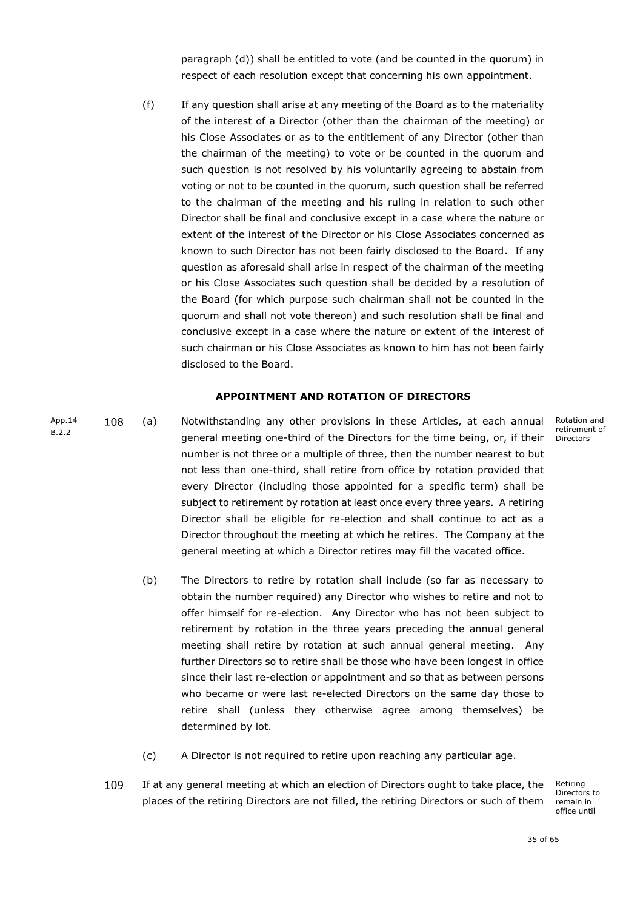paragraph (d)) shall be entitled to vote (and be counted in the quorum) in respect of each resolution except that concerning his own appointment.

(f) If any question shall arise at any meeting of the Board as to the materiality of the interest of a Director (other than the chairman of the meeting) or his Close Associates or as to the entitlement of any Director (other than the chairman of the meeting) to vote or be counted in the quorum and such question is not resolved by his voluntarily agreeing to abstain from voting or not to be counted in the quorum, such question shall be referred to the chairman of the meeting and his ruling in relation to such other Director shall be final and conclusive except in a case where the nature or extent of the interest of the Director or his Close Associates concerned as known to such Director has not been fairly disclosed to the Board. If any question as aforesaid shall arise in respect of the chairman of the meeting or his Close Associates such question shall be decided by a resolution of the Board (for which purpose such chairman shall not be counted in the quorum and shall not vote thereon) and such resolution shall be final and conclusive except in a case where the nature or extent of the interest of such chairman or his Close Associates as known to him has not been fairly disclosed to the Board.

## APPOINTMENT AND ROTATION OF DIRECTORS

App.14 B.2.2

108 (a) Notwithstanding any other provisions in these Articles, at each annual general meeting one-third of the Directors for the time being, or, if their number is not three or a multiple of three, then the number nearest to but not less than one-third, shall retire from office by rotation provided that every Director (including those appointed for a specific term) shall be subject to retirement by rotation at least once every three years. A retiring Director shall be eligible for re-election and shall continue to act as a Director throughout the meeting at which he retires. The Company at the general meeting at which a Director retires may fill the vacated office.

Rotation and retirement of Directors

(b) The Directors to retire by rotation shall include (so far as necessary to obtain the number required) any Director who wishes to retire and not to offer himself for re-election. Any Director who has not been subject to retirement by rotation in the three years preceding the annual general meeting shall retire by rotation at such annual general meeting. Any further Directors so to retire shall be those who have been longest in office since their last re-election or appointment and so that as between persons who became or were last re-elected Directors on the same day those to retire shall (unless they otherwise agree among themselves) be determined by lot.

(c) A Director is not required to retire upon reaching any particular age.

109 If at any general meeting at which an election of Directors ought to take place, the places of the retiring Directors are not filled, the retiring Directors or such of them

Retiring Directors to remain in office until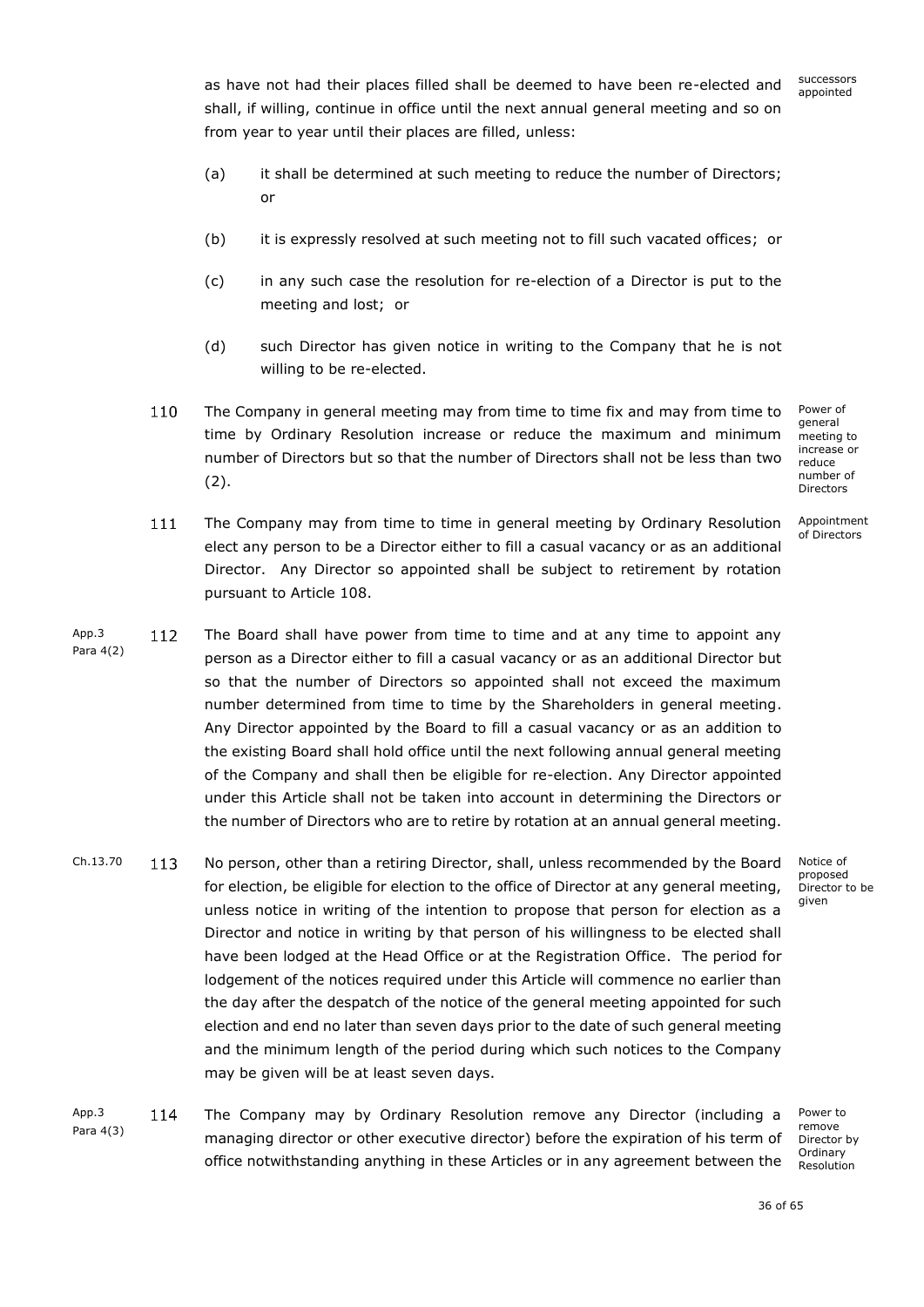as have not had their places filled shall be deemed to have been re-elected and shall, if willing, continue in office until the next annual general meeting and so on from year to year until their places are filled, unless:

successors appointed

(a) it shall be determined at such meeting to reduce the number of Directors; or

(b) it is expressly resolved at such meeting not to fill such vacated offices; or

(c) in any such case the resolution for re-election of a Director is put to the meeting and lost; or

(d) such Director has given notice in writing to the Company that he is not willing to be re-elected.

110 The Company in general meeting may from time to time fix and may from time to time by Ordinary Resolution increase or reduce the maximum and minimum number of Directors but so that the number of Directors shall not be less than two (2).

Power of general meeting to increase or reduce number of Directors

111 The Company may from time to time in general meeting by Ordinary Resolution elect any person to be a Director either to fill a casual vacancy or as an additional Director. Any Director so appointed shall be subject to retirement by rotation pursuant to Article 108.

Appointment of Directors

App.3 Para 4(2)

112 The Board shall have power from time to time and at any time to appoint any person as a Director either to fill a casual vacancy or as an additional Director but so that the number of Directors so appointed shall not exceed the maximum number determined from time to time by the Shareholders in general meeting. Any Director appointed by the Board to fill a casual vacancy or as an addition to the existing Board shall hold office until the next following annual general meeting of the Company and shall then be eligible for re-election. Any Director appointed under this Article shall not be taken into account in determining the Directors or the number of Directors who are to retire by rotation at an annual general meeting.

Ch.13.70

113 No person, other than a retiring Director, shall, unless recommended by the Board for election, be eligible for election to the office of Director at any general meeting, unless notice in writing of the intention to propose that person for election as a Director and notice in writing by that person of his willingness to be elected shall have been lodged at the Head Office or at the Registration Office. The period for lodgement of the notices required under this Article will commence no earlier than the day after the despatch of the notice of the general meeting appointed for such election and end no later than seven days prior to the date of such general meeting and the minimum length of the period during which such notices to the Company may be given will be at least seven days.

Notice of proposed Director to be given

App.3 Para 4(3)

114 The Company may by Ordinary Resolution remove any Director (including a managing director or other executive director) before the expiration of his term of office notwithstanding anything in these Articles or in any agreement between the

Power to remove Director by Ordinary Resolution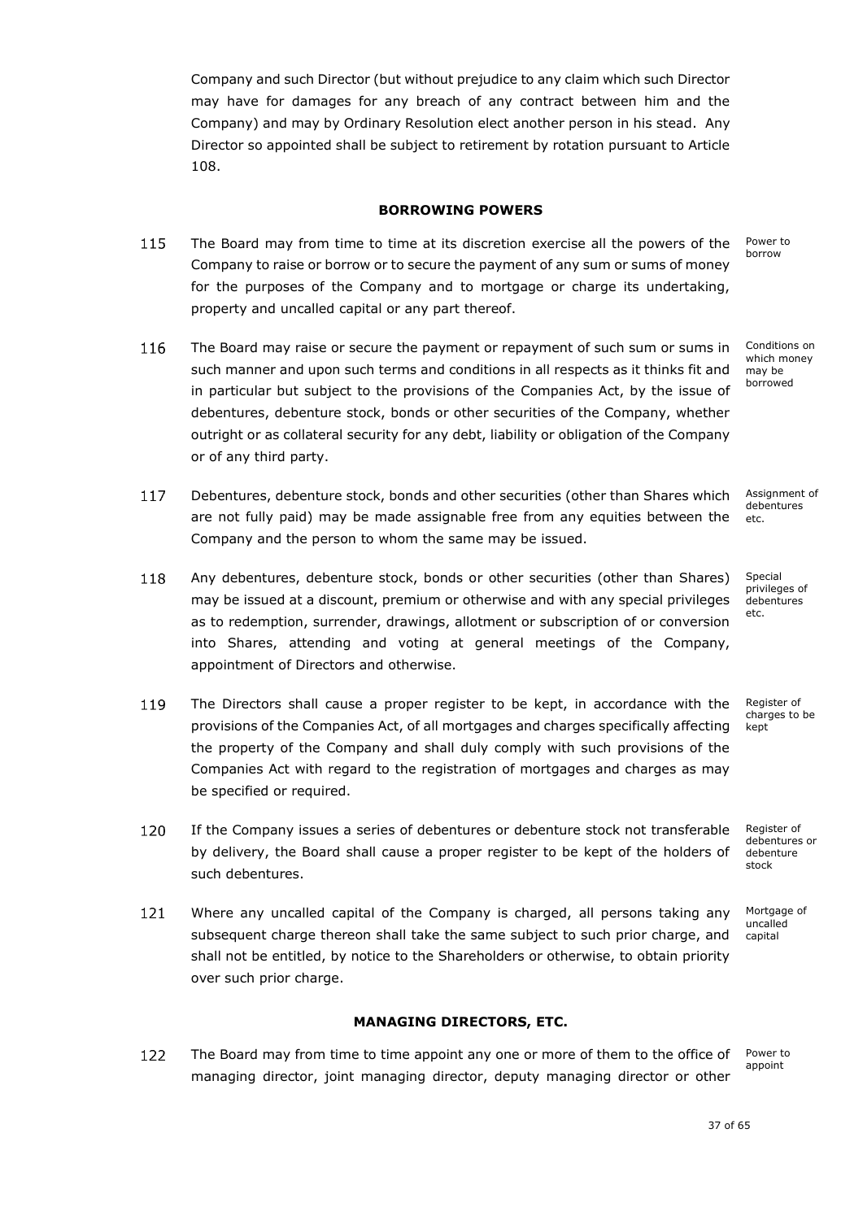Company and such Director (but without prejudice to any claim which such Director may have for damages for any breach of any contract between him and the Company) and may by Ordinary Resolution elect another person in his stead. Any Director so appointed shall be subject to retirement by rotation pursuant to Article 108.

## BORROWING POWERS

115 The Board may from time to time at its discretion exercise all the powers of the Company to raise or borrow or to secure the payment of any sum or sums of money for the purposes of the Company and to mortgage or charge its undertaking, property and uncalled capital or any part thereof. *Power to borrow*

116 The Board may raise or secure the payment or repayment of such sum or sums in such manner and upon such terms and conditions in all respects as it thinks fit and in particular but subject to the provisions of the Companies Act, by the issue of debentures, debenture stock, bonds or other securities of the Company, whether outright or as collateral security for any debt, liability or obligation of the Company or of any third party. *Conditions on which money may be borrowed*

117 Debentures, debenture stock, bonds and other securities (other than Shares which are not fully paid) may be made assignable free from any equities between the Company and the person to whom the same may be issued. *Assignment of debentures etc.*

118 Any debentures, debenture stock, bonds or other securities (other than Shares) may be issued at a discount, premium or otherwise and with any special privileges as to redemption, surrender, drawings, allotment or subscription of or conversion into Shares, attending and voting at general meetings of the Company, appointment of Directors and otherwise. *Special privileges of debentures etc.*

119 The Directors shall cause a proper register to be kept, in accordance with the provisions of the Companies Act, of all mortgages and charges specifically affecting the property of the Company and shall duly comply with such provisions of the Companies Act with regard to the registration of mortgages and charges as may be specified or required. *Register of charges to be kept*

120 If the Company issues a series of debentures or debenture stock not transferable by delivery, the Board shall cause a proper register to be kept of the holders of such debentures. *Register of debentures or debenture stock*

121 Where any uncalled capital of the Company is charged, all persons taking any subsequent charge thereon shall take the same subject to such prior charge, and shall not be entitled, by notice to the Shareholders or otherwise, to obtain priority over such prior charge. *Mortgage of uncalled capital*

## MANAGING DIRECTORS, ETC.

122 The Board may from time to time appoint any one or more of them to the office of managing director, joint managing director, deputy managing director or other *Power to appoint*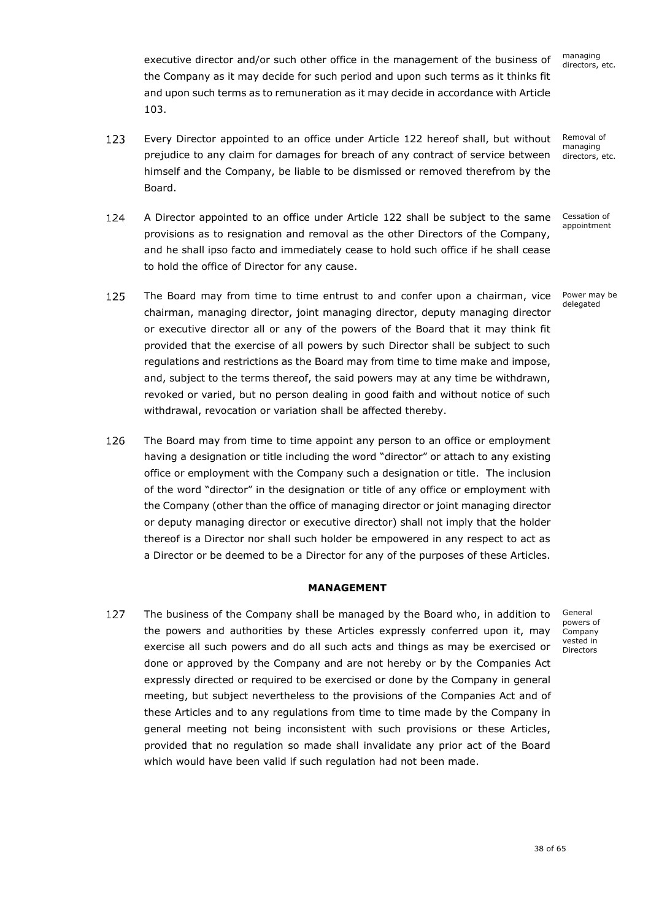executive director and/or such other office in the management of the business of the Company as it may decide for such period and upon such terms as it thinks fit and upon such terms as to remuneration as it may decide in accordance with Article 103.

*managing directors, etc.*

123 Every Director appointed to an office under Article 122 hereof shall, but without prejudice to any claim for damages for breach of any contract of service between himself and the Company, be liable to be dismissed or removed therefrom by the Board.

*Removal of managing directors, etc.*

124 A Director appointed to an office under Article 122 shall be subject to the same provisions as to resignation and removal as the other Directors of the Company, and he shall ipso facto and immediately cease to hold such office if he shall cease to hold the office of Director for any cause.

*Cessation of appointment*

125 The Board may from time to time entrust to and confer upon a chairman, vice chairman, managing director, joint managing director, deputy managing director or executive director all or any of the powers of the Board that it may think fit provided that the exercise of all powers by such Director shall be subject to such regulations and restrictions as the Board may from time to time make and impose, and, subject to the terms thereof, the said powers may at any time be withdrawn, revoked or varied, but no person dealing in good faith and without notice of such withdrawal, revocation or variation shall be affected thereby.

*Power may be delegated*

126 The Board may from time to time appoint any person to an office or employment having a designation or title including the word "director" or attach to any existing office or employment with the Company such a designation or title. The inclusion of the word "director" in the designation or title of any office or employment with the Company (other than the office of managing director or joint managing director or deputy managing director or executive director) shall not imply that the holder thereof is a Director nor shall such holder be empowered in any respect to act as a Director or be deemed to be a Director for any of the purposes of these Articles.

## MANAGEMENT

127 The business of the Company shall be managed by the Board who, in addition to the powers and authorities by these Articles expressly conferred upon it, may exercise all such powers and do all such acts and things as may be exercised or done or approved by the Company and are not hereby or by the Companies Act expressly directed or required to be exercised or done by the Company in general meeting, but subject nevertheless to the provisions of the Companies Act and of these Articles and to any regulations from time to time made by the Company in general meeting not being inconsistent with such provisions or these Articles, provided that no regulation so made shall invalidate any prior act of the Board which would have been valid if such regulation had not been made.

*General powers of Company vested in Directors*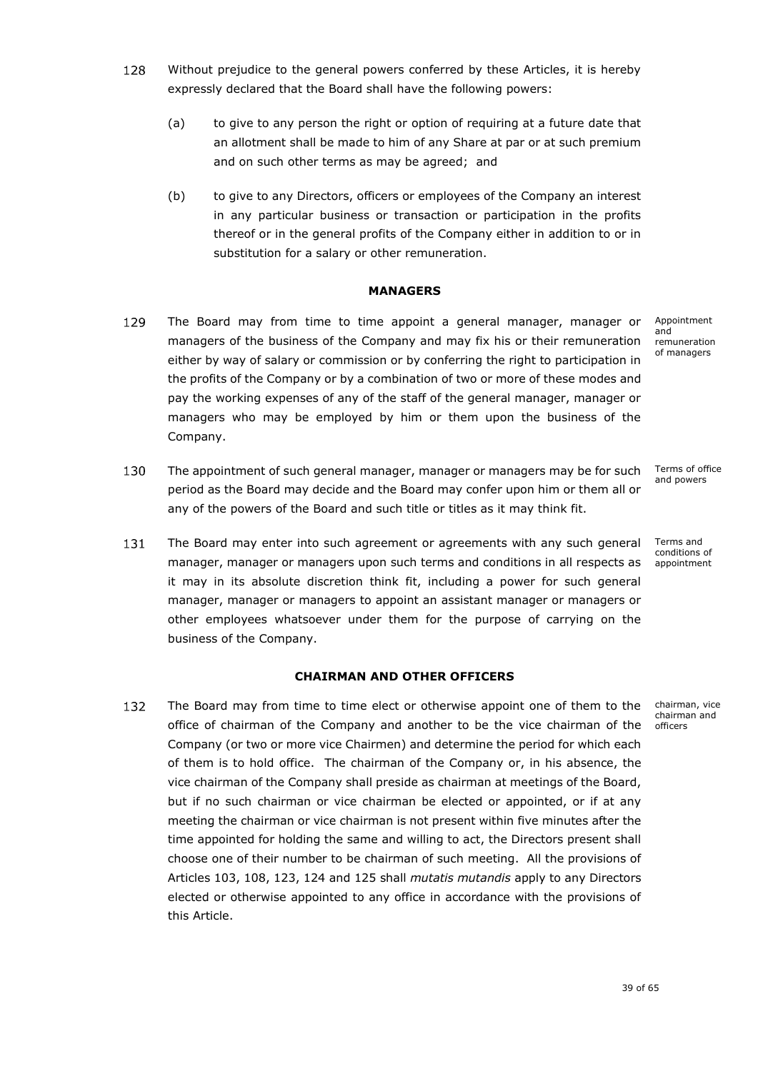128 Without prejudice to the general powers conferred by these Articles, it is hereby expressly declared that the Board shall have the following powers:

(a) to give to any person the right or option of requiring at a future date that an allotment shall be made to him of any Share at par or at such premium and on such other terms as may be agreed; and

(b) to give to any Directors, officers or employees of the Company an interest in any particular business or transaction or participation in the profits thereof or in the general profits of the Company either in addition to or in substitution for a salary or other remuneration.

## MANAGERS

129 The Board may from time to time appoint a general manager, manager or managers of the business of the Company and may fix his or their remuneration either by way of salary or commission or by conferring the right to participation in the profits of the Company or by a combination of two or more of these modes and pay the working expenses of any of the staff of the general manager, manager or managers who may be employed by him or them upon the business of the Company.

*Appointment and remuneration of managers*

130 The appointment of such general manager, manager or managers may be for such period as the Board may decide and the Board may confer upon him or them all or any of the powers of the Board and such title or titles as it may think fit.

*Terms of office and powers*

131 The Board may enter into such agreement or agreements with any such general manager, manager or managers upon such terms and conditions in all respects as it may in its absolute discretion think fit, including a power for such general manager, manager or managers to appoint an assistant manager or managers or other employees whatsoever under them for the purpose of carrying on the business of the Company.

*Terms and conditions of appointment*

## CHAIRMAN AND OTHER OFFICERS

132 The Board may from time to time elect or otherwise appoint one of them to the office of chairman of the Company and another to be the vice chairman of the Company (or two or more vice Chairmen) and determine the period for which each of them is to hold office. The chairman of the Company or, in his absence, the vice chairman of the Company shall preside as chairman at meetings of the Board, but if no such chairman or vice chairman be elected or appointed, or if at any meeting the chairman or vice chairman is not present within five minutes after the time appointed for holding the same and willing to act, the Directors present shall choose one of their number to be chairman of such meeting. All the provisions of Articles 103, 108, 123, 124 and 125 shall *mutatis mutandis* apply to any Directors elected or otherwise appointed to any office in accordance with the provisions of this Article.

*chairman, vice chairman and officers*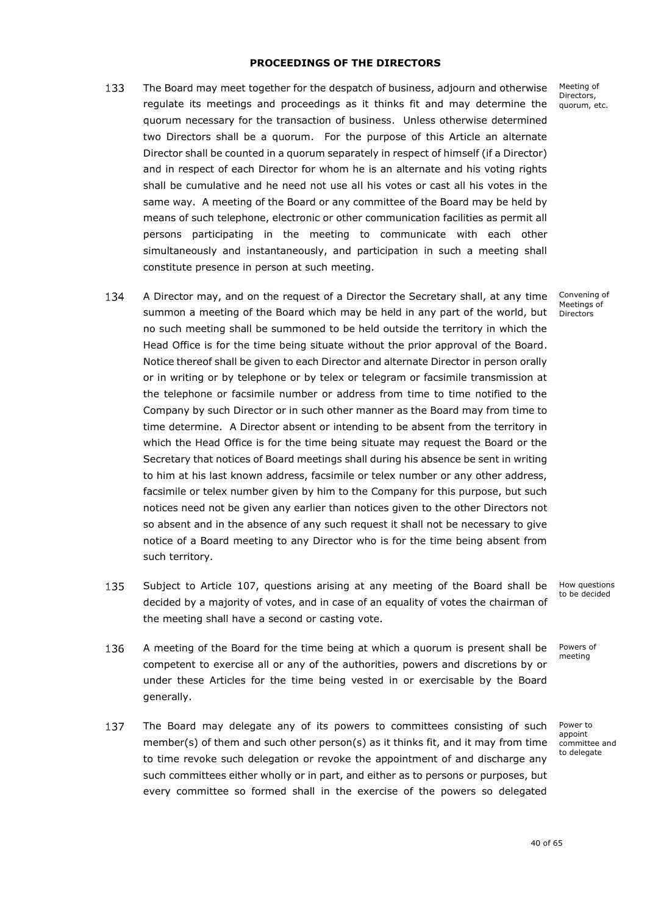**PROCEEDINGS OF THE DIRECTORS**

133 The Board may meet together for the despatch of business, adjourn and otherwise regulate its meetings and proceedings as it thinks fit and may determine the quorum necessary for the transaction of business. Unless otherwise determined two Directors shall be a quorum. For the purpose of this Article an alternate Director shall be counted in a quorum separately in respect of himself (if a Director) and in respect of each Director for whom he is an alternate and his voting rights shall be cumulative and he need not use all his votes or cast all his votes in the same way. A meeting of the Board or any committee of the Board may be held by means of such telephone, electronic or other communication facilities as permit all persons participating in the meeting to communicate with each other simultaneously and instantaneously, and participation in such a meeting shall constitute presence in person at such meeting.

*Meeting of Directors, quorum, etc.*

134 A Director may, and on the request of a Director the Secretary shall, at any time summon a meeting of the Board which may be held in any part of the world, but no such meeting shall be summoned to be held outside the territory in which the Head Office is for the time being situate without the prior approval of the Board. Notice thereof shall be given to each Director and alternate Director in person orally or in writing or by telephone or by telex or telegram or facsimile transmission at the telephone or facsimile number or address from time to time notified to the Company by such Director or in such other manner as the Board may from time to time determine. A Director absent or intending to be absent from the territory in which the Head Office is for the time being situate may request the Board or the Secretary that notices of Board meetings shall during his absence be sent in writing to him at his last known address, facsimile or telex number or any other address, facsimile or telex number given by him to the Company for this purpose, but such notices need not be given any earlier than notices given to the other Directors not so absent and in the absence of any such request it shall not be necessary to give notice of a Board meeting to any Director who is for the time being absent from such territory.

*Convening of Meetings of Directors*

135 Subject to Article 107, questions arising at any meeting of the Board shall be decided by a majority of votes, and in case of an equality of votes the chairman of the meeting shall have a second or casting vote.

*How questions to be decided*

136 A meeting of the Board for the time being at which a quorum is present shall be competent to exercise all or any of the authorities, powers and discretions by or under these Articles for the time being vested in or exercisable by the Board generally.

*Powers of meeting*

137 The Board may delegate any of its powers to committees consisting of such member(s) of them and such other person(s) as it thinks fit, and it may from time to time revoke such delegation or revoke the appointment of and discharge any such committees either wholly or in part, and either as to persons or purposes, but every committee so formed shall in the exercise of the powers so delegated

*Power to appoint committee and to delegate*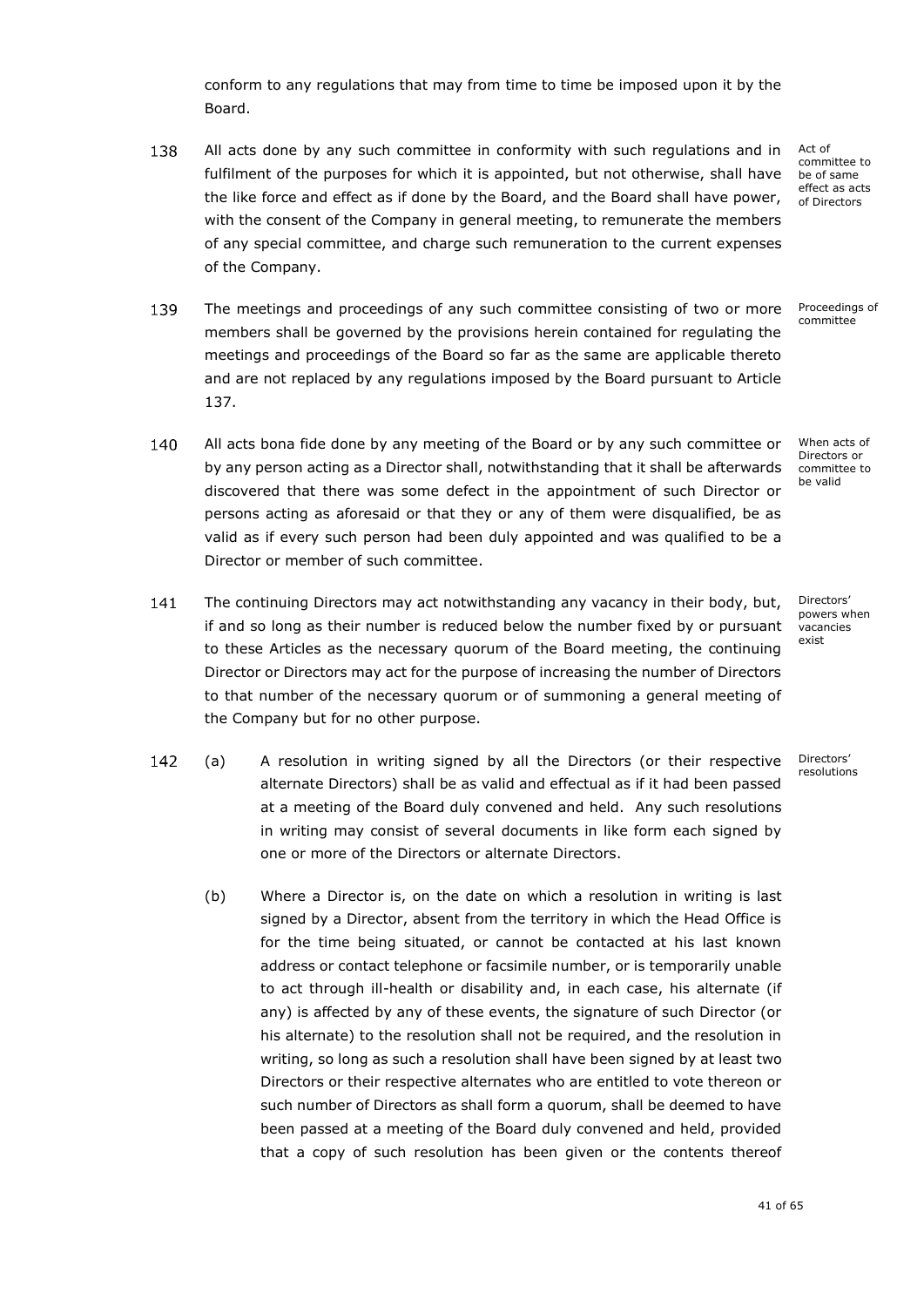conform to any regulations that may from time to time be imposed upon it by the Board.

138 All acts done by any such committee in conformity with such regulations and in fulfilment of the purposes for which it is appointed, but not otherwise, shall have the like force and effect as if done by the Board, and the Board shall have power, with the consent of the Company in general meeting, to remunerate the members of any special committee, and charge such remuneration to the current expenses of the Company.

*Act of committee to be of same effect as acts of Directors*

139 The meetings and proceedings of any such committee consisting of two or more members shall be governed by the provisions herein contained for regulating the meetings and proceedings of the Board so far as the same are applicable thereto and are not replaced by any regulations imposed by the Board pursuant to Article 137.

*Proceedings of committee*

140 All acts bona fide done by any meeting of the Board or by any such committee or by any person acting as a Director shall, notwithstanding that it shall be afterwards discovered that there was some defect in the appointment of such Director or persons acting as aforesaid or that they or any of them were disqualified, be as valid as if every such person had been duly appointed and was qualified to be a Director or member of such committee.

*When acts of Directors or committee to be valid*

141 The continuing Directors may act notwithstanding any vacancy in their body, but, if and so long as their number is reduced below the number fixed by or pursuant to these Articles as the necessary quorum of the Board meeting, the continuing Director or Directors may act for the purpose of increasing the number of Directors to that number of the necessary quorum or of summoning a general meeting of the Company but for no other purpose.

*Directors' powers when vacancies exist*

142 (a) A resolution in writing signed by all the Directors (or their respective alternate Directors) shall be as valid and effectual as if it had been passed at a meeting of the Board duly convened and held. Any such resolutions in writing may consist of several documents in like form each signed by one or more of the Directors or alternate Directors.

*Directors' resolutions*

(b) Where a Director is, on the date on which a resolution in writing is last signed by a Director, absent from the territory in which the Head Office is for the time being situated, or cannot be contacted at his last known address or contact telephone or facsimile number, or is temporarily unable to act through ill-health or disability and, in each case, his alternate (if any) is affected by any of these events, the signature of such Director (or his alternate) to the resolution shall not be required, and the resolution in writing, so long as such a resolution shall have been signed by at least two Directors or their respective alternates who are entitled to vote thereon or such number of Directors as shall form a quorum, shall be deemed to have been passed at a meeting of the Board duly convened and held, provided that a copy of such resolution has been given or the contents thereof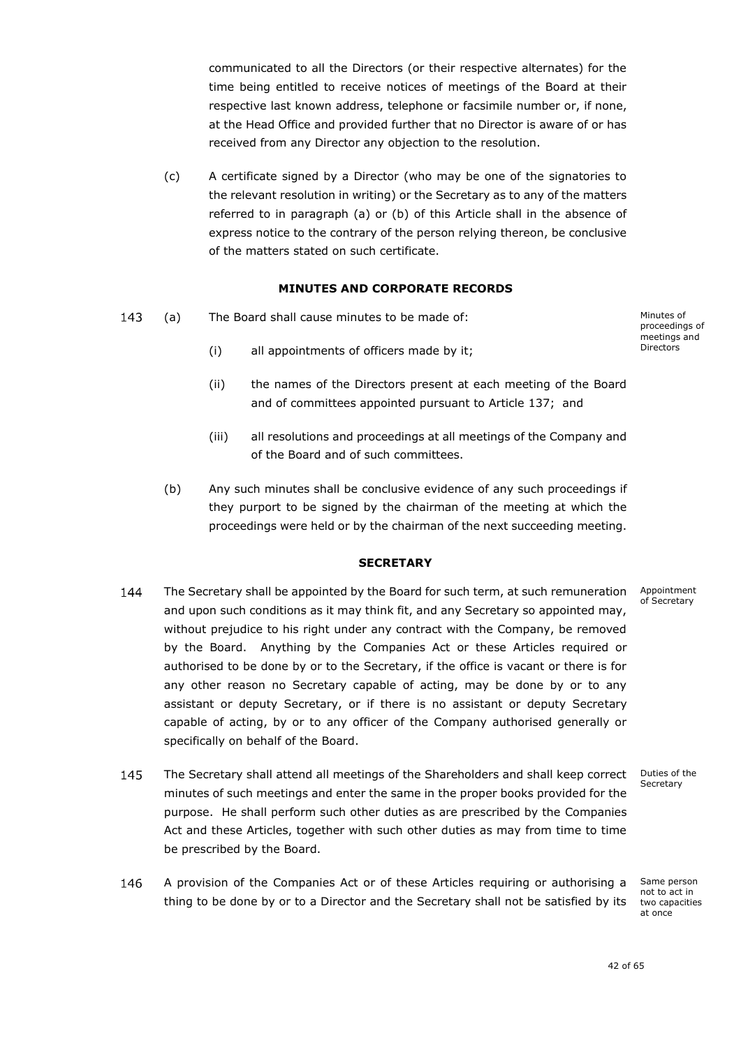communicated to all the Directors (or their respective alternates) for the time being entitled to receive notices of meetings of the Board at their respective last known address, telephone or facsimile number or, if none, at the Head Office and provided further that no Director is aware of or has received from any Director any objection to the resolution.

(c) A certificate signed by a Director (who may be one of the signatories to the relevant resolution in writing) or the Secretary as to any of the matters referred to in paragraph (a) or (b) of this Article shall in the absence of express notice to the contrary of the person relying thereon, be conclusive of the matters stated on such certificate.

## MINUTES AND CORPORATE RECORDS

*Minutes of proceedings of meetings and Directors*

143 (a) The Board shall cause minutes to be made of:

(i) all appointments of officers made by it;

(ii) the names of the Directors present at each meeting of the Board and of committees appointed pursuant to Article 137; and

(iii) all resolutions and proceedings at all meetings of the Company and of the Board and of such committees.

(b) Any such minutes shall be conclusive evidence of any such proceedings if they purport to be signed by the chairman of the meeting at which the proceedings were held or by the chairman of the next succeeding meeting.

## SECRETARY

*Appointment of Secretary*

144 The Secretary shall be appointed by the Board for such term, at such remuneration and upon such conditions as it may think fit, and any Secretary so appointed may, without prejudice to his right under any contract with the Company, be removed by the Board. Anything by the Companies Act or these Articles required or authorised to be done by or to the Secretary, if the office is vacant or there is for any other reason no Secretary capable of acting, may be done by or to any assistant or deputy Secretary, or if there is no assistant or deputy Secretary capable of acting, by or to any officer of the Company authorised generally or specifically on behalf of the Board.

*Duties of the Secretary*

145 The Secretary shall attend all meetings of the Shareholders and shall keep correct minutes of such meetings and enter the same in the proper books provided for the purpose. He shall perform such other duties as are prescribed by the Companies Act and these Articles, together with such other duties as may from time to time be prescribed by the Board.

*Same person not to act in two capacities at once*

146 A provision of the Companies Act or of these Articles requiring or authorising a thing to be done by or to a Director and the Secretary shall not be satisfied by its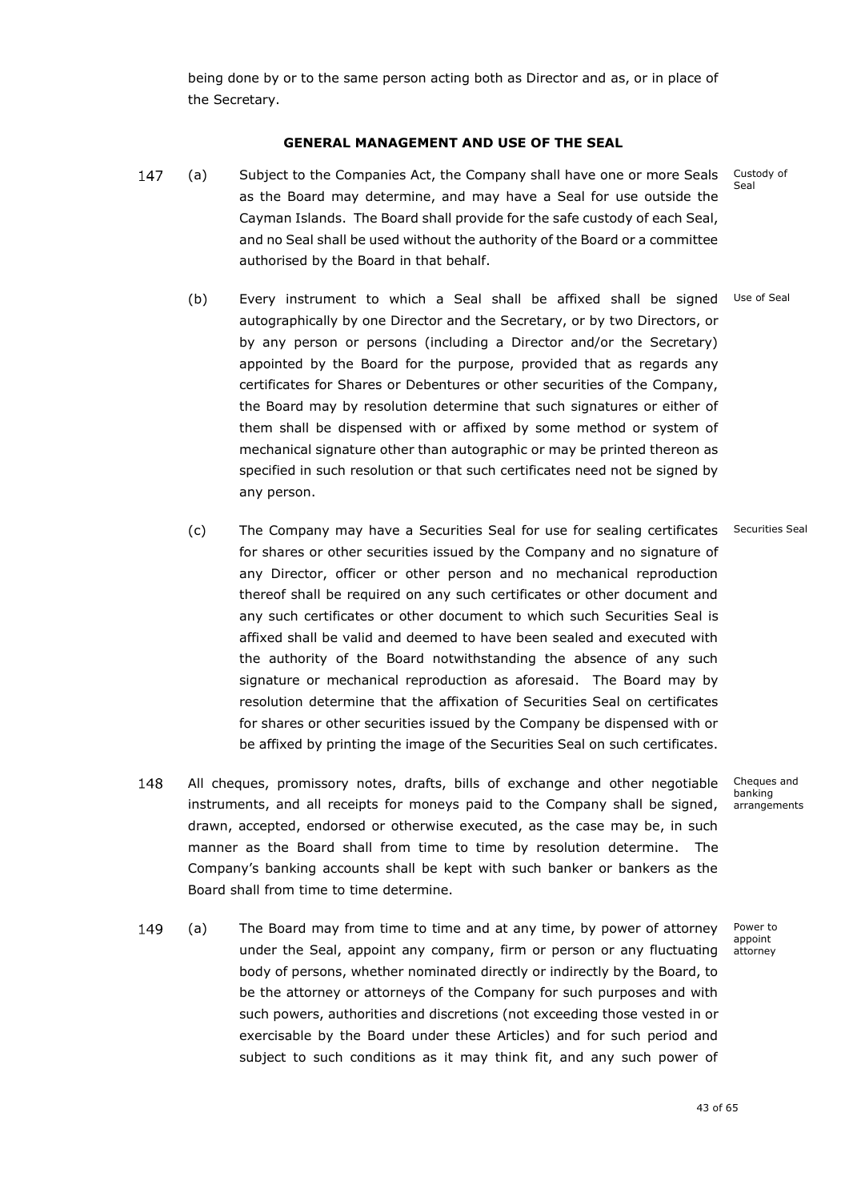being done by or to the same person acting both as Director and as, or in place of the Secretary.

**GENERAL MANAGEMENT AND USE OF THE SEAL**

147 (a) Subject to the Companies Act, the Company shall have one or more Seals as the Board may determine, and may have a Seal for use outside the Cayman Islands. The Board shall provide for the safe custody of each Seal, and no Seal shall be used without the authority of the Board or a committee authorised by the Board in that behalf. *Custody of Seal*

(b) Every instrument to which a Seal shall be affixed shall be signed autographically by one Director and the Secretary, or by two Directors, or by any person or persons (including a Director and/or the Secretary) appointed by the Board for the purpose, provided that as regards any certificates for Shares or Debentures or other securities of the Company, the Board may by resolution determine that such signatures or either of them shall be dispensed with or affixed by some method or system of mechanical signature other than autographic or may be printed thereon as specified in such resolution or that such certificates need not be signed by any person. *Use of Seal*

(c) The Company may have a Securities Seal for use for sealing certificates for shares or other securities issued by the Company and no signature of any Director, officer or other person and no mechanical reproduction thereof shall be required on any such certificates or other document and any such certificates or other document to which such Securities Seal is affixed shall be valid and deemed to have been sealed and executed with the authority of the Board notwithstanding the absence of any such signature or mechanical reproduction as aforesaid. The Board may by resolution determine that the affixation of Securities Seal on certificates for shares or other securities issued by the Company be dispensed with or be affixed by printing the image of the Securities Seal on such certificates. *Securities Seal*

148 All cheques, promissory notes, drafts, bills of exchange and other negotiable instruments, and all receipts for moneys paid to the Company shall be signed, drawn, accepted, endorsed or otherwise executed, as the case may be, in such manner as the Board shall from time to time by resolution determine. The Company's banking accounts shall be kept with such banker or bankers as the Board shall from time to time determine. *Cheques and banking arrangements*

149 (a) The Board may from time to time and at any time, by power of attorney under the Seal, appoint any company, firm or person or any fluctuating body of persons, whether nominated directly or indirectly by the Board, to be the attorney or attorneys of the Company for such purposes and with such powers, authorities and discretions (not exceeding those vested in or exercisable by the Board under these Articles) and for such period and subject to such conditions as it may think fit, and any such power of *Power to appoint attorney*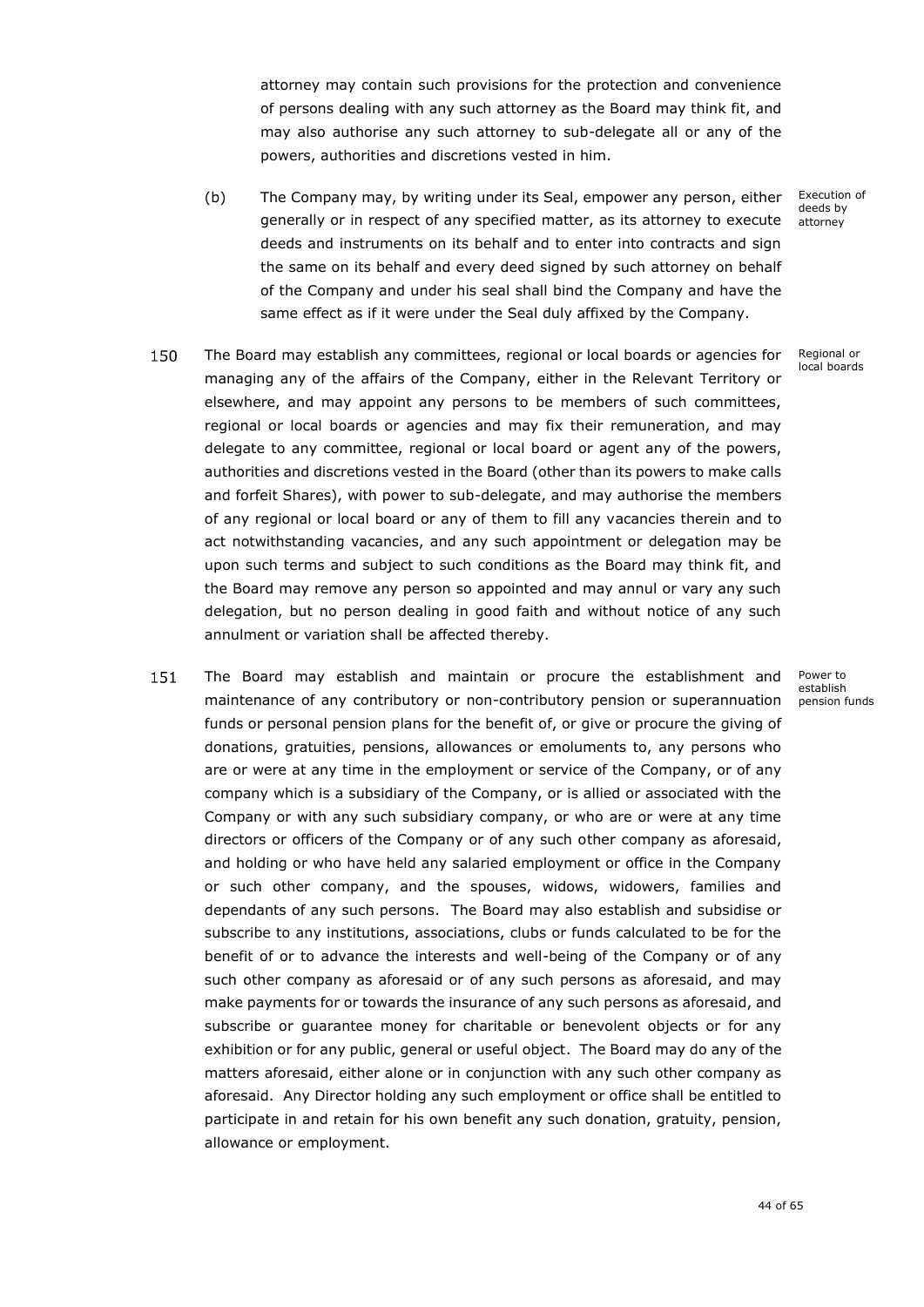attorney may contain such provisions for the protection and convenience of persons dealing with any such attorney as the Board may think fit, and may also authorise any such attorney to sub-delegate all or any of the powers, authorities and discretions vested in him.

(b) The Company may, by writing under its Seal, empower any person, either generally or in respect of any specified matter, as its attorney to execute deeds and instruments on its behalf and to enter into contracts and sign the same on its behalf and every deed signed by such attorney on behalf of the Company and under his seal shall bind the Company and have the same effect as if it were under the Seal duly affixed by the Company.

*Execution of deeds by attorney*

150 The Board may establish any committees, regional or local boards or agencies for managing any of the affairs of the Company, either in the Relevant Territory or elsewhere, and may appoint any persons to be members of such committees, regional or local boards or agencies and may fix their remuneration, and may delegate to any committee, regional or local board or agent any of the powers, authorities and discretions vested in the Board (other than its powers to make calls and forfeit Shares), with power to sub-delegate, and may authorise the members of any regional or local board or any of them to fill any vacancies therein and to act notwithstanding vacancies, and any such appointment or delegation may be upon such terms and subject to such conditions as the Board may think fit, and the Board may remove any person so appointed and may annul or vary any such delegation, but no person dealing in good faith and without notice of any such annulment or variation shall be affected thereby.

*Regional or local boards*

151 The Board may establish and maintain or procure the establishment and maintenance of any contributory or non-contributory pension or superannuation funds or personal pension plans for the benefit of, or give or procure the giving of donations, gratuities, pensions, allowances or emoluments to, any persons who are or were at any time in the employment or service of the Company, or of any company which is a subsidiary of the Company, or is allied or associated with the Company or with any such subsidiary company, or who are or were at any time directors or officers of the Company or of any such other company as aforesaid, and holding or who have held any salaried employment or office in the Company or such other company, and the spouses, widows, widowers, families and dependants of any such persons. The Board may also establish and subsidise or subscribe to any institutions, associations, clubs or funds calculated to be for the benefit of or to advance the interests and well-being of the Company or of any such other company as aforesaid or of any such persons as aforesaid, and may make payments for or towards the insurance of any such persons as aforesaid, and subscribe or guarantee money for charitable or benevolent objects or for any exhibition or for any public, general or useful object. The Board may do any of the matters aforesaid, either alone or in conjunction with any such other company as aforesaid. Any Director holding any such employment or office shall be entitled to participate in and retain for his own benefit any such donation, gratuity, pension, allowance or employment.

*Power to establish pension funds*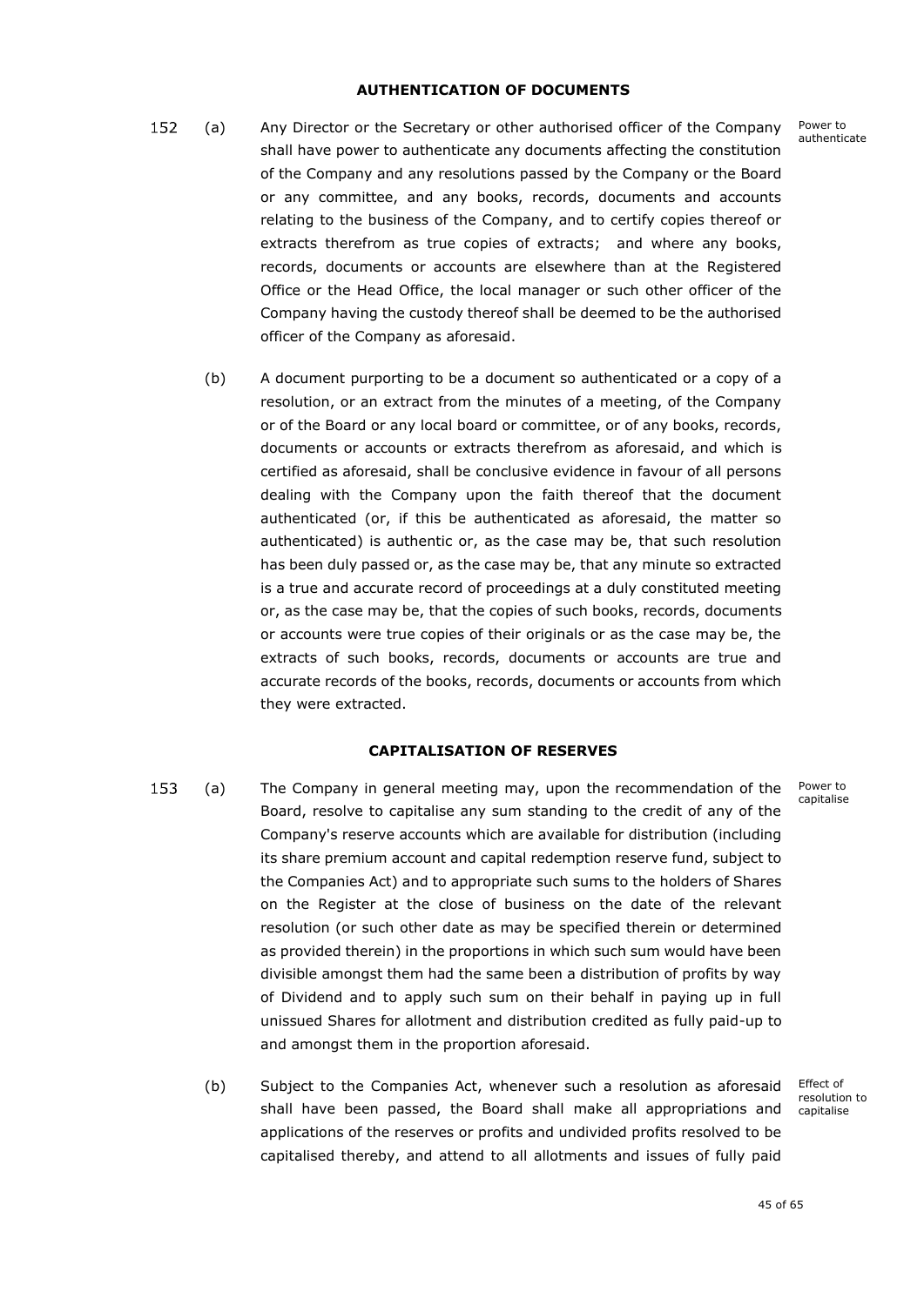## AUTHENTICATION OF DOCUMENTS

152 (a) Any Director or the Secretary or other authorised officer of the Company shall have power to authenticate any documents affecting the constitution of the Company and any resolutions passed by the Company or the Board or any committee, and any books, records, documents and accounts relating to the business of the Company, and to certify copies thereof or extracts therefrom as true copies of extracts; and where any books, records, documents or accounts are elsewhere than at the Registered Office or the Head Office, the local manager or such other officer of the Company having the custody thereof shall be deemed to be the authorised officer of the Company as aforesaid.

Power to authenticate

(b) A document purporting to be a document so authenticated or a copy of a resolution, or an extract from the minutes of a meeting, of the Company or of the Board or any local board or committee, or of any books, records, documents or accounts or extracts therefrom as aforesaid, and which is certified as aforesaid, shall be conclusive evidence in favour of all persons dealing with the Company upon the faith thereof that the document authenticated (or, if this be authenticated as aforesaid, the matter so authenticated) is authentic or, as the case may be, that such resolution has been duly passed or, as the case may be, that any minute so extracted is a true and accurate record of proceedings at a duly constituted meeting or, as the case may be, that the copies of such books, records, documents or accounts were true copies of their originals or as the case may be, the extracts of such books, records, documents or accounts are true and accurate records of the books, records, documents or accounts from which they were extracted.

## CAPITALISATION OF RESERVES

153 (a) The Company in general meeting may, upon the recommendation of the Board, resolve to capitalise any sum standing to the credit of any of the Company's reserve accounts which are available for distribution (including its share premium account and capital redemption reserve fund, subject to the Companies Act) and to appropriate such sums to the holders of Shares on the Register at the close of business on the date of the relevant resolution (or such other date as may be specified therein or determined as provided therein) in the proportions in which such sum would have been divisible amongst them had the same been a distribution of profits by way of Dividend and to apply such sum on their behalf in paying up in full unissued Shares for allotment and distribution credited as fully paid-up to and amongst them in the proportion aforesaid.

Power to capitalise

(b) Subject to the Companies Act, whenever such a resolution as aforesaid shall have been passed, the Board shall make all appropriations and applications of the reserves or profits and undivided profits resolved to be capitalised thereby, and attend to all allotments and issues of fully paid

Effect of resolution to capitalise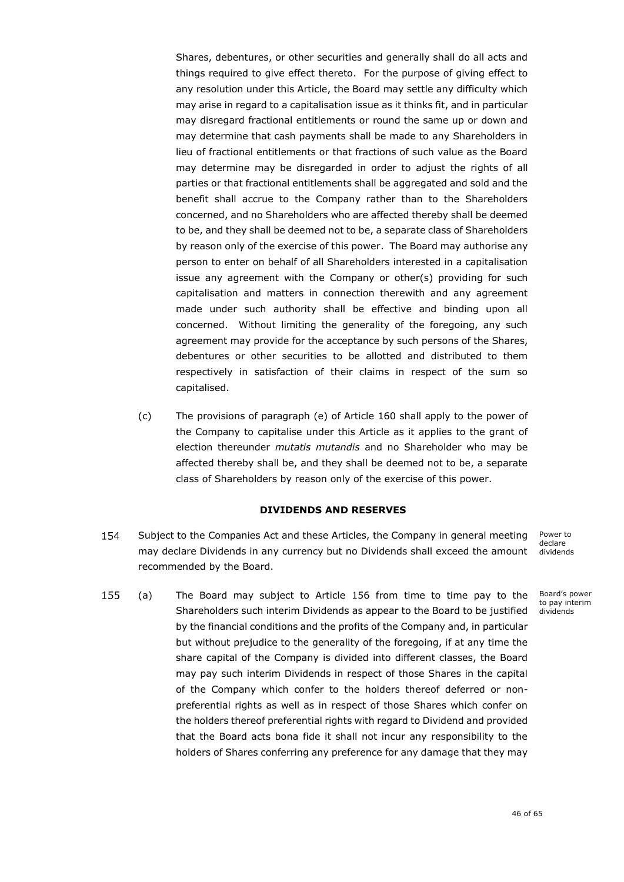Shares, debentures, or other securities and generally shall do all acts and things required to give effect thereto. For the purpose of giving effect to any resolution under this Article, the Board may settle any difficulty which may arise in regard to a capitalisation issue as it thinks fit, and in particular may disregard fractional entitlements or round the same up or down and may determine that cash payments shall be made to any Shareholders in lieu of fractional entitlements or that fractions of such value as the Board may determine may be disregarded in order to adjust the rights of all parties or that fractional entitlements shall be aggregated and sold and the benefit shall accrue to the Company rather than to the Shareholders concerned, and no Shareholders who are affected thereby shall be deemed to be, and they shall be deemed not to be, a separate class of Shareholders by reason only of the exercise of this power. The Board may authorise any person to enter on behalf of all Shareholders interested in a capitalisation issue any agreement with the Company or other(s) providing for such capitalisation and matters in connection therewith and any agreement made under such authority shall be effective and binding upon all concerned. Without limiting the generality of the foregoing, any such agreement may provide for the acceptance by such persons of the Shares, debentures or other securities to be allotted and distributed to them respectively in satisfaction of their claims in respect of the sum so capitalised.

(c) The provisions of paragraph (e) of Article 160 shall apply to the power of the Company to capitalise under this Article as it applies to the grant of election thereunder *mutatis mutandis* and no Shareholder who may be affected thereby shall be, and they shall be deemed not to be, a separate class of Shareholders by reason only of the exercise of this power.

## DIVIDENDS AND RESERVES

154 Subject to the Companies Act and these Articles, the Company in general meeting may declare Dividends in any currency but no Dividends shall exceed the amount recommended by the Board. *Power to declare dividends*

155 (a) The Board may subject to Article 156 from time to time pay to the Shareholders such interim Dividends as appear to the Board to be justified by the financial conditions and the profits of the Company and, in particular but without prejudice to the generality of the foregoing, if at any time the share capital of the Company is divided into different classes, the Board may pay such interim Dividends in respect of those Shares in the capital of the Company which confer to the holders thereof deferred or non-preferential rights as well as in respect of those Shares which confer on the holders thereof preferential rights with regard to Dividend and provided that the Board acts bona fide it shall not incur any responsibility to the holders of Shares conferring any preference for any damage that they may *Board's power to pay interim dividends*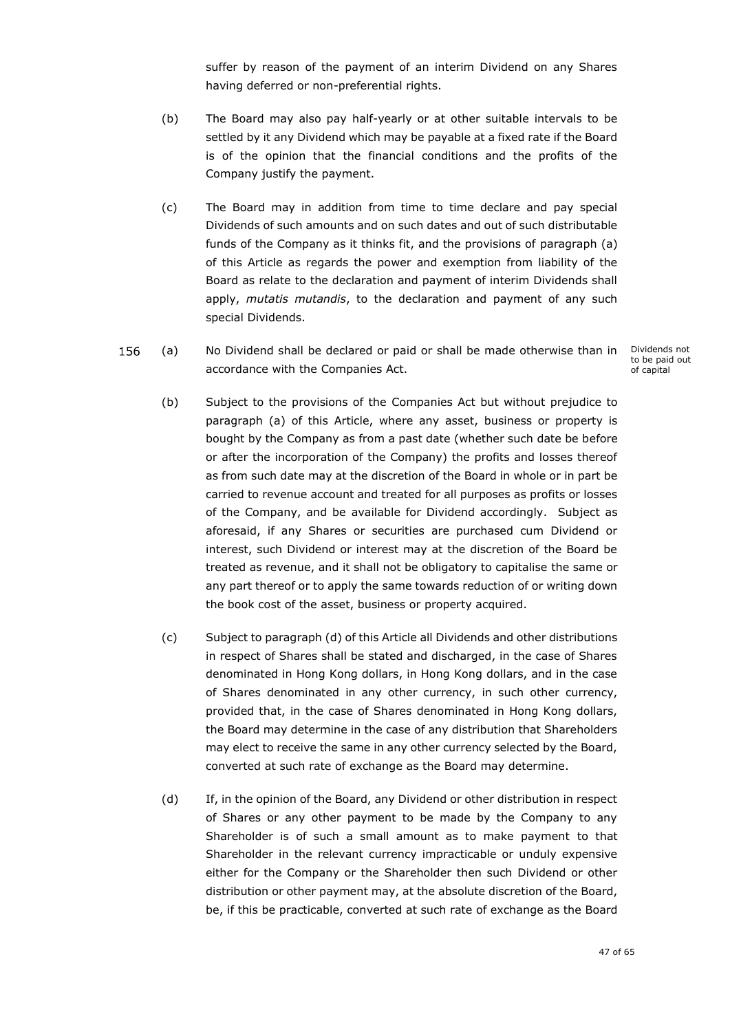suffer by reason of the payment of an interim Dividend on any Shares having deferred or non-preferential rights.

(b) The Board may also pay half-yearly or at other suitable intervals to be settled by it any Dividend which may be payable at a fixed rate if the Board is of the opinion that the financial conditions and the profits of the Company justify the payment.

(c) The Board may in addition from time to time declare and pay special Dividends of such amounts and on such dates and out of such distributable funds of the Company as it thinks fit, and the provisions of paragraph (a) of this Article as regards the power and exemption from liability of the Board as relate to the declaration and payment of interim Dividends shall apply, *mutatis mutandis*, to the declaration and payment of any such special Dividends.

156 (a) No Dividend shall be declared or paid or shall be made otherwise than in accordance with the Companies Act.

Dividends not to be paid out of capital

(b) Subject to the provisions of the Companies Act but without prejudice to paragraph (a) of this Article, where any asset, business or property is bought by the Company as from a past date (whether such date be before or after the incorporation of the Company) the profits and losses thereof as from such date may at the discretion of the Board in whole or in part be carried to revenue account and treated for all purposes as profits or losses of the Company, and be available for Dividend accordingly. Subject as aforesaid, if any Shares or securities are purchased cum Dividend or interest, such Dividend or interest may at the discretion of the Board be treated as revenue, and it shall not be obligatory to capitalise the same or any part thereof or to apply the same towards reduction of or writing down the book cost of the asset, business or property acquired.

(c) Subject to paragraph (d) of this Article all Dividends and other distributions in respect of Shares shall be stated and discharged, in the case of Shares denominated in Hong Kong dollars, in Hong Kong dollars, and in the case of Shares denominated in any other currency, in such other currency, provided that, in the case of Shares denominated in Hong Kong dollars, the Board may determine in the case of any distribution that Shareholders may elect to receive the same in any other currency selected by the Board, converted at such rate of exchange as the Board may determine.

(d) If, in the opinion of the Board, any Dividend or other distribution in respect of Shares or any other payment to be made by the Company to any Shareholder is of such a small amount as to make payment to that Shareholder in the relevant currency impracticable or unduly expensive either for the Company or the Shareholder then such Dividend or other distribution or other payment may, at the absolute discretion of the Board, be, if this be practicable, converted at such rate of exchange as the Board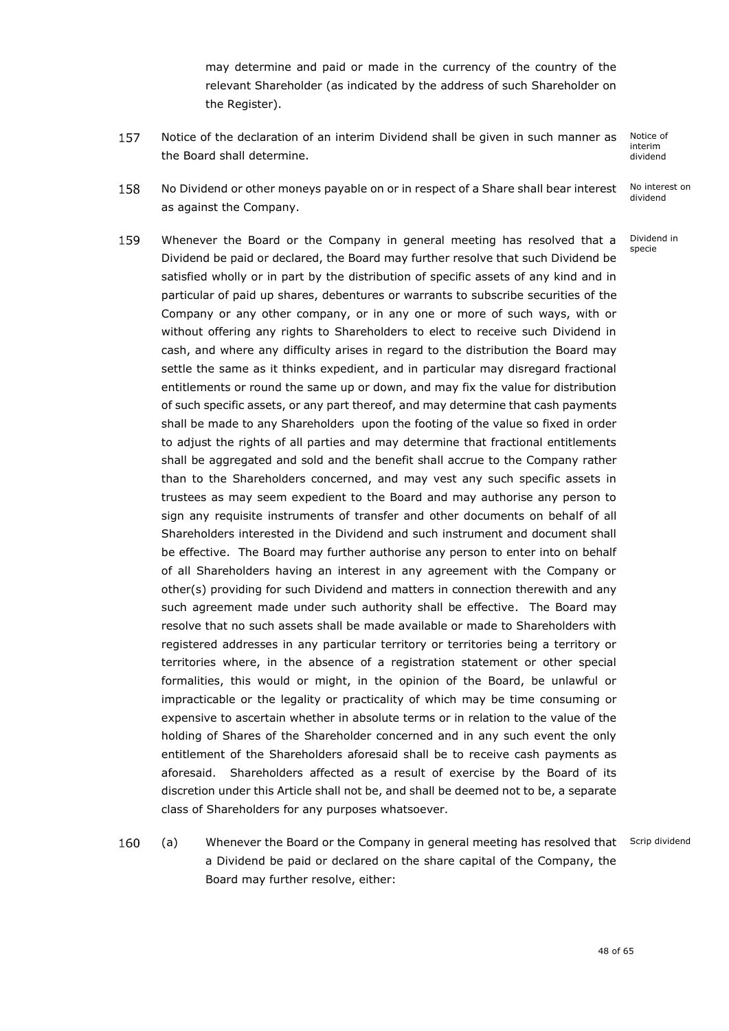may determine and paid or made in the currency of the country of the relevant Shareholder (as indicated by the address of such Shareholder on the Register).

157 Notice of the declaration of an interim Dividend shall be given in such manner as the Board shall determine. *Notice of interim dividend*

158 No Dividend or other moneys payable on or in respect of a Share shall bear interest as against the Company. *No interest on dividend*

159 Whenever the Board or the Company in general meeting has resolved that a Dividend be paid or declared, the Board may further resolve that such Dividend be satisfied wholly or in part by the distribution of specific assets of any kind and in particular of paid up shares, debentures or warrants to subscribe securities of the Company or any other company, or in any one or more of such ways, with or without offering any rights to Shareholders to elect to receive such Dividend in cash, and where any difficulty arises in regard to the distribution the Board may settle the same as it thinks expedient, and in particular may disregard fractional entitlements or round the same up or down, and may fix the value for distribution of such specific assets, or any part thereof, and may determine that cash payments shall be made to any Shareholders upon the footing of the value so fixed in order to adjust the rights of all parties and may determine that fractional entitlements shall be aggregated and sold and the benefit shall accrue to the Company rather than to the Shareholders concerned, and may vest any such specific assets in trustees as may seem expedient to the Board and may authorise any person to sign any requisite instruments of transfer and other documents on behalf of all Shareholders interested in the Dividend and such instrument and document shall be effective. The Board may further authorise any person to enter into on behalf of all Shareholders having an interest in any agreement with the Company or other(s) providing for such Dividend and matters in connection therewith and any such agreement made under such authority shall be effective. The Board may resolve that no such assets shall be made available or made to Shareholders with registered addresses in any particular territory or territories being a territory or territories where, in the absence of a registration statement or other special formalities, this would or might, in the opinion of the Board, be unlawful or impracticable or the legality or practicality of which may be time consuming or expensive to ascertain whether in absolute terms or in relation to the value of the holding of Shares of the Shareholder concerned and in any such event the only entitlement of the Shareholders aforesaid shall be to receive cash payments as aforesaid. Shareholders affected as a result of exercise by the Board of its discretion under this Article shall not be, and shall be deemed not to be, a separate class of Shareholders for any purposes whatsoever. *Dividend in specie*

160 (a) Whenever the Board or the Company in general meeting has resolved that a Dividend be paid or declared on the share capital of the Company, the Board may further resolve, either: *Scrip dividend*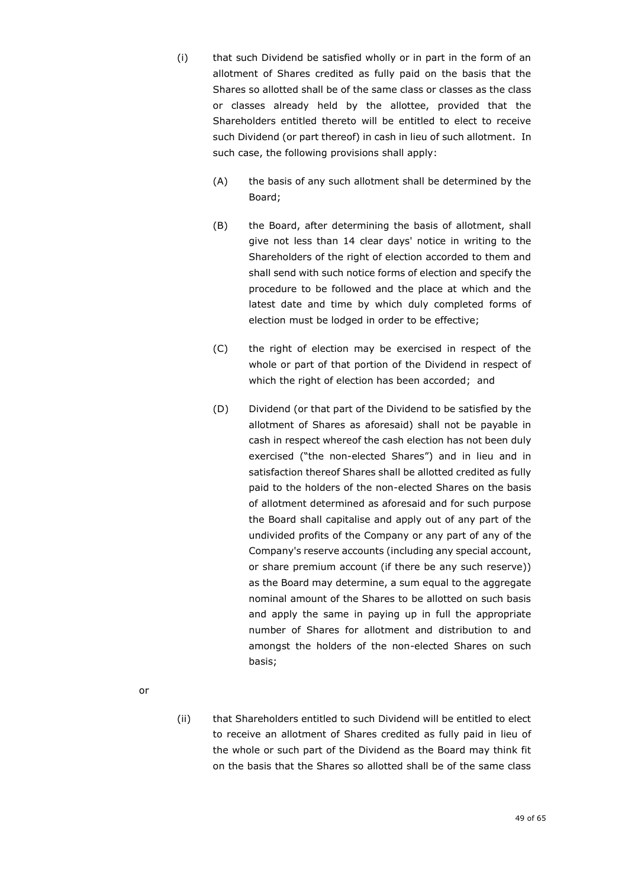(i) that such Dividend be satisfied wholly or in part in the form of an allotment of Shares credited as fully paid on the basis that the Shares so allotted shall be of the same class or classes as the class or classes already held by the allottee, provided that the Shareholders entitled thereto will be entitled to elect to receive such Dividend (or part thereof) in cash in lieu of such allotment. In such case, the following provisions shall apply:

  (A) the basis of any such allotment shall be determined by the Board;

  (B) the Board, after determining the basis of allotment, shall give not less than 14 clear days' notice in writing to the Shareholders of the right of election accorded to them and shall send with such notice forms of election and specify the procedure to be followed and the place at which and the latest date and time by which duly completed forms of election must be lodged in order to be effective;

  (C) the right of election may be exercised in respect of the whole or part of that portion of the Dividend in respect of which the right of election has been accorded; and

  (D) Dividend (or that part of the Dividend to be satisfied by the allotment of Shares as aforesaid) shall not be payable in cash in respect whereof the cash election has not been duly exercised ("the non-elected Shares") and in lieu and in satisfaction thereof Shares shall be allotted credited as fully paid to the holders of the non-elected Shares on the basis of allotment determined as aforesaid and for such purpose the Board shall capitalise and apply out of any part of the undivided profits of the Company or any part of any of the Company's reserve accounts (including any special account, or share premium account (if there be any such reserve)) as the Board may determine, a sum equal to the aggregate nominal amount of the Shares to be allotted on such basis and apply the same in paying up in full the appropriate number of Shares for allotment and distribution to and amongst the holders of the non-elected Shares on such basis;

or

(ii) that Shareholders entitled to such Dividend will be entitled to elect to receive an allotment of Shares credited as fully paid in lieu of the whole or such part of the Dividend as the Board may think fit on the basis that the Shares so allotted shall be of the same class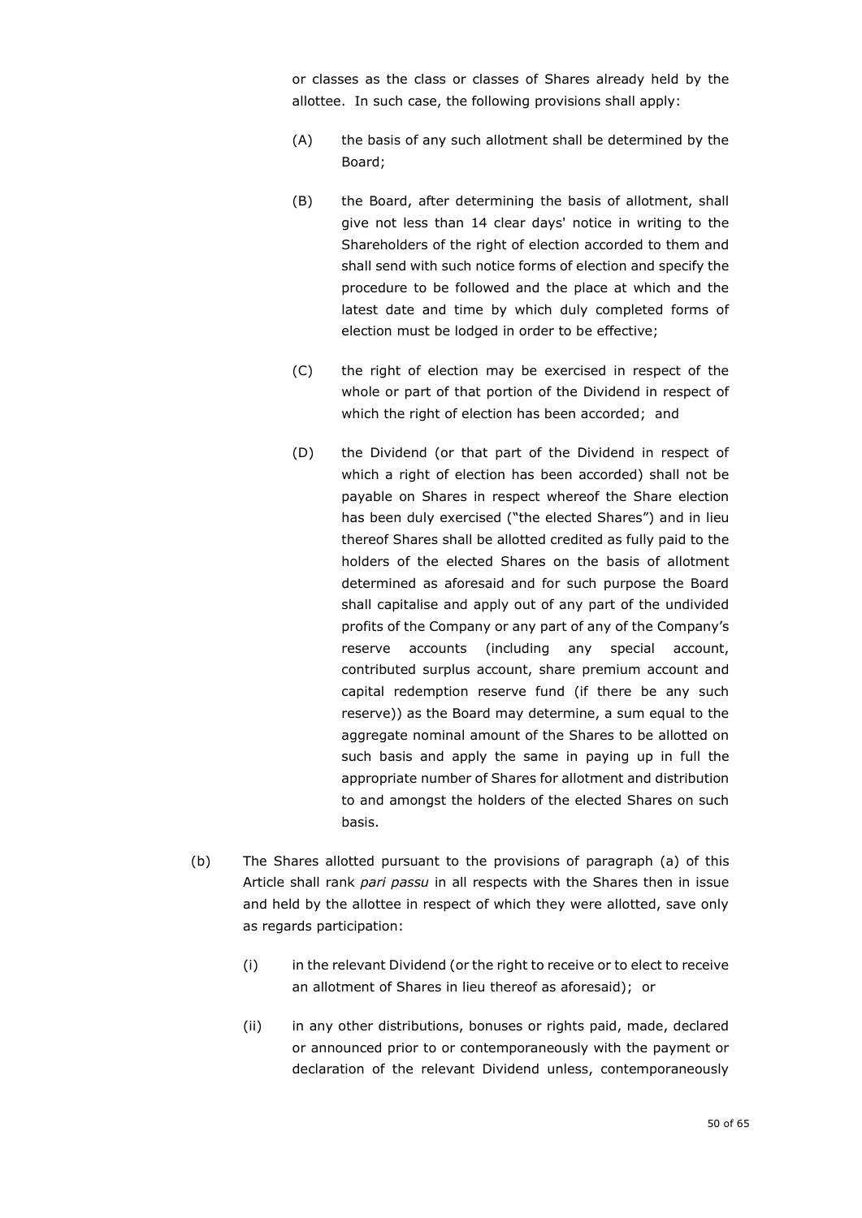or classes as the class or classes of Shares already held by the allottee. In such case, the following provisions shall apply:

(A) the basis of any such allotment shall be determined by the Board;

(B) the Board, after determining the basis of allotment, shall give not less than 14 clear days' notice in writing to the Shareholders of the right of election accorded to them and shall send with such notice forms of election and specify the procedure to be followed and the place at which and the latest date and time by which duly completed forms of election must be lodged in order to be effective;

(C) the right of election may be exercised in respect of the whole or part of that portion of the Dividend in respect of which the right of election has been accorded; and

(D) the Dividend (or that part of the Dividend in respect of which a right of election has been accorded) shall not be payable on Shares in respect whereof the Share election has been duly exercised ("the elected Shares") and in lieu thereof Shares shall be allotted credited as fully paid to the holders of the elected Shares on the basis of allotment determined as aforesaid and for such purpose the Board shall capitalise and apply out of any part of the undivided profits of the Company or any part of any of the Company's reserve accounts (including any special account, contributed surplus account, share premium account and capital redemption reserve fund (if there be any such reserve)) as the Board may determine, a sum equal to the aggregate nominal amount of the Shares to be allotted on such basis and apply the same in paying up in full the appropriate number of Shares for allotment and distribution to and amongst the holders of the elected Shares on such basis.

(b) The Shares allotted pursuant to the provisions of paragraph (a) of this Article shall rank *pari passu* in all respects with the Shares then in issue and held by the allottee in respect of which they were allotted, save only as regards participation:

(i) in the relevant Dividend (or the right to receive or to elect to receive an allotment of Shares in lieu thereof as aforesaid); or

(ii) in any other distributions, bonuses or rights paid, made, declared or announced prior to or contemporaneously with the payment or declaration of the relevant Dividend unless, contemporaneously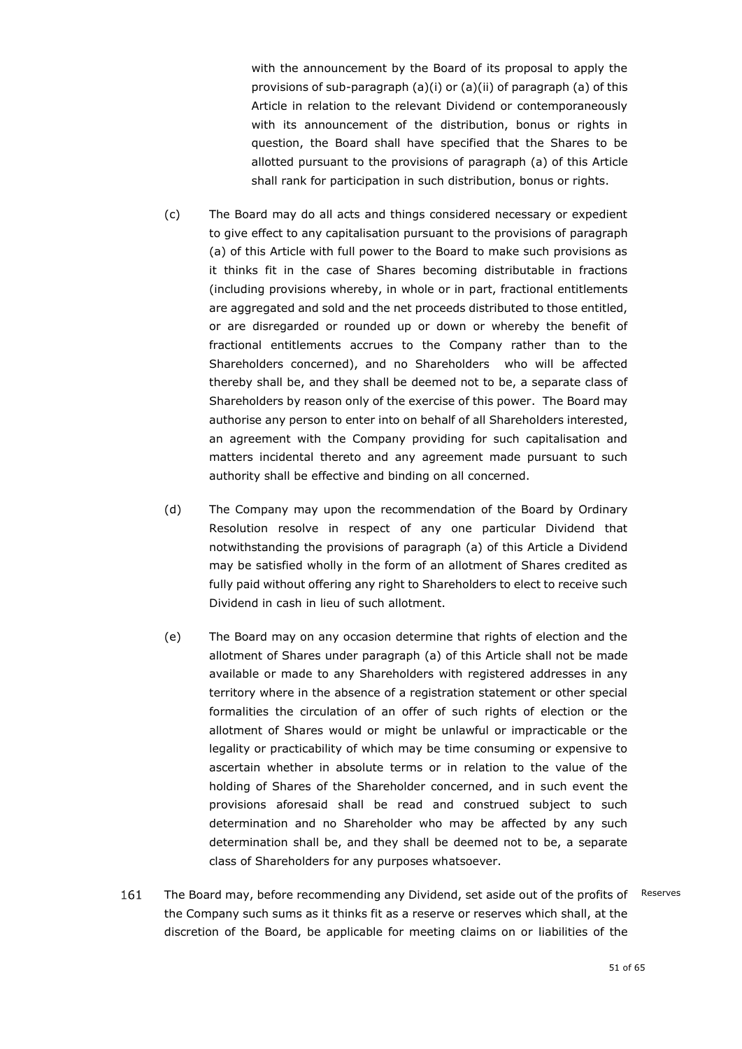with the announcement by the Board of its proposal to apply the provisions of sub-paragraph (a)(i) or (a)(ii) of paragraph (a) of this Article in relation to the relevant Dividend or contemporaneously with its announcement of the distribution, bonus or rights in question, the Board shall have specified that the Shares to be allotted pursuant to the provisions of paragraph (a) of this Article shall rank for participation in such distribution, bonus or rights.

(c) The Board may do all acts and things considered necessary or expedient to give effect to any capitalisation pursuant to the provisions of paragraph (a) of this Article with full power to the Board to make such provisions as it thinks fit in the case of Shares becoming distributable in fractions (including provisions whereby, in whole or in part, fractional entitlements are aggregated and sold and the net proceeds distributed to those entitled, or are disregarded or rounded up or down or whereby the benefit of fractional entitlements accrues to the Company rather than to the Shareholders concerned), and no Shareholders who will be affected thereby shall be, and they shall be deemed not to be, a separate class of Shareholders by reason only of the exercise of this power. The Board may authorise any person to enter into on behalf of all Shareholders interested, an agreement with the Company providing for such capitalisation and matters incidental thereto and any agreement made pursuant to such authority shall be effective and binding on all concerned.

(d) The Company may upon the recommendation of the Board by Ordinary Resolution resolve in respect of any one particular Dividend that notwithstanding the provisions of paragraph (a) of this Article a Dividend may be satisfied wholly in the form of an allotment of Shares credited as fully paid without offering any right to Shareholders to elect to receive such Dividend in cash in lieu of such allotment.

(e) The Board may on any occasion determine that rights of election and the allotment of Shares under paragraph (a) of this Article shall not be made available or made to any Shareholders with registered addresses in any territory where in the absence of a registration statement or other special formalities the circulation of an offer of such rights of election or the allotment of Shares would or might be unlawful or impracticable or the legality or practicability of which may be time consuming or expensive to ascertain whether in absolute terms or in relation to the value of the holding of Shares of the Shareholder concerned, and in such event the provisions aforesaid shall be read and construed subject to such determination and no Shareholder who may be affected by any such determination shall be, and they shall be deemed not to be, a separate class of Shareholders for any purposes whatsoever.

161 The Board may, before recommending any Dividend, set aside out of the profits of the Company such sums as it thinks fit as a reserve or reserves which shall, at the discretion of the Board, be applicable for meeting claims on or liabilities of the

Reserves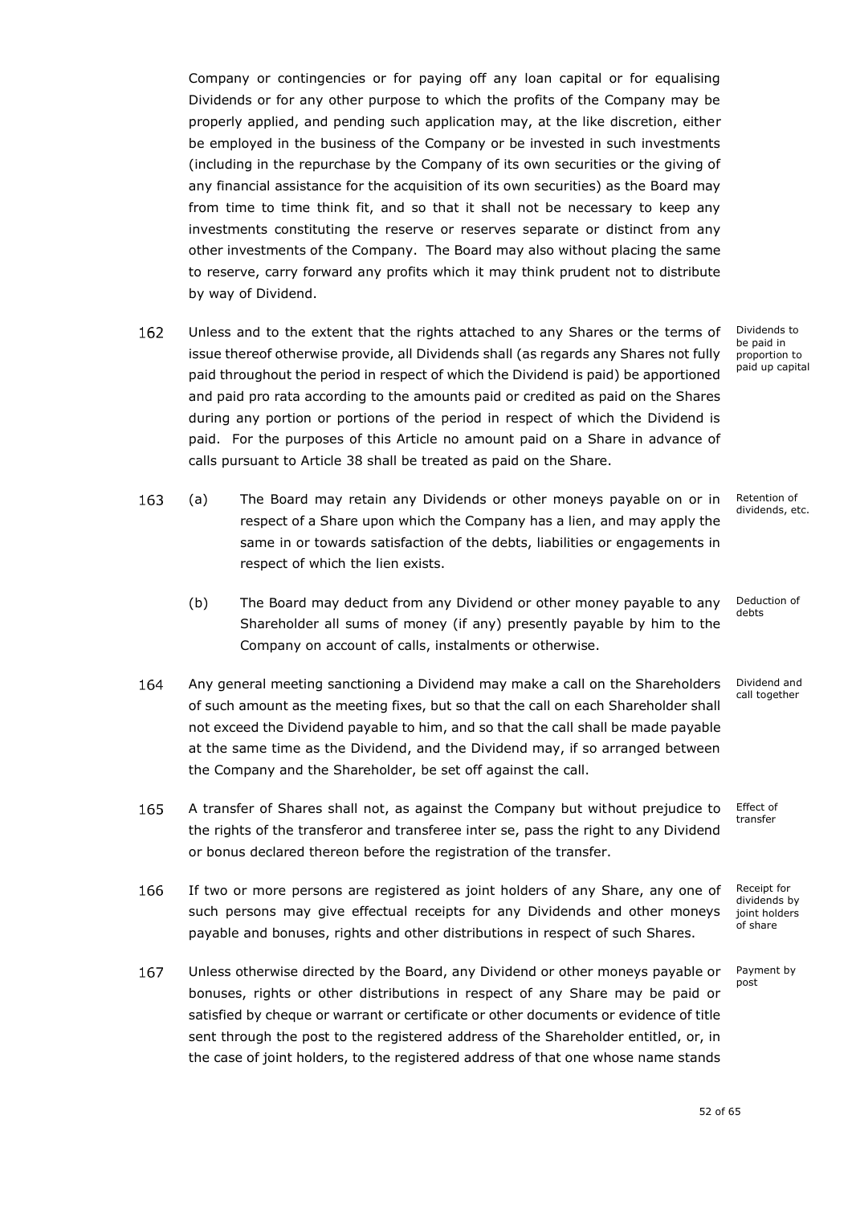Company or contingencies or for paying off any loan capital or for equalising Dividends or for any other purpose to which the profits of the Company may be properly applied, and pending such application may, at the like discretion, either be employed in the business of the Company or be invested in such investments (including in the repurchase by the Company of its own securities or the giving of any financial assistance for the acquisition of its own securities) as the Board may from time to time think fit, and so that it shall not be necessary to keep any investments constituting the reserve or reserves separate or distinct from any other investments of the Company. The Board may also without placing the same to reserve, carry forward any profits which it may think prudent not to distribute by way of Dividend.

162 Unless and to the extent that the rights attached to any Shares or the terms of issue thereof otherwise provide, all Dividends shall (as regards any Shares not fully paid throughout the period in respect of which the Dividend is paid) be apportioned and paid pro rata according to the amounts paid or credited as paid on the Shares during any portion or portions of the period in respect of which the Dividend is paid. For the purposes of this Article no amount paid on a Share in advance of calls pursuant to Article 38 shall be treated as paid on the Share.

*Dividends to be paid in proportion to paid up capital*

163 (a) The Board may retain any Dividends or other moneys payable on or in respect of a Share upon which the Company has a lien, and may apply the same in or towards satisfaction of the debts, liabilities or engagements in respect of which the lien exists.

*Retention of dividends, etc.*

(b) The Board may deduct from any Dividend or other money payable to any Shareholder all sums of money (if any) presently payable by him to the Company on account of calls, instalments or otherwise.

*Deduction of debts*

164 Any general meeting sanctioning a Dividend may make a call on the Shareholders of such amount as the meeting fixes, but so that the call on each Shareholder shall not exceed the Dividend payable to him, and so that the call shall be made payable at the same time as the Dividend, and the Dividend may, if so arranged between the Company and the Shareholder, be set off against the call.

*Dividend and call together*

165 A transfer of Shares shall not, as against the Company but without prejudice to the rights of the transferor and transferee inter se, pass the right to any Dividend or bonus declared thereon before the registration of the transfer.

*Effect of transfer*

166 If two or more persons are registered as joint holders of any Share, any one of such persons may give effectual receipts for any Dividends and other moneys payable and bonuses, rights and other distributions in respect of such Shares.

*Receipt for dividends by joint holders of share*

167 Unless otherwise directed by the Board, any Dividend or other moneys payable or bonuses, rights or other distributions in respect of any Share may be paid or satisfied by cheque or warrant or certificate or other documents or evidence of title sent through the post to the registered address of the Shareholder entitled, or, in the case of joint holders, to the registered address of that one whose name stands

*Payment by post*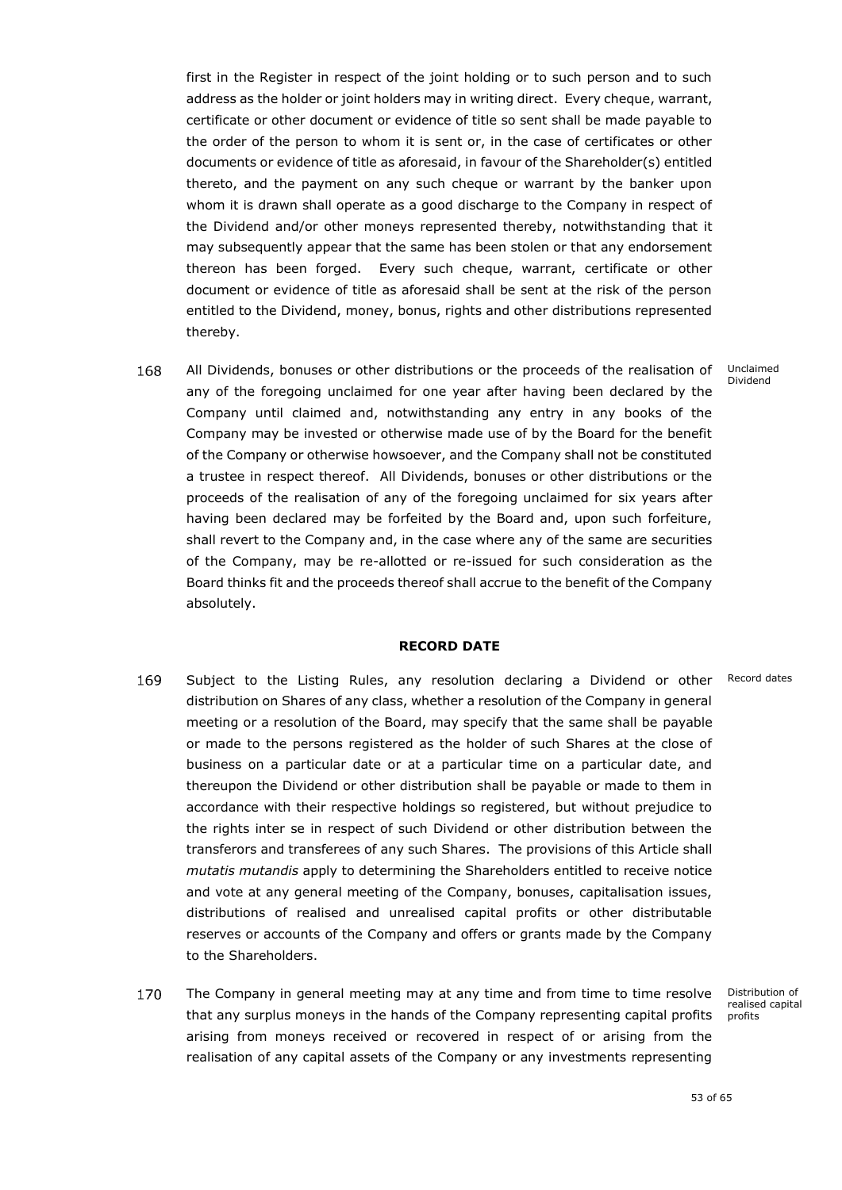first in the Register in respect of the joint holding or to such person and to such address as the holder or joint holders may in writing direct. Every cheque, warrant, certificate or other document or evidence of title so sent shall be made payable to the order of the person to whom it is sent or, in the case of certificates or other documents or evidence of title as aforesaid, in favour of the Shareholder(s) entitled thereto, and the payment on any such cheque or warrant by the banker upon whom it is drawn shall operate as a good discharge to the Company in respect of the Dividend and/or other moneys represented thereby, notwithstanding that it may subsequently appear that the same has been stolen or that any endorsement thereon has been forged. Every such cheque, warrant, certificate or other document or evidence of title as aforesaid shall be sent at the risk of the person entitled to the Dividend, money, bonus, rights and other distributions represented thereby.

168 All Dividends, bonuses or other distributions or the proceeds of the realisation of any of the foregoing unclaimed for one year after having been declared by the Company until claimed and, notwithstanding any entry in any books of the Company may be invested or otherwise made use of by the Board for the benefit of the Company or otherwise howsoever, and the Company shall not be constituted a trustee in respect thereof. All Dividends, bonuses or other distributions or the proceeds of the realisation of any of the foregoing unclaimed for six years after having been declared may be forfeited by the Board and, upon such forfeiture, shall revert to the Company and, in the case where any of the same are securities of the Company, may be re-allotted or re-issued for such consideration as the Board thinks fit and the proceeds thereof shall accrue to the benefit of the Company absolutely.

Unclaimed Dividend

## RECORD DATE

169 Subject to the Listing Rules, any resolution declaring a Dividend or other distribution on Shares of any class, whether a resolution of the Company in general meeting or a resolution of the Board, may specify that the same shall be payable or made to the persons registered as the holder of such Shares at the close of business on a particular date or at a particular time on a particular date, and thereupon the Dividend or other distribution shall be payable or made to them in accordance with their respective holdings so registered, but without prejudice to the rights inter se in respect of such Dividend or other distribution between the transferors and transferees of any such Shares. The provisions of this Article shall *mutatis mutandis* apply to determining the Shareholders entitled to receive notice and vote at any general meeting of the Company, bonuses, capitalisation issues, distributions of realised and unrealised capital profits or other distributable reserves or accounts of the Company and offers or grants made by the Company to the Shareholders.

Record dates

170 The Company in general meeting may at any time and from time to time resolve that any surplus moneys in the hands of the Company representing capital profits arising from moneys received or recovered in respect of or arising from the realisation of any capital assets of the Company or any investments representing

Distribution of realised capital profits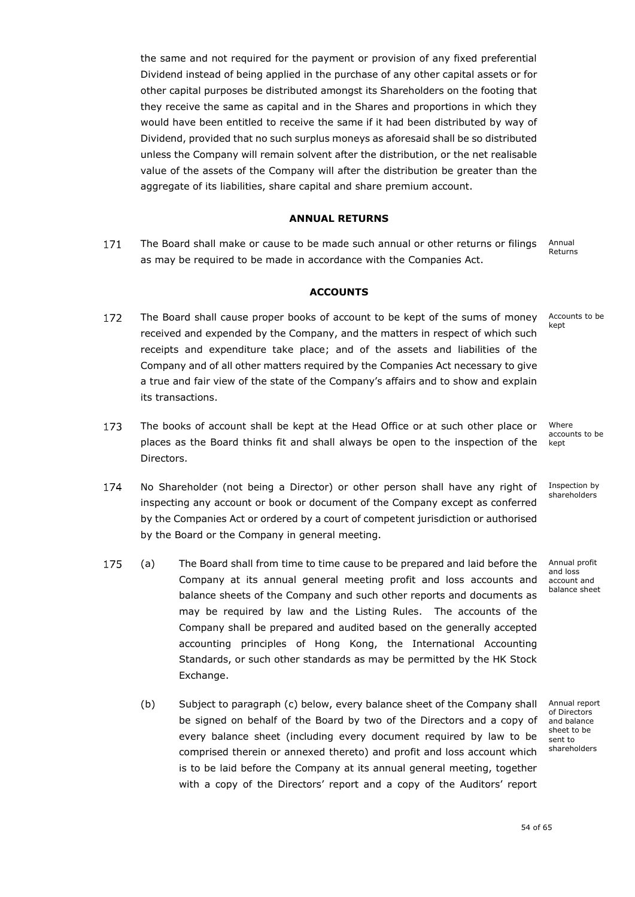the same and not required for the payment or provision of any fixed preferential Dividend instead of being applied in the purchase of any other capital assets or for other capital purposes be distributed amongst its Shareholders on the footing that they receive the same as capital and in the Shares and proportions in which they would have been entitled to receive the same if it had been distributed by way of Dividend, provided that no such surplus moneys as aforesaid shall be so distributed unless the Company will remain solvent after the distribution, or the net realisable value of the assets of the Company will after the distribution be greater than the aggregate of its liabilities, share capital and share premium account.

**ANNUAL RETURNS**

171 The Board shall make or cause to be made such annual or other returns or filings as may be required to be made in accordance with the Companies Act. *(Annual Returns)*

**ACCOUNTS**

172 The Board shall cause proper books of account to be kept of the sums of money received and expended by the Company, and the matters in respect of which such receipts and expenditure take place; and of the assets and liabilities of the Company and of all other matters required by the Companies Act necessary to give a true and fair view of the state of the Company's affairs and to show and explain its transactions. *(Accounts to be kept)*

173 The books of account shall be kept at the Head Office or at such other place or places as the Board thinks fit and shall always be open to the inspection of the Directors. *(Where accounts to be kept)*

174 No Shareholder (not being a Director) or other person shall have any right of inspecting any account or book or document of the Company except as conferred by the Companies Act or ordered by a court of competent jurisdiction or authorised by the Board or the Company in general meeting. *(Inspection by shareholders)*

175 (a) The Board shall from time to time cause to be prepared and laid before the Company at its annual general meeting profit and loss accounts and balance sheets of the Company and such other reports and documents as may be required by law and the Listing Rules. The accounts of the Company shall be prepared and audited based on the generally accepted accounting principles of Hong Kong, the International Accounting Standards, or such other standards as may be permitted by the HK Stock Exchange. *(Annual profit and loss account and balance sheet)*

(b) Subject to paragraph (c) below, every balance sheet of the Company shall be signed on behalf of the Board by two of the Directors and a copy of every balance sheet (including every document required by law to be comprised therein or annexed thereto) and profit and loss account which is to be laid before the Company at its annual general meeting, together with a copy of the Directors' report and a copy of the Auditors' report *(Annual report of Directors and balance sheet to be sent to shareholders)*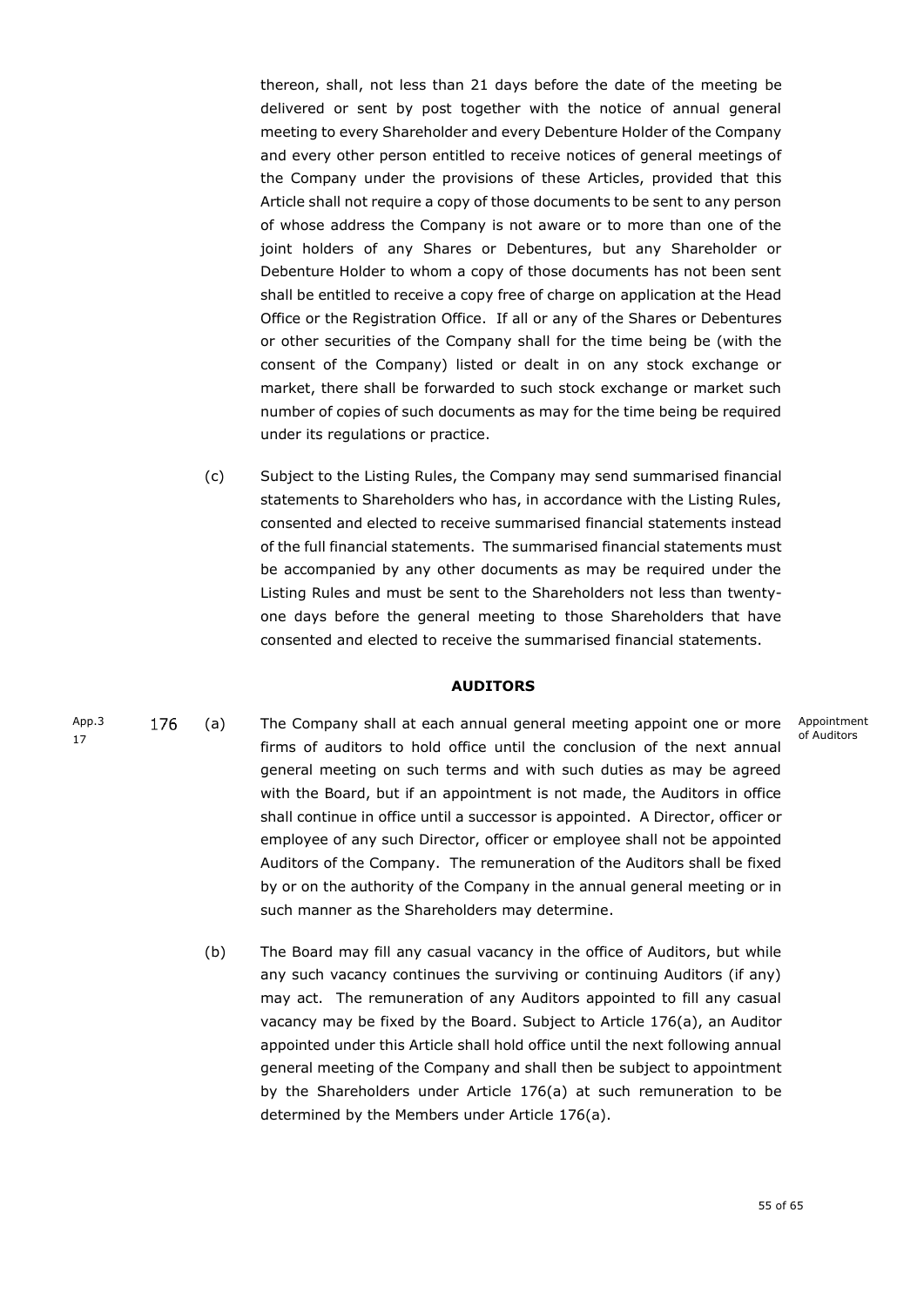thereon, shall, not less than 21 days before the date of the meeting be delivered or sent by post together with the notice of annual general meeting to every Shareholder and every Debenture Holder of the Company and every other person entitled to receive notices of general meetings of the Company under the provisions of these Articles, provided that this Article shall not require a copy of those documents to be sent to any person of whose address the Company is not aware or to more than one of the joint holders of any Shares or Debentures, but any Shareholder or Debenture Holder to whom a copy of those documents has not been sent shall be entitled to receive a copy free of charge on application at the Head Office or the Registration Office. If all or any of the Shares or Debentures or other securities of the Company shall for the time being be (with the consent of the Company) listed or dealt in on any stock exchange or market, there shall be forwarded to such stock exchange or market such number of copies of such documents as may for the time being be required under its regulations or practice.

(c) Subject to the Listing Rules, the Company may send summarised financial statements to Shareholders who has, in accordance with the Listing Rules, consented and elected to receive summarised financial statements instead of the full financial statements. The summarised financial statements must be accompanied by any other documents as may be required under the Listing Rules and must be sent to the Shareholders not less than twenty-one days before the general meeting to those Shareholders that have consented and elected to receive the summarised financial statements.

## AUDITORS

App.3 17

**176** (a) *Appointment of Auditors* The Company shall at each annual general meeting appoint one or more firms of auditors to hold office until the conclusion of the next annual general meeting on such terms and with such duties as may be agreed with the Board, but if an appointment is not made, the Auditors in office shall continue in office until a successor is appointed. A Director, officer or employee of any such Director, officer or employee shall not be appointed Auditors of the Company. The remuneration of the Auditors shall be fixed by or on the authority of the Company in the annual general meeting or in such manner as the Shareholders may determine.

(b) The Board may fill any casual vacancy in the office of Auditors, but while any such vacancy continues the surviving or continuing Auditors (if any) may act. The remuneration of any Auditors appointed to fill any casual vacancy may be fixed by the Board. Subject to Article 176(a), an Auditor appointed under this Article shall hold office until the next following annual general meeting of the Company and shall then be subject to appointment by the Shareholders under Article 176(a) at such remuneration to be determined by the Members under Article 176(a).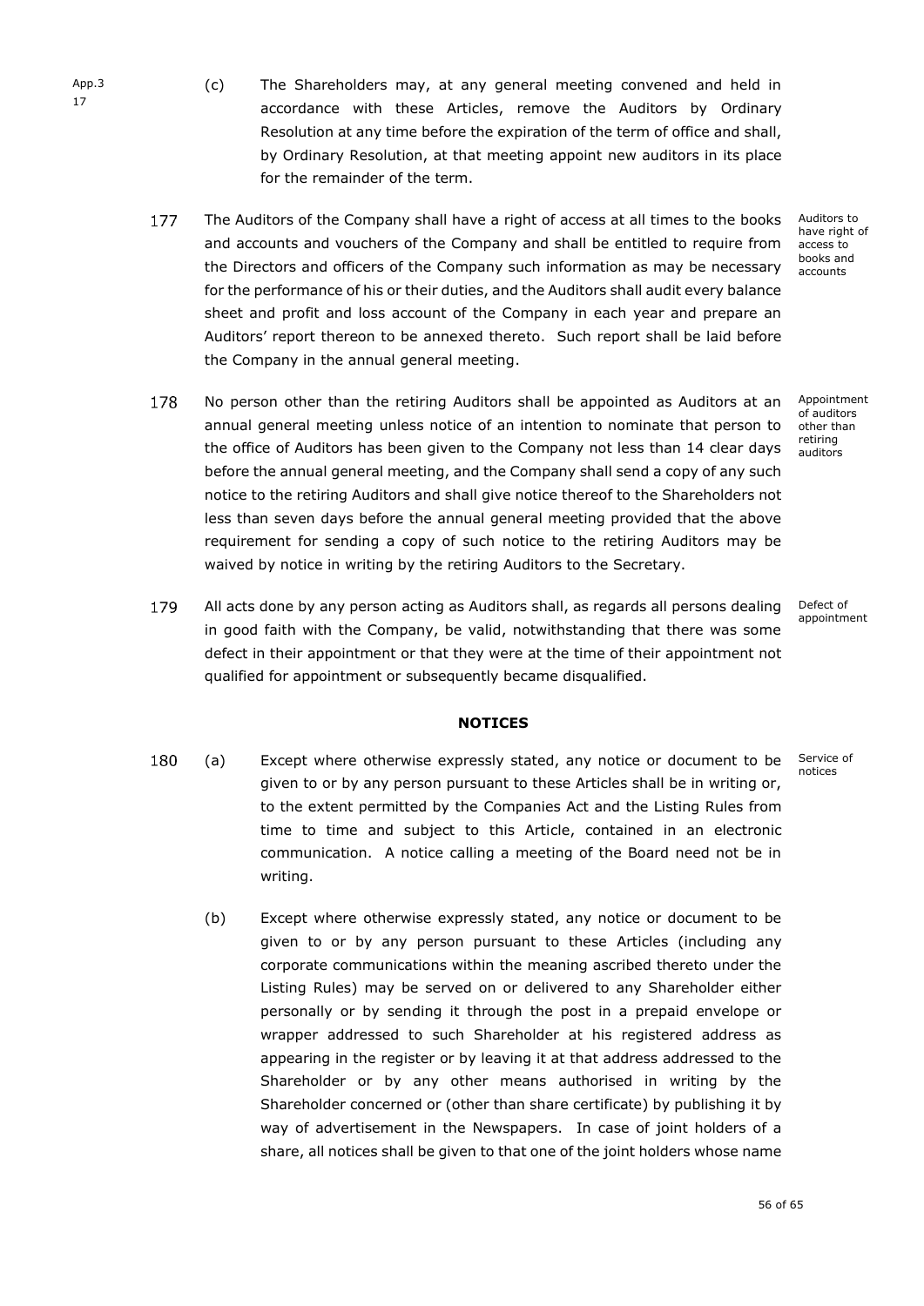App.3 17

(c) The Shareholders may, at any general meeting convened and held in accordance with these Articles, remove the Auditors by Ordinary Resolution at any time before the expiration of the term of office and shall, by Ordinary Resolution, at that meeting appoint new auditors in its place for the remainder of the term.

177 The Auditors of the Company shall have a right of access at all times to the books and accounts and vouchers of the Company and shall be entitled to require from the Directors and officers of the Company such information as may be necessary for the performance of his or their duties, and the Auditors shall audit every balance sheet and profit and loss account of the Company in each year and prepare an Auditors' report thereon to be annexed thereto. Such report shall be laid before the Company in the annual general meeting.

Auditors to have right of access to books and accounts

178 No person other than the retiring Auditors shall be appointed as Auditors at an annual general meeting unless notice of an intention to nominate that person to the office of Auditors has been given to the Company not less than 14 clear days before the annual general meeting, and the Company shall send a copy of any such notice to the retiring Auditors and shall give notice thereof to the Shareholders not less than seven days before the annual general meeting provided that the above requirement for sending a copy of such notice to the retiring Auditors may be waived by notice in writing by the retiring Auditors to the Secretary.

Appointment of auditors other than retiring auditors

179 All acts done by any person acting as Auditors shall, as regards all persons dealing in good faith with the Company, be valid, notwithstanding that there was some defect in their appointment or that they were at the time of their appointment not qualified for appointment or subsequently became disqualified.

Defect of appointment

## NOTICES

180 (a) Except where otherwise expressly stated, any notice or document to be given to or by any person pursuant to these Articles shall be in writing or, to the extent permitted by the Companies Act and the Listing Rules from time to time and subject to this Article, contained in an electronic communication. A notice calling a meeting of the Board need not be in writing.

Service of notices

(b) Except where otherwise expressly stated, any notice or document to be given to or by any person pursuant to these Articles (including any corporate communications within the meaning ascribed thereto under the Listing Rules) may be served on or delivered to any Shareholder either personally or by sending it through the post in a prepaid envelope or wrapper addressed to such Shareholder at his registered address as appearing in the register or by leaving it at that address addressed to the Shareholder or by any other means authorised in writing by the Shareholder concerned or (other than share certificate) by publishing it by way of advertisement in the Newspapers. In case of joint holders of a share, all notices shall be given to that one of the joint holders whose name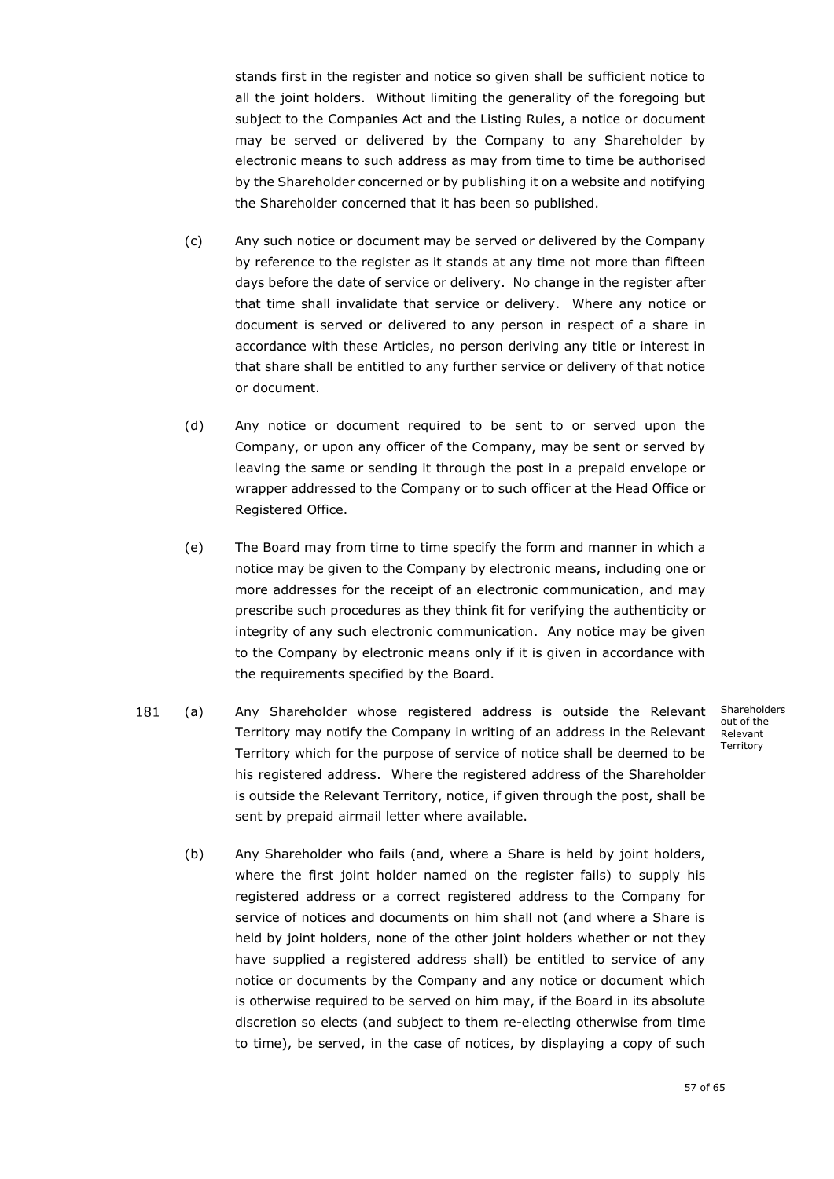stands first in the register and notice so given shall be sufficient notice to all the joint holders. Without limiting the generality of the foregoing but subject to the Companies Act and the Listing Rules, a notice or document may be served or delivered by the Company to any Shareholder by electronic means to such address as may from time to time be authorised by the Shareholder concerned or by publishing it on a website and notifying the Shareholder concerned that it has been so published.

(c) Any such notice or document may be served or delivered by the Company by reference to the register as it stands at any time not more than fifteen days before the date of service or delivery. No change in the register after that time shall invalidate that service or delivery. Where any notice or document is served or delivered to any person in respect of a share in accordance with these Articles, no person deriving any title or interest in that share shall be entitled to any further service or delivery of that notice or document.

(d) Any notice or document required to be sent to or served upon the Company, or upon any officer of the Company, may be sent or served by leaving the same or sending it through the post in a prepaid envelope or wrapper addressed to the Company or to such officer at the Head Office or Registered Office.

(e) The Board may from time to time specify the form and manner in which a notice may be given to the Company by electronic means, including one or more addresses for the receipt of an electronic communication, and may prescribe such procedures as they think fit for verifying the authenticity or integrity of any such electronic communication. Any notice may be given to the Company by electronic means only if it is given in accordance with the requirements specified by the Board.

181 (a) Any Shareholder whose registered address is outside the Relevant Territory may notify the Company in writing of an address in the Relevant Territory which for the purpose of service of notice shall be deemed to be his registered address. Where the registered address of the Shareholder is outside the Relevant Territory, notice, if given through the post, shall be sent by prepaid airmail letter where available.

*Shareholders out of the Relevant Territory*

(b) Any Shareholder who fails (and, where a Share is held by joint holders, where the first joint holder named on the register fails) to supply his registered address or a correct registered address to the Company for service of notices and documents on him shall not (and where a Share is held by joint holders, none of the other joint holders whether or not they have supplied a registered address shall) be entitled to service of any notice or documents by the Company and any notice or document which is otherwise required to be served on him may, if the Board in its absolute discretion so elects (and subject to them re-electing otherwise from time to time), be served, in the case of notices, by displaying a copy of such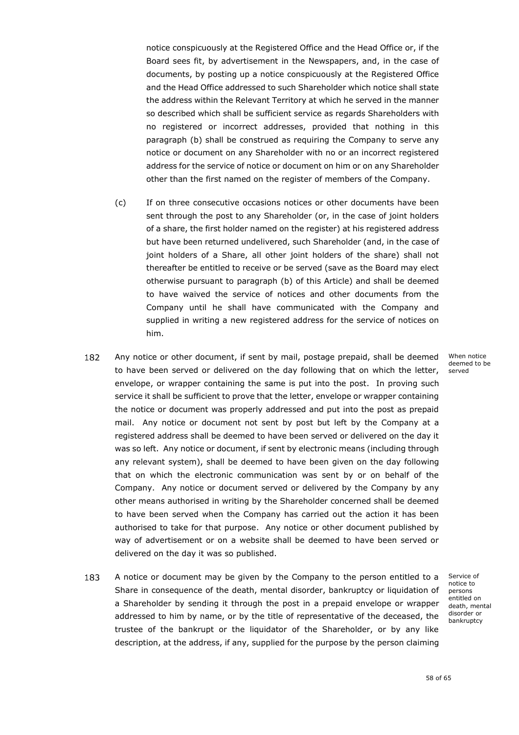notice conspicuously at the Registered Office and the Head Office or, if the Board sees fit, by advertisement in the Newspapers, and, in the case of documents, by posting up a notice conspicuously at the Registered Office and the Head Office addressed to such Shareholder which notice shall state the address within the Relevant Territory at which he served in the manner so described which shall be sufficient service as regards Shareholders with no registered or incorrect addresses, provided that nothing in this paragraph (b) shall be construed as requiring the Company to serve any notice or document on any Shareholder with no or an incorrect registered address for the service of notice or document on him or on any Shareholder other than the first named on the register of members of the Company.

(c) If on three consecutive occasions notices or other documents have been sent through the post to any Shareholder (or, in the case of joint holders of a share, the first holder named on the register) at his registered address but have been returned undelivered, such Shareholder (and, in the case of joint holders of a Share, all other joint holders of the share) shall not thereafter be entitled to receive or be served (save as the Board may elect otherwise pursuant to paragraph (b) of this Article) and shall be deemed to have waived the service of notices and other documents from the Company until he shall have communicated with the Company and supplied in writing a new registered address for the service of notices on him.

182 Any notice or other document, if sent by mail, postage prepaid, shall be deemed to have been served or delivered on the day following that on which the letter, envelope, or wrapper containing the same is put into the post. In proving such service it shall be sufficient to prove that the letter, envelope or wrapper containing the notice or document was properly addressed and put into the post as prepaid mail. Any notice or document not sent by post but left by the Company at a registered address shall be deemed to have been served or delivered on the day it was so left. Any notice or document, if sent by electronic means (including through any relevant system), shall be deemed to have been given on the day following that on which the electronic communication was sent by or on behalf of the Company. Any notice or document served or delivered by the Company by any other means authorised in writing by the Shareholder concerned shall be deemed to have been served when the Company has carried out the action it has been authorised to take for that purpose. Any notice or other document published by way of advertisement or on a website shall be deemed to have been served or delivered on the day it was so published.

*When notice deemed to be served*

183 A notice or document may be given by the Company to the person entitled to a Share in consequence of the death, mental disorder, bankruptcy or liquidation of a Shareholder by sending it through the post in a prepaid envelope or wrapper addressed to him by name, or by the title of representative of the deceased, the trustee of the bankrupt or the liquidator of the Shareholder, or by any like description, at the address, if any, supplied for the purpose by the person claiming

*Service of notice to persons entitled on death, mental disorder or bankruptcy*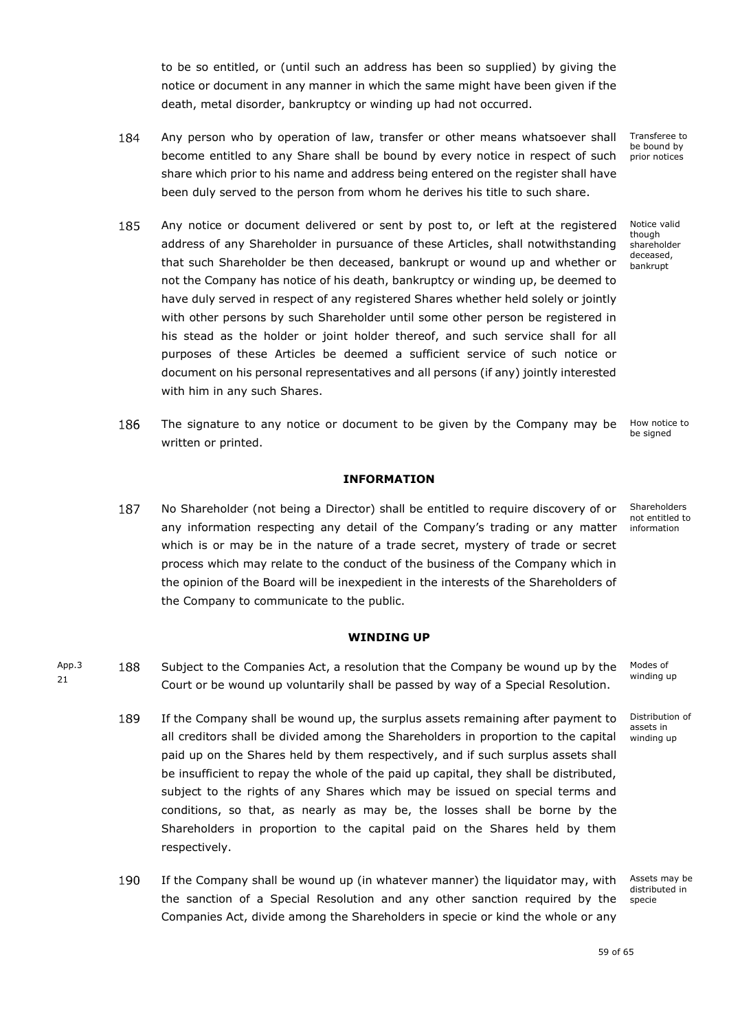to be so entitled, or (until such an address has been so supplied) by giving the notice or document in any manner in which the same might have been given if the death, metal disorder, bankruptcy or winding up had not occurred.

184 Any person who by operation of law, transfer or other means whatsoever shall become entitled to any Share shall be bound by every notice in respect of such share which prior to his name and address being entered on the register shall have been duly served to the person from whom he derives his title to such share.

*Transferee to be bound by prior notices*

185 Any notice or document delivered or sent by post to, or left at the registered address of any Shareholder in pursuance of these Articles, shall notwithstanding that such Shareholder be then deceased, bankrupt or wound up and whether or not the Company has notice of his death, bankruptcy or winding up, be deemed to have duly served in respect of any registered Shares whether held solely or jointly with other persons by such Shareholder until some other person be registered in his stead as the holder or joint holder thereof, and such service shall for all purposes of these Articles be deemed a sufficient service of such notice or document on his personal representatives and all persons (if any) jointly interested with him in any such Shares.

*Notice valid though shareholder deceased, bankrupt*

186 The signature to any notice or document to be given by the Company may be written or printed.

*How notice to be signed*

## INFORMATION

187 No Shareholder (not being a Director) shall be entitled to require discovery of or any information respecting any detail of the Company's trading or any matter which is or may be in the nature of a trade secret, mystery of trade or secret process which may relate to the conduct of the business of the Company which in the opinion of the Board will be inexpedient in the interests of the Shareholders of the Company to communicate to the public.

*Shareholders not entitled to information*

## WINDING UP

App.3 21

188 Subject to the Companies Act, a resolution that the Company be wound up by the Court or be wound up voluntarily shall be passed by way of a Special Resolution.

*Modes of winding up*

189 If the Company shall be wound up, the surplus assets remaining after payment to all creditors shall be divided among the Shareholders in proportion to the capital paid up on the Shares held by them respectively, and if such surplus assets shall be insufficient to repay the whole of the paid up capital, they shall be distributed, subject to the rights of any Shares which may be issued on special terms and conditions, so that, as nearly as may be, the losses shall be borne by the Shareholders in proportion to the capital paid on the Shares held by them respectively.

*Distribution of assets in winding up*

190 If the Company shall be wound up (in whatever manner) the liquidator may, with the sanction of a Special Resolution and any other sanction required by the Companies Act, divide among the Shareholders in specie or kind the whole or any

*Assets may be distributed in specie*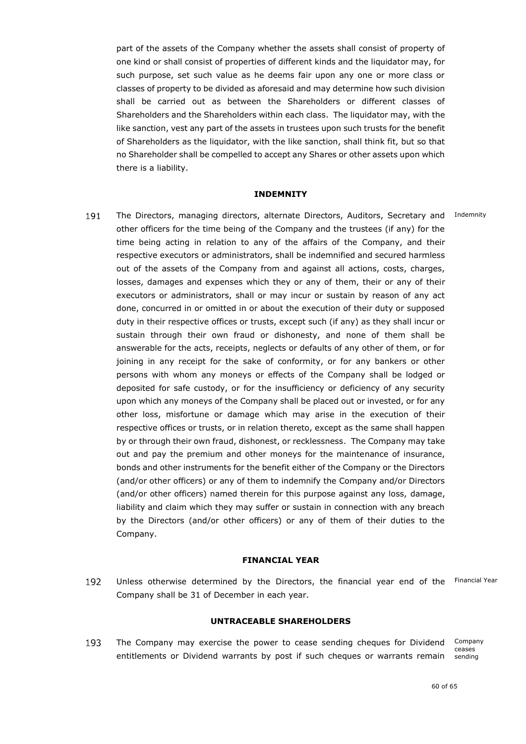part of the assets of the Company whether the assets shall consist of property of one kind or shall consist of properties of different kinds and the liquidator may, for such purpose, set such value as he deems fair upon any one or more class or classes of property to be divided as aforesaid and may determine how such division shall be carried out as between the Shareholders or different classes of Shareholders and the Shareholders within each class. The liquidator may, with the like sanction, vest any part of the assets in trustees upon such trusts for the benefit of Shareholders as the liquidator, with the like sanction, shall think fit, but so that no Shareholder shall be compelled to accept any Shares or other assets upon which there is a liability.

## INDEMNITY

191 The Directors, managing directors, alternate Directors, Auditors, Secretary and other officers for the time being of the Company and the trustees (if any) for the time being acting in relation to any of the affairs of the Company, and their respective executors or administrators, shall be indemnified and secured harmless out of the assets of the Company from and against all actions, costs, charges, losses, damages and expenses which they or any of them, their or any of their executors or administrators, shall or may incur or sustain by reason of any act done, concurred in or omitted in or about the execution of their duty or supposed duty in their respective offices or trusts, except such (if any) as they shall incur or sustain through their own fraud or dishonesty, and none of them shall be answerable for the acts, receipts, neglects or defaults of any other of them, or for joining in any receipt for the sake of conformity, or for any bankers or other persons with whom any moneys or effects of the Company shall be lodged or deposited for safe custody, or for the insufficiency or deficiency of any security upon which any moneys of the Company shall be placed out or invested, or for any other loss, misfortune or damage which may arise in the execution of their respective offices or trusts, or in relation thereto, except as the same shall happen by or through their own fraud, dishonest, or recklessness. The Company may take out and pay the premium and other moneys for the maintenance of insurance, bonds and other instruments for the benefit either of the Company or the Directors (and/or other officers) or any of them to indemnify the Company and/or Directors (and/or other officers) named therein for this purpose against any loss, damage, liability and claim which they may suffer or sustain in connection with any breach by the Directors (and/or other officers) or any of them of their duties to the Company.

Indemnity

## FINANCIAL YEAR

192 Unless otherwise determined by the Directors, the financial year end of the Company shall be 31 of December in each year.

Financial Year

## UNTRACEABLE SHAREHOLDERS

193 The Company may exercise the power to cease sending cheques for Dividend entitlements or Dividend warrants by post if such cheques or warrants remain

Company ceases sending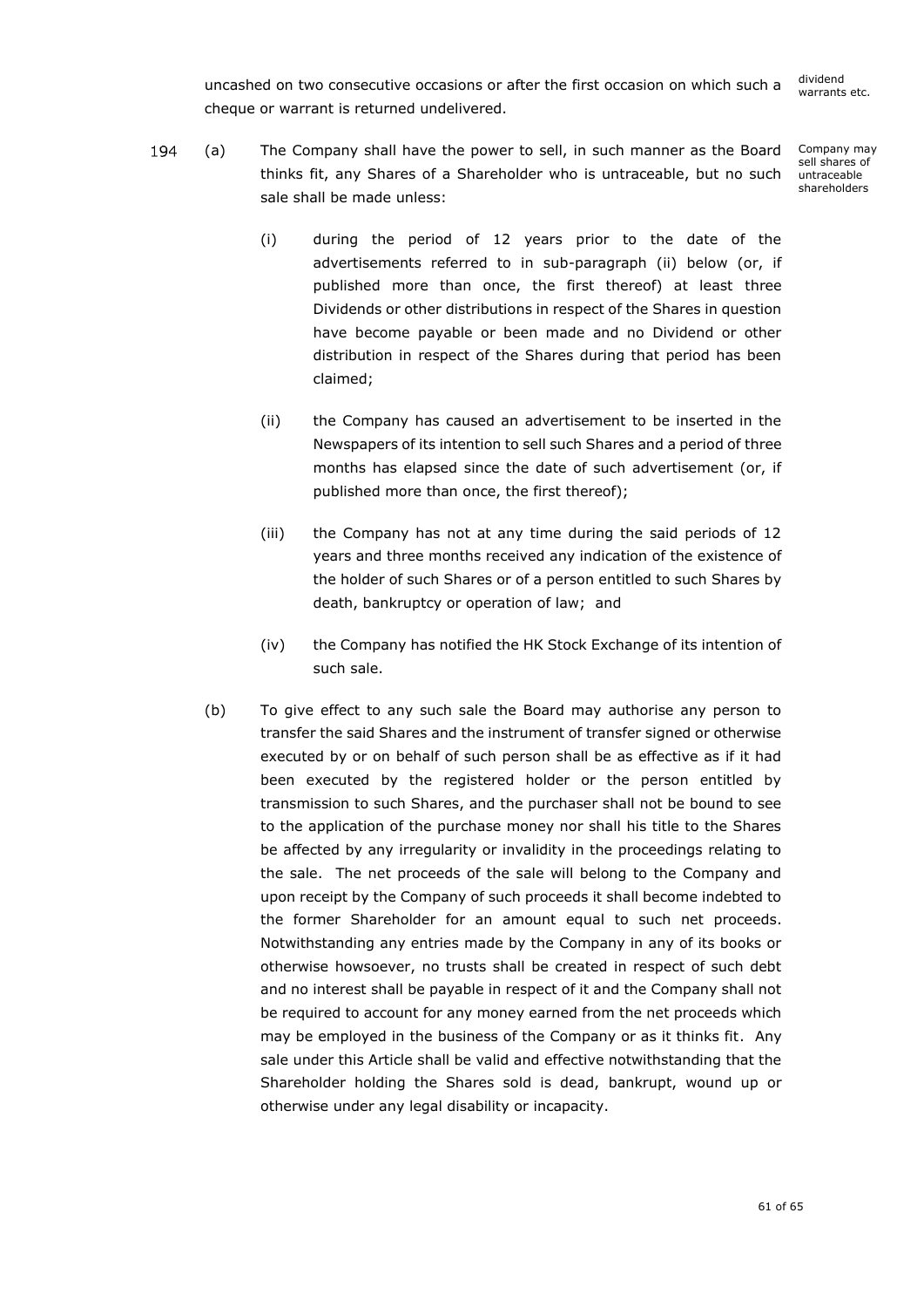uncashed on two consecutive occasions or after the first occasion on which such a cheque or warrant is returned undelivered.

dividend warrants etc.

194 (a) The Company shall have the power to sell, in such manner as the Board thinks fit, any Shares of a Shareholder who is untraceable, but no such sale shall be made unless:

Company may sell shares of untraceable shareholders

(i) during the period of 12 years prior to the date of the advertisements referred to in sub-paragraph (ii) below (or, if published more than once, the first thereof) at least three Dividends or other distributions in respect of the Shares in question have become payable or been made and no Dividend or other distribution in respect of the Shares during that period has been claimed;

(ii) the Company has caused an advertisement to be inserted in the Newspapers of its intention to sell such Shares and a period of three months has elapsed since the date of such advertisement (or, if published more than once, the first thereof);

(iii) the Company has not at any time during the said periods of 12 years and three months received any indication of the existence of the holder of such Shares or of a person entitled to such Shares by death, bankruptcy or operation of law; and

(iv) the Company has notified the HK Stock Exchange of its intention of such sale.

(b) To give effect to any such sale the Board may authorise any person to transfer the said Shares and the instrument of transfer signed or otherwise executed by or on behalf of such person shall be as effective as if it had been executed by the registered holder or the person entitled by transmission to such Shares, and the purchaser shall not be bound to see to the application of the purchase money nor shall his title to the Shares be affected by any irregularity or invalidity in the proceedings relating to the sale. The net proceeds of the sale will belong to the Company and upon receipt by the Company of such proceeds it shall become indebted to the former Shareholder for an amount equal to such net proceeds. Notwithstanding any entries made by the Company in any of its books or otherwise howsoever, no trusts shall be created in respect of such debt and no interest shall be payable in respect of it and the Company shall not be required to account for any money earned from the net proceeds which may be employed in the business of the Company or as it thinks fit. Any sale under this Article shall be valid and effective notwithstanding that the Shareholder holding the Shares sold is dead, bankrupt, wound up or otherwise under any legal disability or incapacity.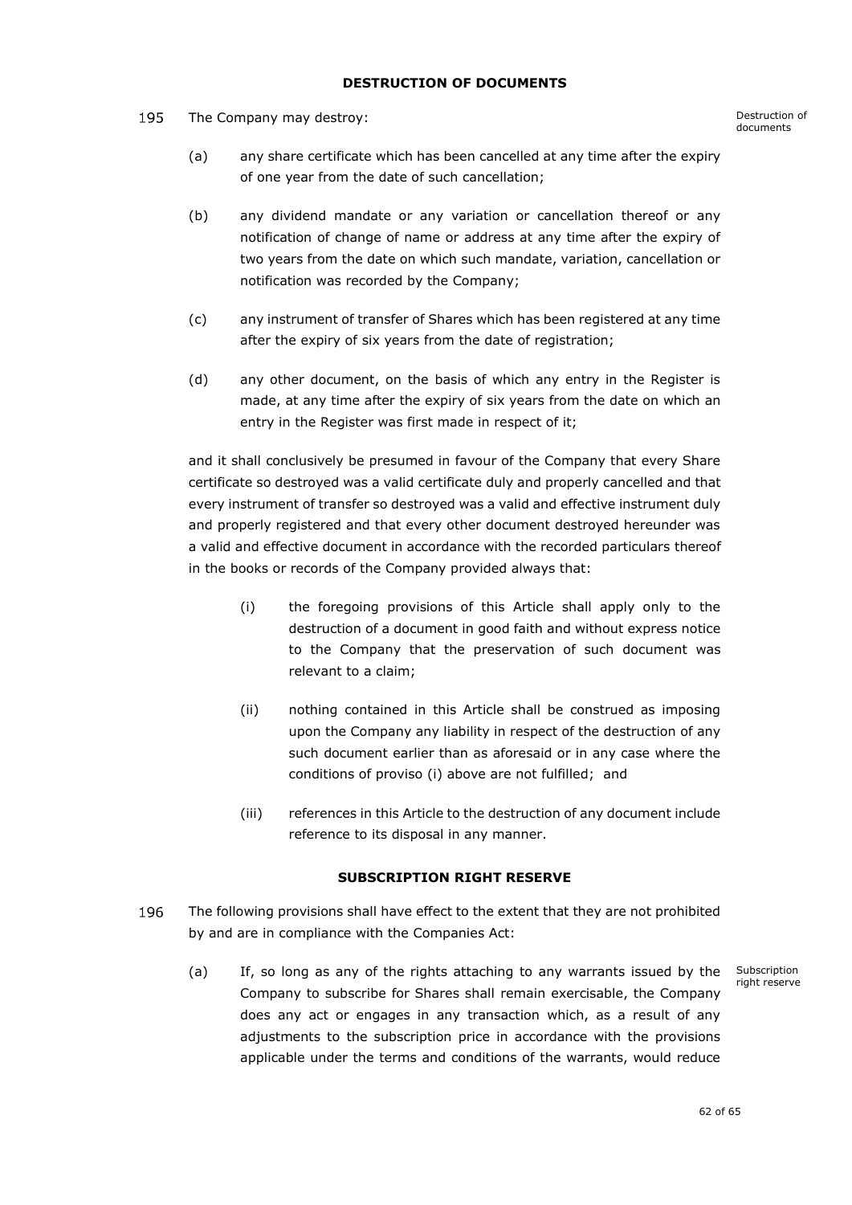## DESTRUCTION OF DOCUMENTS

195 The Company may destroy: Destruction of documents

(a) any share certificate which has been cancelled at any time after the expiry of one year from the date of such cancellation;

(b) any dividend mandate or any variation or cancellation thereof or any notification of change of name or address at any time after the expiry of two years from the date on which such mandate, variation, cancellation or notification was recorded by the Company;

(c) any instrument of transfer of Shares which has been registered at any time after the expiry of six years from the date of registration;

(d) any other document, on the basis of which any entry in the Register is made, at any time after the expiry of six years from the date on which an entry in the Register was first made in respect of it;

and it shall conclusively be presumed in favour of the Company that every Share certificate so destroyed was a valid certificate duly and properly cancelled and that every instrument of transfer so destroyed was a valid and effective instrument duly and properly registered and that every other document destroyed hereunder was a valid and effective document in accordance with the recorded particulars thereof in the books or records of the Company provided always that:

(i) the foregoing provisions of this Article shall apply only to the destruction of a document in good faith and without express notice to the Company that the preservation of such document was relevant to a claim;

(ii) nothing contained in this Article shall be construed as imposing upon the Company any liability in respect of the destruction of any such document earlier than as aforesaid or in any case where the conditions of proviso (i) above are not fulfilled; and

(iii) references in this Article to the destruction of any document include reference to its disposal in any manner.

## SUBSCRIPTION RIGHT RESERVE

196 The following provisions shall have effect to the extent that they are not prohibited by and are in compliance with the Companies Act:

(a) If, so long as any of the rights attaching to any warrants issued by the Company to subscribe for Shares shall remain exercisable, the Company does any act or engages in any transaction which, as a result of any adjustments to the subscription price in accordance with the provisions applicable under the terms and conditions of the warrants, would reduce Subscription right reserve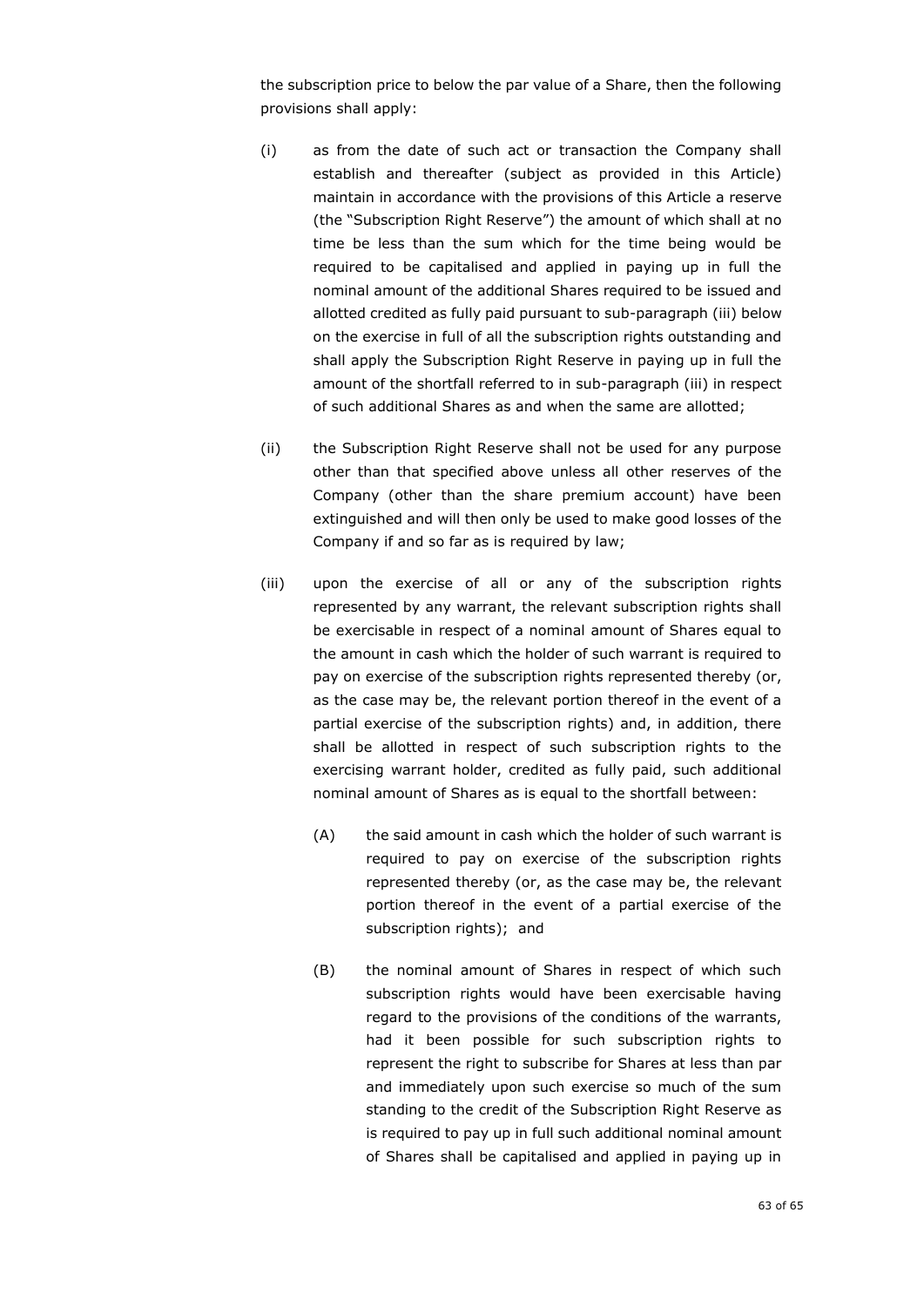the subscription price to below the par value of a Share, then the following provisions shall apply:

(i) as from the date of such act or transaction the Company shall establish and thereafter (subject as provided in this Article) maintain in accordance with the provisions of this Article a reserve (the "Subscription Right Reserve") the amount of which shall at no time be less than the sum which for the time being would be required to be capitalised and applied in paying up in full the nominal amount of the additional Shares required to be issued and allotted credited as fully paid pursuant to sub-paragraph (iii) below on the exercise in full of all the subscription rights outstanding and shall apply the Subscription Right Reserve in paying up in full the amount of the shortfall referred to in sub-paragraph (iii) in respect of such additional Shares as and when the same are allotted;

(ii) the Subscription Right Reserve shall not be used for any purpose other than that specified above unless all other reserves of the Company (other than the share premium account) have been extinguished and will then only be used to make good losses of the Company if and so far as is required by law;

(iii) upon the exercise of all or any of the subscription rights represented by any warrant, the relevant subscription rights shall be exercisable in respect of a nominal amount of Shares equal to the amount in cash which the holder of such warrant is required to pay on exercise of the subscription rights represented thereby (or, as the case may be, the relevant portion thereof in the event of a partial exercise of the subscription rights) and, in addition, there shall be allotted in respect of such subscription rights to the exercising warrant holder, credited as fully paid, such additional nominal amount of Shares as is equal to the shortfall between:

   (A) the said amount in cash which the holder of such warrant is required to pay on exercise of the subscription rights represented thereby (or, as the case may be, the relevant portion thereof in the event of a partial exercise of the subscription rights); and

   (B) the nominal amount of Shares in respect of which such subscription rights would have been exercisable having regard to the provisions of the conditions of the warrants, had it been possible for such subscription rights to represent the right to subscribe for Shares at less than par and immediately upon such exercise so much of the sum standing to the credit of the Subscription Right Reserve as is required to pay up in full such additional nominal amount of Shares shall be capitalised and applied in paying up in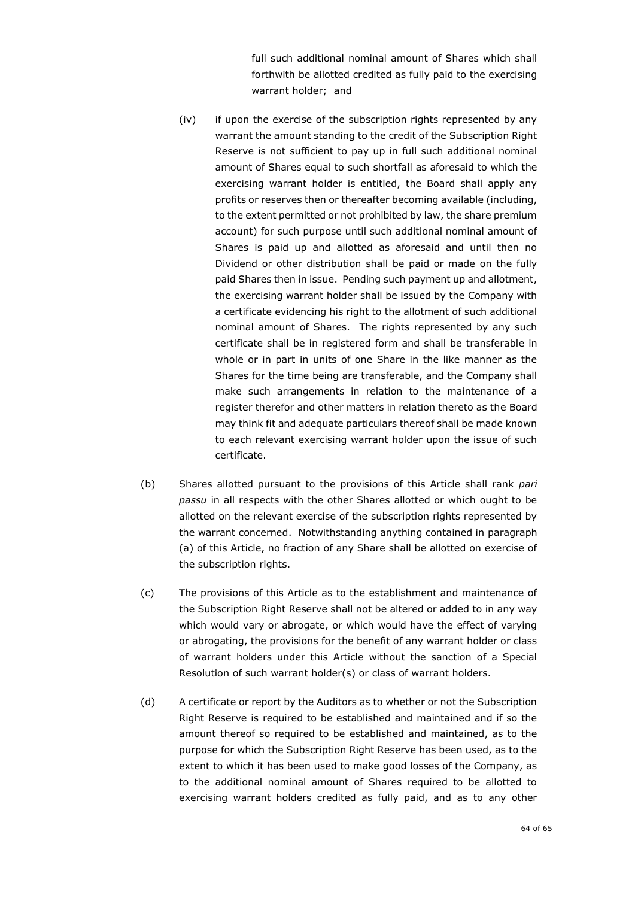full such additional nominal amount of Shares which shall forthwith be allotted credited as fully paid to the exercising warrant holder; and

(iv) if upon the exercise of the subscription rights represented by any warrant the amount standing to the credit of the Subscription Right Reserve is not sufficient to pay up in full such additional nominal amount of Shares equal to such shortfall as aforesaid to which the exercising warrant holder is entitled, the Board shall apply any profits or reserves then or thereafter becoming available (including, to the extent permitted or not prohibited by law, the share premium account) for such purpose until such additional nominal amount of Shares is paid up and allotted as aforesaid and until then no Dividend or other distribution shall be paid or made on the fully paid Shares then in issue. Pending such payment up and allotment, the exercising warrant holder shall be issued by the Company with a certificate evidencing his right to the allotment of such additional nominal amount of Shares. The rights represented by any such certificate shall be in registered form and shall be transferable in whole or in part in units of one Share in the like manner as the Shares for the time being are transferable, and the Company shall make such arrangements in relation to the maintenance of a register therefor and other matters in relation thereto as the Board may think fit and adequate particulars thereof shall be made known to each relevant exercising warrant holder upon the issue of such certificate.

(b) Shares allotted pursuant to the provisions of this Article shall rank *pari passu* in all respects with the other Shares allotted or which ought to be allotted on the relevant exercise of the subscription rights represented by the warrant concerned. Notwithstanding anything contained in paragraph (a) of this Article, no fraction of any Share shall be allotted on exercise of the subscription rights.

(c) The provisions of this Article as to the establishment and maintenance of the Subscription Right Reserve shall not be altered or added to in any way which would vary or abrogate, or which would have the effect of varying or abrogating, the provisions for the benefit of any warrant holder or class of warrant holders under this Article without the sanction of a Special Resolution of such warrant holder(s) or class of warrant holders.

(d) A certificate or report by the Auditors as to whether or not the Subscription Right Reserve is required to be established and maintained and if so the amount thereof so required to be established and maintained, as to the purpose for which the Subscription Right Reserve has been used, as to the extent to which it has been used to make good losses of the Company, as to the additional nominal amount of Shares required to be allotted to exercising warrant holders credited as fully paid, and as to any other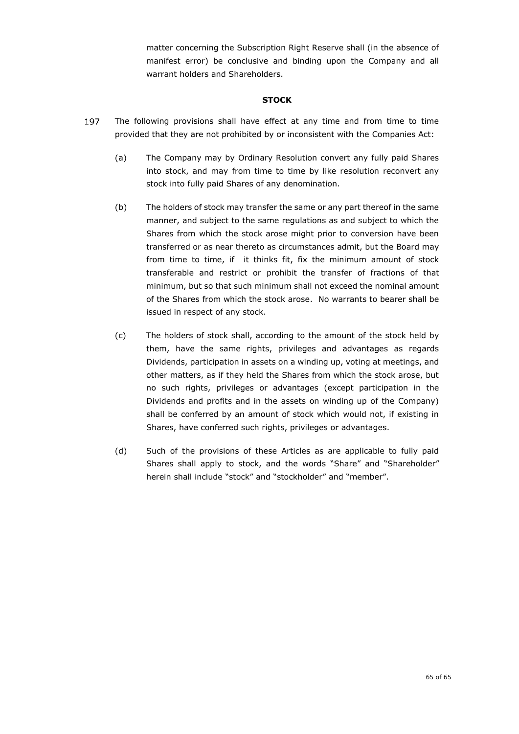matter concerning the Subscription Right Reserve shall (in the absence of manifest error) be conclusive and binding upon the Company and all warrant holders and Shareholders.

## STOCK

197 The following provisions shall have effect at any time and from time to time provided that they are not prohibited by or inconsistent with the Companies Act:

(a) The Company may by Ordinary Resolution convert any fully paid Shares into stock, and may from time to time by like resolution reconvert any stock into fully paid Shares of any denomination.

(b) The holders of stock may transfer the same or any part thereof in the same manner, and subject to the same regulations as and subject to which the Shares from which the stock arose might prior to conversion have been transferred or as near thereto as circumstances admit, but the Board may from time to time, if it thinks fit, fix the minimum amount of stock transferable and restrict or prohibit the transfer of fractions of that minimum, but so that such minimum shall not exceed the nominal amount of the Shares from which the stock arose. No warrants to bearer shall be issued in respect of any stock.

(c) The holders of stock shall, according to the amount of the stock held by them, have the same rights, privileges and advantages as regards Dividends, participation in assets on a winding up, voting at meetings, and other matters, as if they held the Shares from which the stock arose, but no such rights, privileges or advantages (except participation in the Dividends and profits and in the assets on winding up of the Company) shall be conferred by an amount of stock which would not, if existing in Shares, have conferred such rights, privileges or advantages.

(d) Such of the provisions of these Articles as are applicable to fully paid Shares shall apply to stock, and the words "Share" and "Shareholder" herein shall include "stock" and "stockholder" and "member".